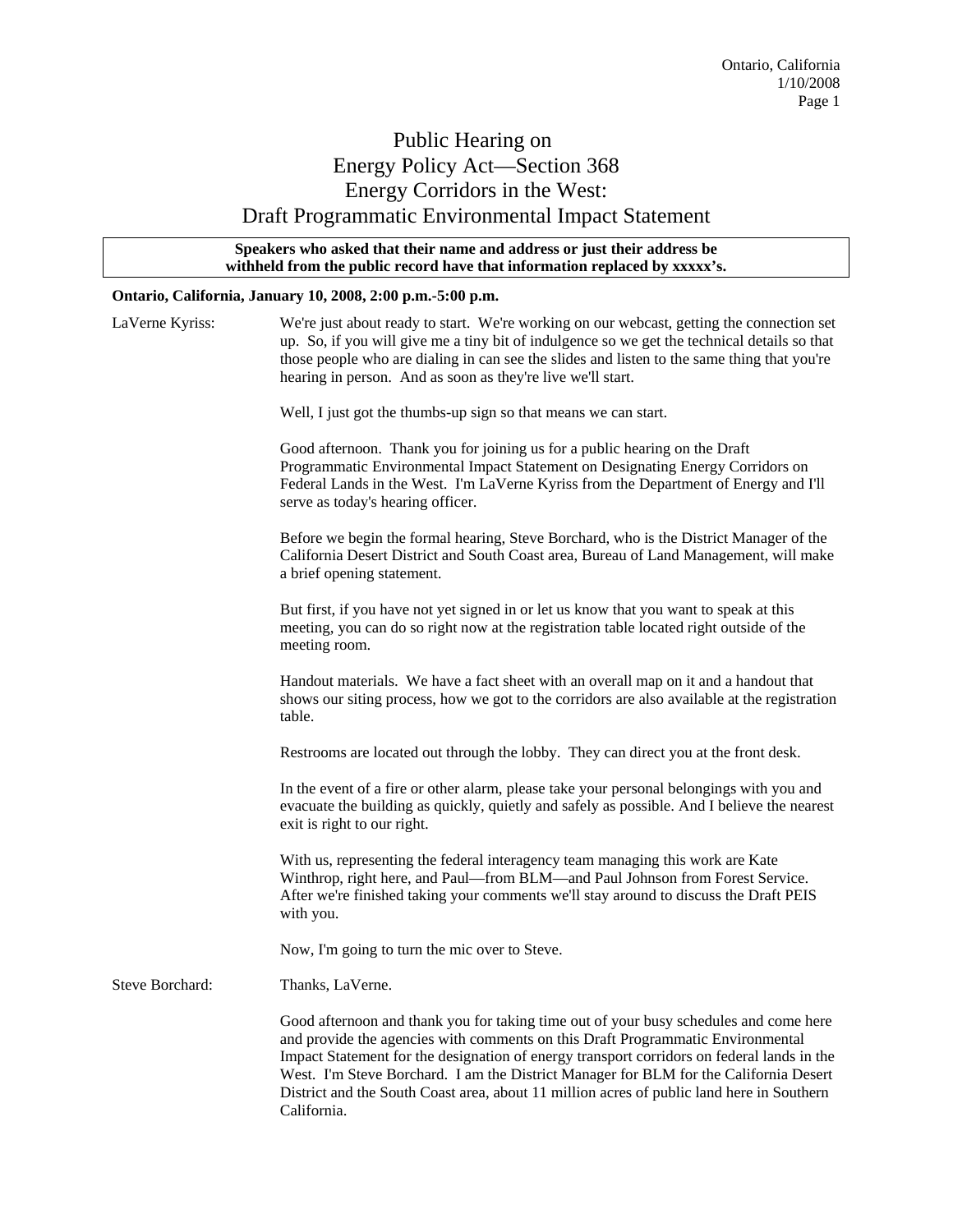# Public Hearing on Energy Policy Act—Section 368 Energy Corridors in the West: Draft Programmatic Environmental Impact Statement

**Speakers who asked that their name and address or just their address be withheld from the public record have that information replaced by xxxxx's.**

**Ontario, California, January 10, 2008, 2:00 p.m.-5:00 p.m.**

LaVerne Kyriss: We're just about ready to start. We're working on our webcast, getting the connection set up. So, if you will give me a tiny bit of indulgence so we get the technical details so that those people who are dialing in can see the slides and listen to the same thing that you're hearing in person. And as soon as they're live we'll start.

Well, I just got the thumbs-up sign so that means we can start.

Good afternoon. Thank you for joining us for a public hearing on the Draft Programmatic Environmental Impact Statement on Designating Energy Corridors on Federal Lands in the West. I'm LaVerne Kyriss from the Department of Energy and I'll serve as today's hearing officer.

Before we begin the formal hearing, Steve Borchard, who is the District Manager of the California Desert District and South Coast area, Bureau of Land Management, will make a brief opening statement.

But first, if you have not yet signed in or let us know that you want to speak at this meeting, you can do so right now at the registration table located right outside of the meeting room.

Handout materials. We have a fact sheet with an overall map on it and a handout that shows our siting process, how we got to the corridors are also available at the registration table.

Restrooms are located out through the lobby. They can direct you at the front desk.

In the event of a fire or other alarm, please take your personal belongings with you and evacuate the building as quickly, quietly and safely as possible. And I believe the nearest exit is right to our right.

With us, representing the federal interagency team managing this work are Kate Winthrop, right here, and Paul—from BLM—and Paul Johnson from Forest Service. After we're finished taking your comments we'll stay around to discuss the Draft PEIS with you.

Now, I'm going to turn the mic over to Steve.

Steve Borchard: Thanks, LaVerne.

Good afternoon and thank you for taking time out of your busy schedules and come here and provide the agencies with comments on this Draft Programmatic Environmental Impact Statement for the designation of energy transport corridors on federal lands in the West. I'm Steve Borchard. I am the District Manager for BLM for the California Desert District and the South Coast area, about 11 million acres of public land here in Southern California.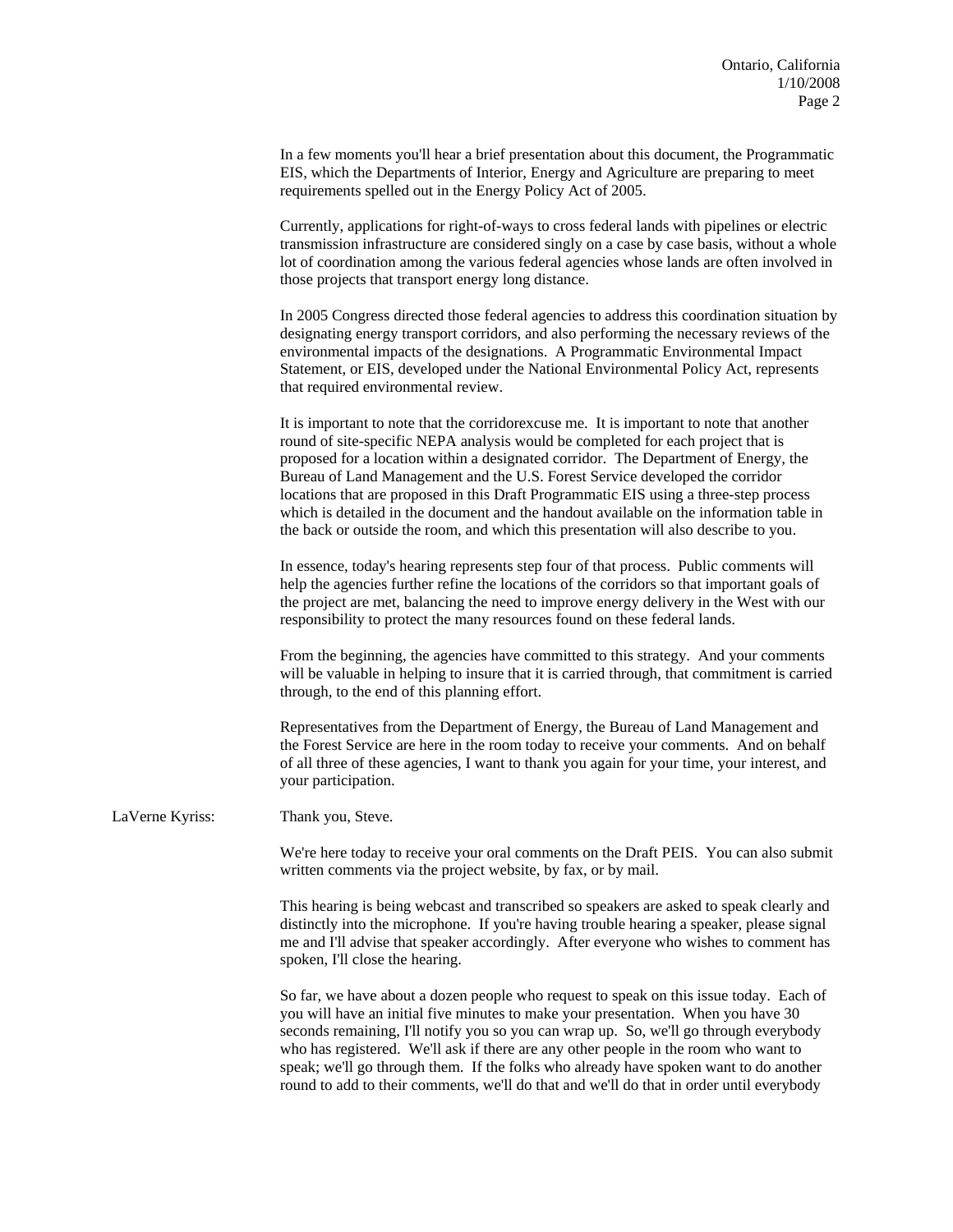In a few moments you'll hear a brief presentation about this document, the Programmatic EIS, which the Departments of Interior, Energy and Agriculture are preparing to meet requirements spelled out in the Energy Policy Act of 2005.

Currently, applications for right-of-ways to cross federal lands with pipelines or electric transmission infrastructure are considered singly on a case by case basis, without a whole lot of coordination among the various federal agencies whose lands are often involved in those projects that transport energy long distance.

In 2005 Congress directed those federal agencies to address this coordination situation by designating energy transport corridors, and also performing the necessary reviews of the environmental impacts of the designations. A Programmatic Environmental Impact Statement, or EIS, developed under the National Environmental Policy Act, represents that required environmental review.

It is important to note that the corridorexcuse me. It is important to note that another round of site-specific NEPA analysis would be completed for each project that is proposed for a location within a designated corridor. The Department of Energy, the Bureau of Land Management and the U.S. Forest Service developed the corridor locations that are proposed in this Draft Programmatic EIS using a three-step process which is detailed in the document and the handout available on the information table in the back or outside the room, and which this presentation will also describe to you.

In essence, today's hearing represents step four of that process. Public comments will help the agencies further refine the locations of the corridors so that important goals of the project are met, balancing the need to improve energy delivery in the West with our responsibility to protect the many resources found on these federal lands.

From the beginning, the agencies have committed to this strategy. And your comments will be valuable in helping to insure that it is carried through, that commitment is carried through, to the end of this planning effort.

Representatives from the Department of Energy, the Bureau of Land Management and the Forest Service are here in the room today to receive your comments. And on behalf of all three of these agencies, I want to thank you again for your time, your interest, and your participation.

LaVerne Kyriss: Thank you, Steve.

We're here today to receive your oral comments on the Draft PEIS. You can also submit written comments via the project website, by fax, or by mail.

This hearing is being webcast and transcribed so speakers are asked to speak clearly and distinctly into the microphone. If you're having trouble hearing a speaker, please signal me and I'll advise that speaker accordingly. After everyone who wishes to comment has spoken, I'll close the hearing.

So far, we have about a dozen people who request to speak on this issue today. Each of you will have an initial five minutes to make your presentation. When you have 30 seconds remaining, I'll notify you so you can wrap up. So, we'll go through everybody who has registered. We'll ask if there are any other people in the room who want to speak; we'll go through them. If the folks who already have spoken want to do another round to add to their comments, we'll do that and we'll do that in order until everybody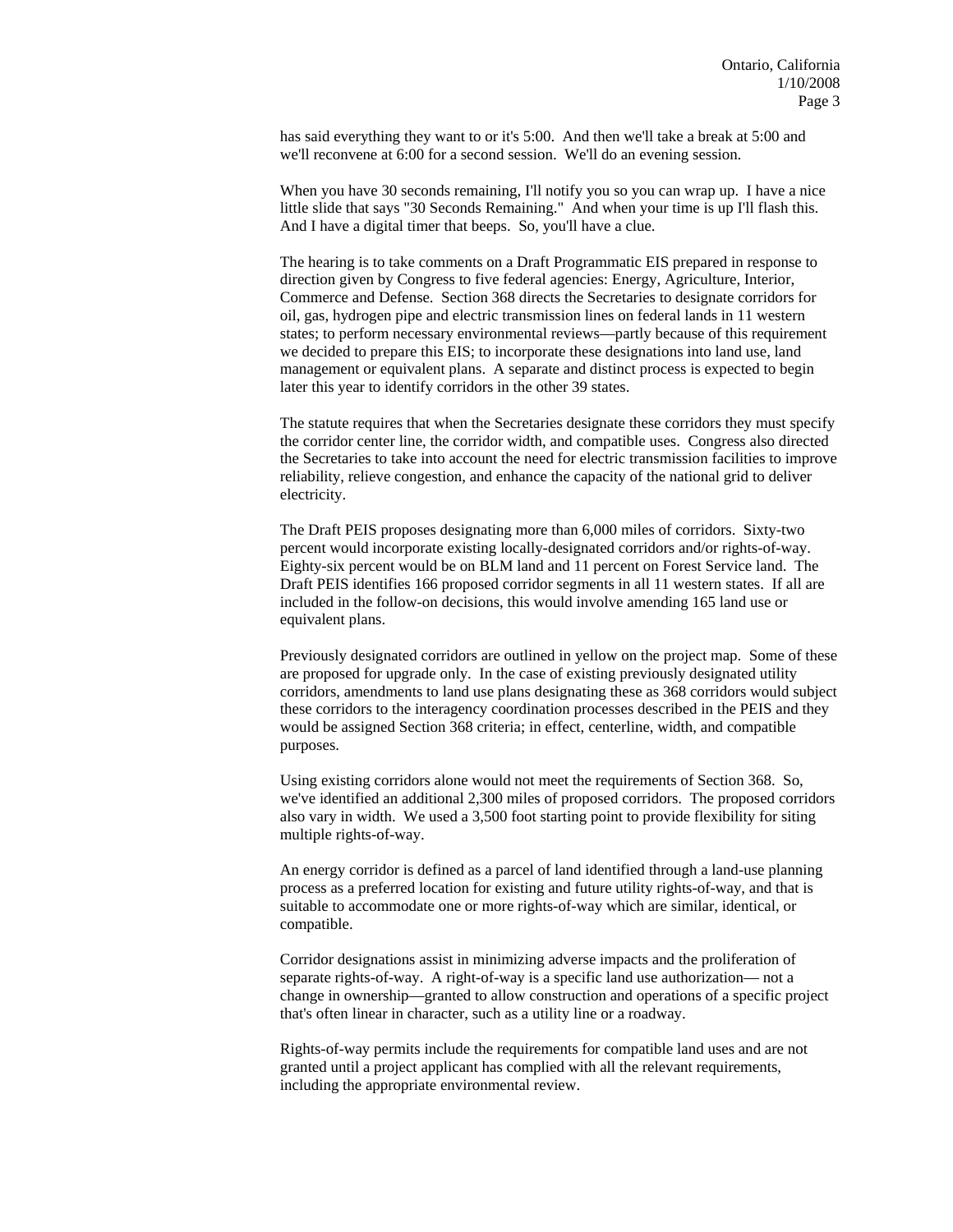has said everything they want to or it's 5:00. And then we'll take a break at 5:00 and we'll reconvene at 6:00 for a second session. We'll do an evening session.

When you have 30 seconds remaining, I'll notify you so you can wrap up. I have a nice little slide that says "30 Seconds Remaining." And when your time is up I'll flash this. And I have a digital timer that beeps. So, you'll have a clue.

The hearing is to take comments on a Draft Programmatic EIS prepared in response to direction given by Congress to five federal agencies: Energy, Agriculture, Interior, Commerce and Defense. Section 368 directs the Secretaries to designate corridors for oil, gas, hydrogen pipe and electric transmission lines on federal lands in 11 western states; to perform necessary environmental reviews—partly because of this requirement we decided to prepare this EIS; to incorporate these designations into land use, land management or equivalent plans. A separate and distinct process is expected to begin later this year to identify corridors in the other 39 states.

The statute requires that when the Secretaries designate these corridors they must specify the corridor center line, the corridor width, and compatible uses. Congress also directed the Secretaries to take into account the need for electric transmission facilities to improve reliability, relieve congestion, and enhance the capacity of the national grid to deliver electricity.

The Draft PEIS proposes designating more than 6,000 miles of corridors. Sixty-two percent would incorporate existing locally-designated corridors and/or rights-of-way. Eighty-six percent would be on BLM land and 11 percent on Forest Service land. The Draft PEIS identifies 166 proposed corridor segments in all 11 western states. If all are included in the follow-on decisions, this would involve amending 165 land use or equivalent plans.

Previously designated corridors are outlined in yellow on the project map. Some of these are proposed for upgrade only. In the case of existing previously designated utility corridors, amendments to land use plans designating these as 368 corridors would subject these corridors to the interagency coordination processes described in the PEIS and they would be assigned Section 368 criteria; in effect, centerline, width, and compatible purposes.

Using existing corridors alone would not meet the requirements of Section 368. So, we've identified an additional 2,300 miles of proposed corridors. The proposed corridors also vary in width. We used a 3,500 foot starting point to provide flexibility for siting multiple rights-of-way.

An energy corridor is defined as a parcel of land identified through a land-use planning process as a preferred location for existing and future utility rights-of-way, and that is suitable to accommodate one or more rights-of-way which are similar, identical, or compatible.

Corridor designations assist in minimizing adverse impacts and the proliferation of separate rights-of-way. A right-of-way is a specific land use authorization— not a change in ownership—granted to allow construction and operations of a specific project that's often linear in character, such as a utility line or a roadway.

Rights-of-way permits include the requirements for compatible land uses and are not granted until a project applicant has complied with all the relevant requirements, including the appropriate environmental review.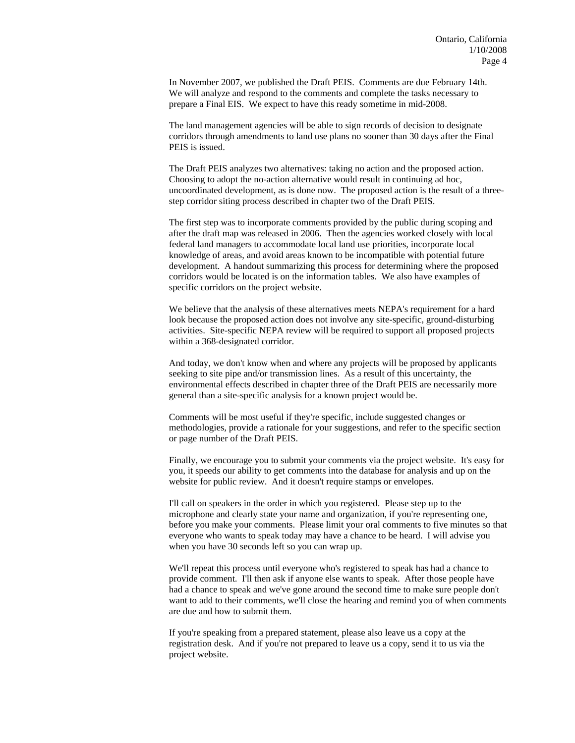In November 2007, we published the Draft PEIS. Comments are due February 14th. We will analyze and respond to the comments and complete the tasks necessary to prepare a Final EIS. We expect to have this ready sometime in mid-2008.

The land management agencies will be able to sign records of decision to designate corridors through amendments to land use plans no sooner than 30 days after the Final PEIS is issued.

The Draft PEIS analyzes two alternatives: taking no action and the proposed action. Choosing to adopt the no-action alternative would result in continuing ad hoc, uncoordinated development, as is done now. The proposed action is the result of a three-step corridor siting process described in chapter two of the Draft PEIS.

The first step was to incorporate comments provided by the public during scoping and after the draft map was released in 2006. Then the agencies worked closely with local federal land managers to accommodate local land use priorities, incorporate local knowledge of areas, and avoid areas known to be incompatible with potential future development. A handout summarizing this process for determining where the proposed corridors would be located is on the information tables. We also have examples of specific corridors on the project website.

We believe that the analysis of these alternatives meets NEPA's requirement for a hard look because the proposed action does not involve any site-specific, ground-disturbing activities. Site-specific NEPA review will be required to support all proposed projects within a 368-designated corridor.

And today, we don't know when and where any projects will be proposed by applicants seeking to site pipe and/or transmission lines. As a result of this uncertainty, the environmental effects described in chapter three of the Draft PEIS are necessarily more general than a site-specific analysis for a known project would be.

Comments will be most useful if they're specific, include suggested changes or methodologies, provide a rationale for your suggestions, and refer to the specific section or page number of the Draft PEIS.

Finally, we encourage you to submit your comments via the project website. It's easy for you, it speeds our ability to get comments into the database for analysis and up on the website for public review. And it doesn't require stamps or envelopes.

I'll call on speakers in the order in which you registered. Please step up to the microphone and clearly state your name and organization, if you're representing one, before you make your comments. Please limit your oral comments to five minutes so that everyone who wants to speak today may have a chance to be heard. I will advise you when you have 30 seconds left so you can wrap up.

We'll repeat this process until everyone who's registered to speak has had a chance to provide comment. I'll then ask if anyone else wants to speak. After those people have had a chance to speak and we've gone around the second time to make sure people don't want to add to their comments, we'll close the hearing and remind you of when comments are due and how to submit them.

If you're speaking from a prepared statement, please also leave us a copy at the registration desk. And if you're not prepared to leave us a copy, send it to us via the project website.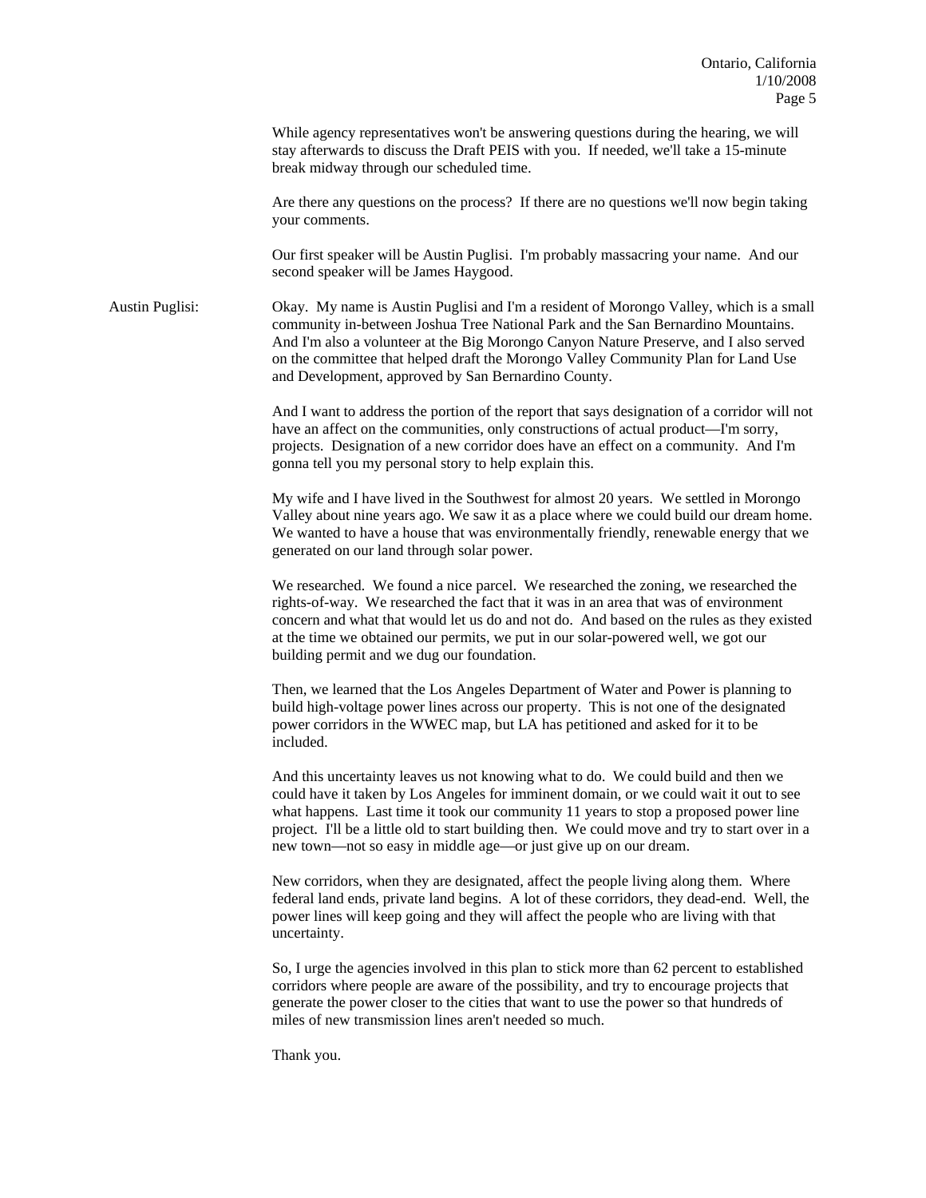While agency representatives won't be answering questions during the hearing, we will stay afterwards to discuss the Draft PEIS with you. If needed, we'll take a 15-minute break midway through our scheduled time.

Are there any questions on the process? If there are no questions we'll now begin taking your comments.

Our first speaker will be Austin Puglisi. I'm probably massacring your name. And our second speaker will be James Haygood.

Austin Puglisi: Okay. My name is Austin Puglisi and I'm a resident of Morongo Valley, which is a small community in-between Joshua Tree National Park and the San Bernardino Mountains. And I'm also a volunteer at the Big Morongo Canyon Nature Preserve, and I also served on the committee that helped draft the Morongo Valley Community Plan for Land Use and Development, approved by San Bernardino County.

And I want to address the portion of the report that says designation of a corridor will not have an affect on the communities, only constructions of actual product—I'm sorry, projects. Designation of a new corridor does have an effect on a community. And I'm gonna tell you my personal story to help explain this.

My wife and I have lived in the Southwest for almost 20 years. We settled in Morongo Valley about nine years ago. We saw it as a place where we could build our dream home. We wanted to have a house that was environmentally friendly, renewable energy that we generated on our land through solar power.

We researched. We found a nice parcel. We researched the zoning, we researched the rights-of-way. We researched the fact that it was in an area that was of environment concern and what that would let us do and not do. And based on the rules as they existed at the time we obtained our permits, we put in our solar-powered well, we got our building permit and we dug our foundation.

Then, we learned that the Los Angeles Department of Water and Power is planning to build high-voltage power lines across our property. This is not one of the designated power corridors in the WWEC map, but LA has petitioned and asked for it to be included.

And this uncertainty leaves us not knowing what to do. We could build and then we could have it taken by Los Angeles for imminent domain, or we could wait it out to see what happens. Last time it took our community 11 years to stop a proposed power line project. I'll be a little old to start building then. We could move and try to start over in a new town—not so easy in middle age—or just give up on our dream.

New corridors, when they are designated, affect the people living along them. Where federal land ends, private land begins. A lot of these corridors, they dead-end. Well, the power lines will keep going and they will affect the people who are living with that uncertainty.

So, I urge the agencies involved in this plan to stick more than 62 percent to established corridors where people are aware of the possibility, and try to encourage projects that generate the power closer to the cities that want to use the power so that hundreds of miles of new transmission lines aren't needed so much.

Thank you.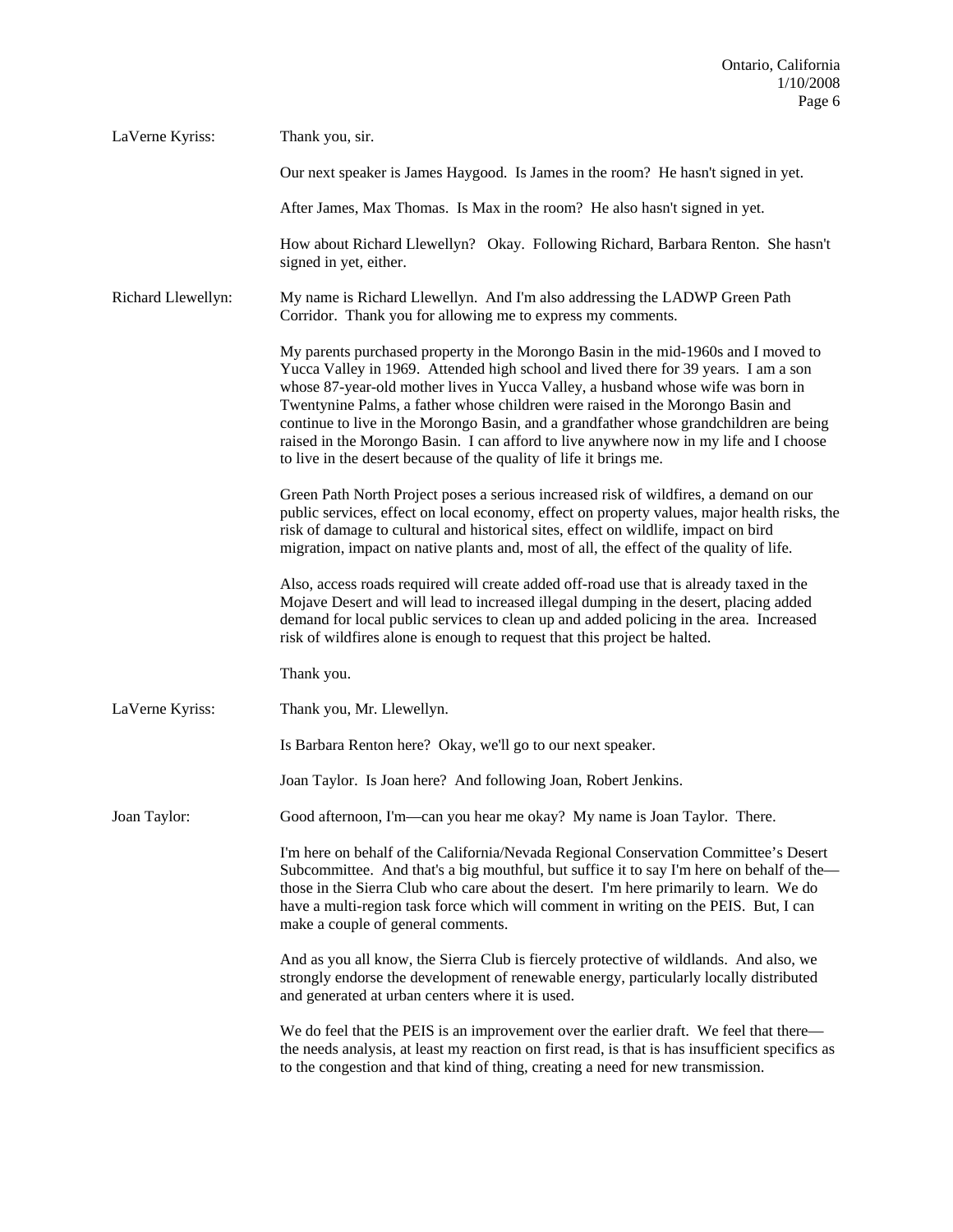LaVerne Kyriss: Thank you, sir.

Our next speaker is James Haygood. Is James in the room? He hasn't signed in yet.

After James, Max Thomas. Is Max in the room? He also hasn't signed in yet.

How about Richard Llewellyn? Okay. Following Richard, Barbara Renton. She hasn't signed in yet, either.

Richard Llewellyn: My name is Richard Llewellyn. And I'm also addressing the LADWP Green Path Corridor. Thank you for allowing me to express my comments.

My parents purchased property in the Morongo Basin in the mid-1960s and I moved to Yucca Valley in 1969. Attended high school and lived there for 39 years. I am a son whose 87-year-old mother lives in Yucca Valley, a husband whose wife was born in Twentynine Palms, a father whose children were raised in the Morongo Basin and continue to live in the Morongo Basin, and a grandfather whose grandchildren are being raised in the Morongo Basin. I can afford to live anywhere now in my life and I choose to live in the desert because of the quality of life it brings me.

Green Path North Project poses a serious increased risk of wildfires, a demand on our public services, effect on local economy, effect on property values, major health risks, the risk of damage to cultural and historical sites, effect on wildlife, impact on bird migration, impact on native plants and, most of all, the effect of the quality of life.

Also, access roads required will create added off-road use that is already taxed in the Mojave Desert and will lead to increased illegal dumping in the desert, placing added demand for local public services to clean up and added policing in the area. Increased risk of wildfires alone is enough to request that this project be halted.

Thank you.

LaVerne Kyriss: Thank you, Mr. Llewellyn.

Is Barbara Renton here? Okay, we'll go to our next speaker.

Joan Taylor. Is Joan here? And following Joan, Robert Jenkins.

Joan Taylor: Good afternoon, I'm—can you hear me okay? My name is Joan Taylor. There.

I'm here on behalf of the California/Nevada Regional Conservation Committee's Desert Subcommittee. And that's a big mouthful, but suffice it to say I'm here on behalf of the—those in the Sierra Club who care about the desert. I'm here primarily to learn. We do have a multi-region task force which will comment in writing on the PEIS. But, I can make a couple of general comments.

And as you all know, the Sierra Club is fiercely protective of wildlands. And also, we strongly endorse the development of renewable energy, particularly locally distributed and generated at urban centers where it is used.

We do feel that the PEIS is an improvement over the earlier draft. We feel that there—the needs analysis, at least my reaction on first read, is that is has insufficient specifics as to the congestion and that kind of thing, creating a need for new transmission.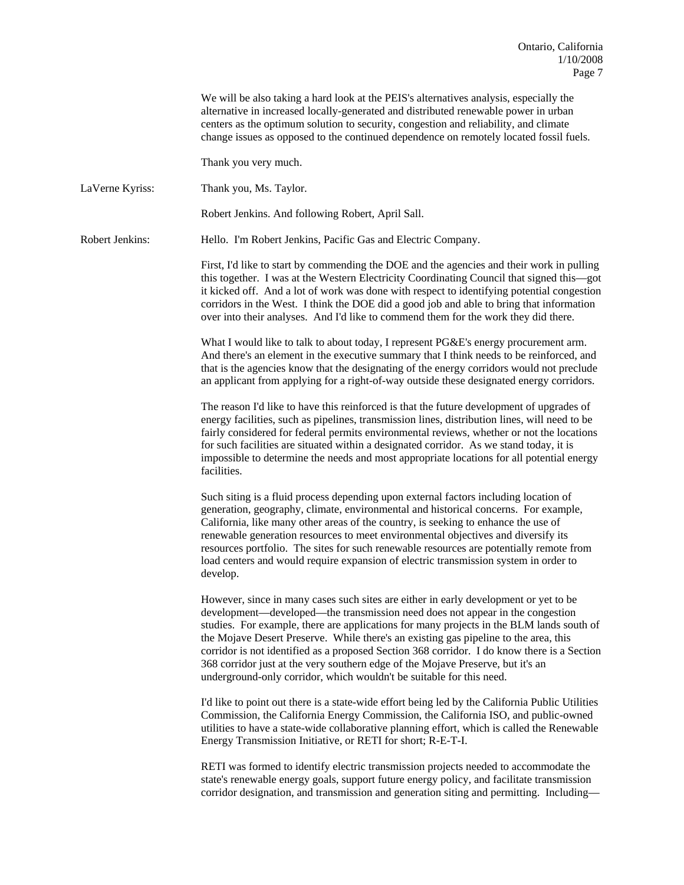We will be also taking a hard look at the PEIS's alternatives analysis, especially the alternative in increased locally-generated and distributed renewable power in urban centers as the optimum solution to security, congestion and reliability, and climate change issues as opposed to the continued dependence on remotely located fossil fuels.

Thank you very much.

**LaVerne Kyriss:** Thank you, Ms. Taylor.

Robert Jenkins. And following Robert, April Sall.

**Robert Jenkins:** Hello. I'm Robert Jenkins, Pacific Gas and Electric Company.

First, I'd like to start by commending the DOE and the agencies and their work in pulling this together. I was at the Western Electricity Coordinating Council that signed this—got it kicked off. And a lot of work was done with respect to identifying potential congestion corridors in the West. I think the DOE did a good job and able to bring that information over into their analyses. And I'd like to commend them for the work they did there.

What I would like to talk to about today, I represent PG&E's energy procurement arm. And there's an element in the executive summary that I think needs to be reinforced, and that is the agencies know that the designating of the energy corridors would not preclude an applicant from applying for a right-of-way outside these designated energy corridors.

The reason I'd like to have this reinforced is that the future development of upgrades of energy facilities, such as pipelines, transmission lines, distribution lines, will need to be fairly considered for federal permits environmental reviews, whether or not the locations for such facilities are situated within a designated corridor. As we stand today, it is impossible to determine the needs and most appropriate locations for all potential energy facilities.

Such siting is a fluid process depending upon external factors including location of generation, geography, climate, environmental and historical concerns. For example, California, like many other areas of the country, is seeking to enhance the use of renewable generation resources to meet environmental objectives and diversify its resources portfolio. The sites for such renewable resources are potentially remote from load centers and would require expansion of electric transmission system in order to develop.

However, since in many cases such sites are either in early development or yet to be development—developed—the transmission need does not appear in the congestion studies. For example, there are applications for many projects in the BLM lands south of the Mojave Desert Preserve. While there's an existing gas pipeline to the area, this corridor is not identified as a proposed Section 368 corridor. I do know there is a Section 368 corridor just at the very southern edge of the Mojave Preserve, but it's an underground-only corridor, which wouldn't be suitable for this need.

I'd like to point out there is a state-wide effort being led by the California Public Utilities Commission, the California Energy Commission, the California ISO, and public-owned utilities to have a state-wide collaborative planning effort, which is called the Renewable Energy Transmission Initiative, or RETI for short; R-E-T-I.

RETI was formed to identify electric transmission projects needed to accommodate the state's renewable energy goals, support future energy policy, and facilitate transmission corridor designation, and transmission and generation siting and permitting. Including—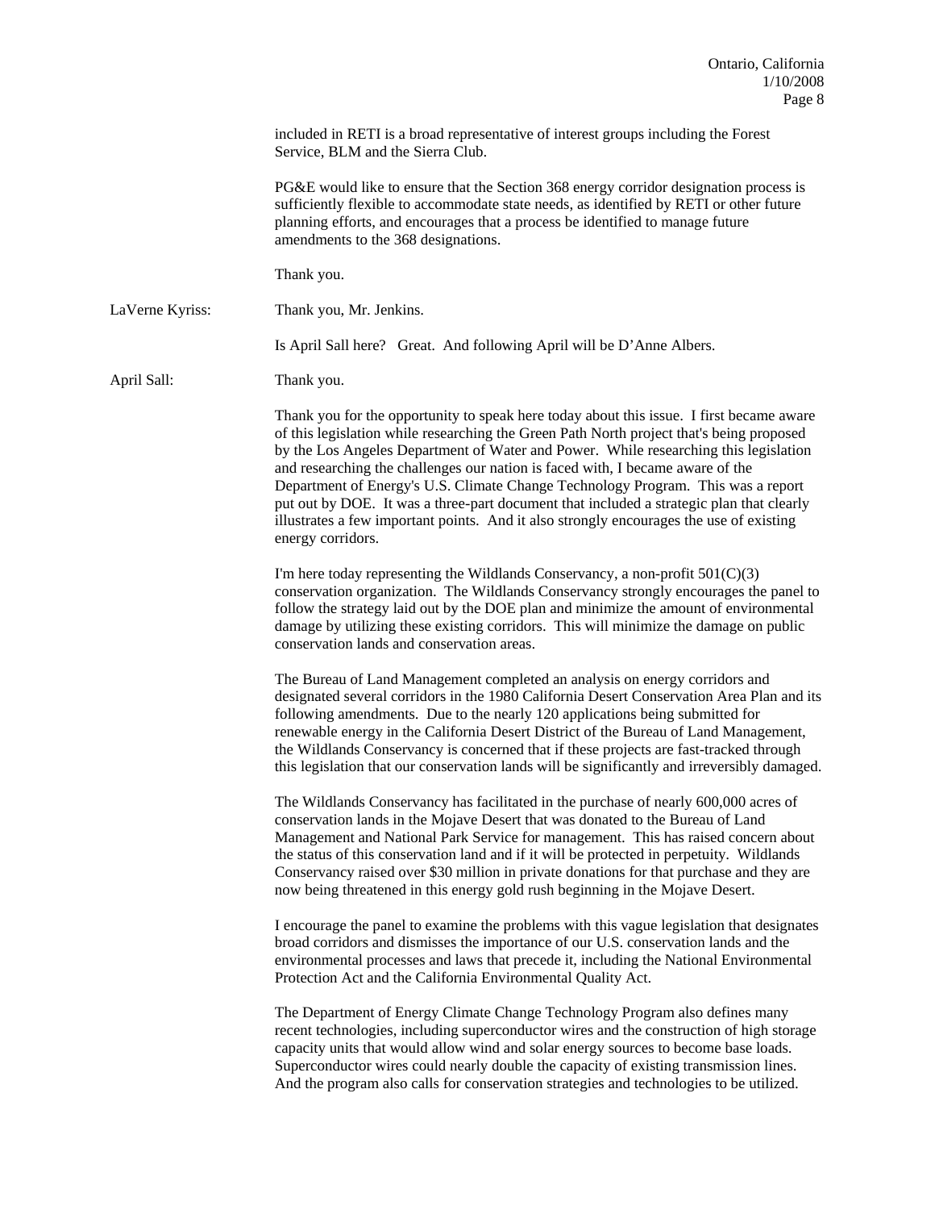included in RETI is a broad representative of interest groups including the Forest Service, BLM and the Sierra Club.

PG&E would like to ensure that the Section 368 energy corridor designation process is sufficiently flexible to accommodate state needs, as identified by RETI or other future planning efforts, and encourages that a process be identified to manage future amendments to the 368 designations.

Thank you.

LaVerne Kyriss: Thank you, Mr. Jenkins.

Is April Sall here? Great. And following April will be D'Anne Albers.

April Sall: Thank you.

Thank you for the opportunity to speak here today about this issue. I first became aware of this legislation while researching the Green Path North project that's being proposed by the Los Angeles Department of Water and Power. While researching this legislation and researching the challenges our nation is faced with, I became aware of the Department of Energy's U.S. Climate Change Technology Program. This was a report put out by DOE. It was a three-part document that included a strategic plan that clearly illustrates a few important points. And it also strongly encourages the use of existing energy corridors.

I'm here today representing the Wildlands Conservancy, a non-profit 501(C)(3) conservation organization. The Wildlands Conservancy strongly encourages the panel to follow the strategy laid out by the DOE plan and minimize the amount of environmental damage by utilizing these existing corridors. This will minimize the damage on public conservation lands and conservation areas.

The Bureau of Land Management completed an analysis on energy corridors and designated several corridors in the 1980 California Desert Conservation Area Plan and its following amendments. Due to the nearly 120 applications being submitted for renewable energy in the California Desert District of the Bureau of Land Management, the Wildlands Conservancy is concerned that if these projects are fast-tracked through this legislation that our conservation lands will be significantly and irreversibly damaged.

The Wildlands Conservancy has facilitated in the purchase of nearly 600,000 acres of conservation lands in the Mojave Desert that was donated to the Bureau of Land Management and National Park Service for management. This has raised concern about the status of this conservation land and if it will be protected in perpetuity. Wildlands Conservancy raised over $30 million in private donations for that purchase and they are now being threatened in this energy gold rush beginning in the Mojave Desert.

I encourage the panel to examine the problems with this vague legislation that designates broad corridors and dismisses the importance of our U.S. conservation lands and the environmental processes and laws that precede it, including the National Environmental Protection Act and the California Environmental Quality Act.

The Department of Energy Climate Change Technology Program also defines many recent technologies, including superconductor wires and the construction of high storage capacity units that would allow wind and solar energy sources to become base loads. Superconductor wires could nearly double the capacity of existing transmission lines. And the program also calls for conservation strategies and technologies to be utilized.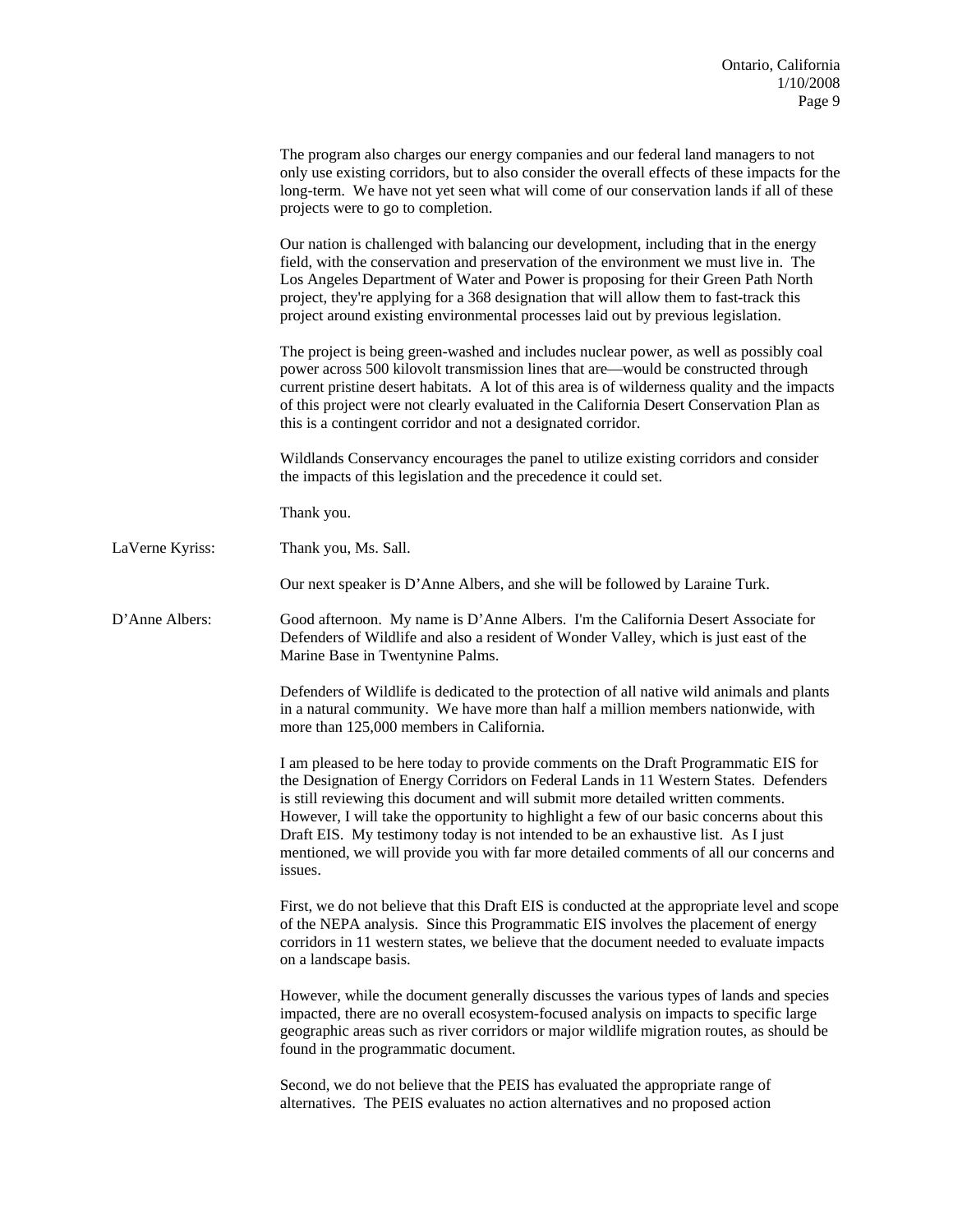The program also charges our energy companies and our federal land managers to not only use existing corridors, but to also consider the overall effects of these impacts for the long-term. We have not yet seen what will come of our conservation lands if all of these projects were to go to completion.

Our nation is challenged with balancing our development, including that in the energy field, with the conservation and preservation of the environment we must live in. The Los Angeles Department of Water and Power is proposing for their Green Path North project, they're applying for a 368 designation that will allow them to fast-track this project around existing environmental processes laid out by previous legislation.

The project is being green-washed and includes nuclear power, as well as possibly coal power across 500 kilovolt transmission lines that are—would be constructed through current pristine desert habitats. A lot of this area is of wilderness quality and the impacts of this project were not clearly evaluated in the California Desert Conservation Plan as this is a contingent corridor and not a designated corridor.

Wildlands Conservancy encourages the panel to utilize existing corridors and consider the impacts of this legislation and the precedence it could set.

Thank you.

LaVerne Kyriss: Thank you, Ms. Sall.

Our next speaker is D'Anne Albers, and she will be followed by Laraine Turk.

D'Anne Albers: Good afternoon. My name is D'Anne Albers. I'm the California Desert Associate for Defenders of Wildlife and also a resident of Wonder Valley, which is just east of the Marine Base in Twentynine Palms.

Defenders of Wildlife is dedicated to the protection of all native wild animals and plants in a natural community. We have more than half a million members nationwide, with more than 125,000 members in California.

I am pleased to be here today to provide comments on the Draft Programmatic EIS for the Designation of Energy Corridors on Federal Lands in 11 Western States. Defenders is still reviewing this document and will submit more detailed written comments. However, I will take the opportunity to highlight a few of our basic concerns about this Draft EIS. My testimony today is not intended to be an exhaustive list. As I just mentioned, we will provide you with far more detailed comments of all our concerns and issues.

First, we do not believe that this Draft EIS is conducted at the appropriate level and scope of the NEPA analysis. Since this Programmatic EIS involves the placement of energy corridors in 11 western states, we believe that the document needed to evaluate impacts on a landscape basis.

However, while the document generally discusses the various types of lands and species impacted, there are no overall ecosystem-focused analysis on impacts to specific large geographic areas such as river corridors or major wildlife migration routes, as should be found in the programmatic document.

Second, we do not believe that the PEIS has evaluated the appropriate range of alternatives. The PEIS evaluates no action alternatives and no proposed action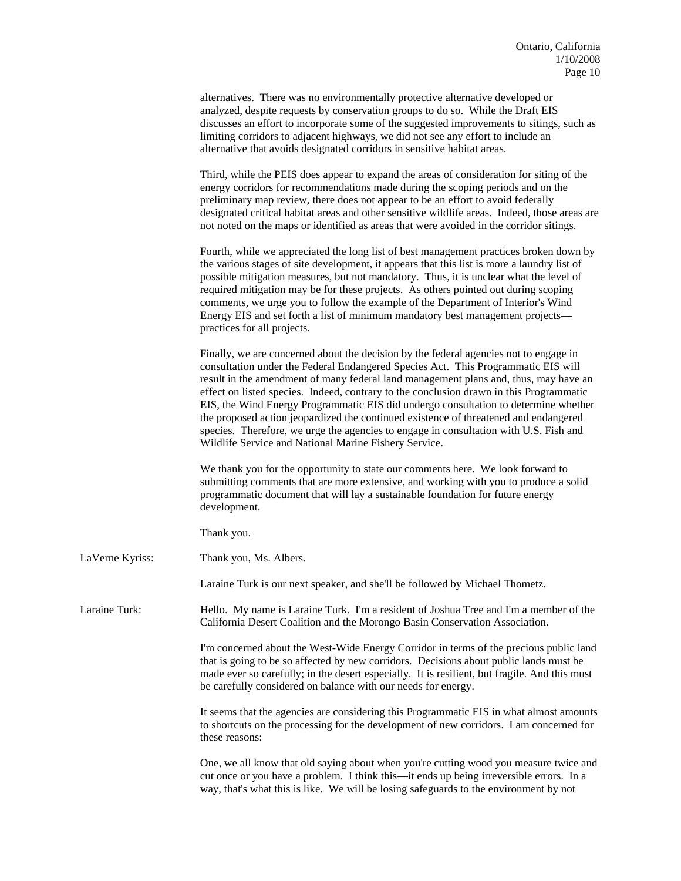alternatives. There was no environmentally protective alternative developed or analyzed, despite requests by conservation groups to do so. While the Draft EIS discusses an effort to incorporate some of the suggested improvements to sitings, such as limiting corridors to adjacent highways, we did not see any effort to include an alternative that avoids designated corridors in sensitive habitat areas.

Third, while the PEIS does appear to expand the areas of consideration for siting of the energy corridors for recommendations made during the scoping periods and on the preliminary map review, there does not appear to be an effort to avoid federally designated critical habitat areas and other sensitive wildlife areas. Indeed, those areas are not noted on the maps or identified as areas that were avoided in the corridor sitings.

Fourth, while we appreciated the long list of best management practices broken down by the various stages of site development, it appears that this list is more a laundry list of possible mitigation measures, but not mandatory. Thus, it is unclear what the level of required mitigation may be for these projects. As others pointed out during scoping comments, we urge you to follow the example of the Department of Interior's Wind Energy EIS and set forth a list of minimum mandatory best management projects—practices for all projects.

Finally, we are concerned about the decision by the federal agencies not to engage in consultation under the Federal Endangered Species Act. This Programmatic EIS will result in the amendment of many federal land management plans and, thus, may have an effect on listed species. Indeed, contrary to the conclusion drawn in this Programmatic EIS, the Wind Energy Programmatic EIS did undergo consultation to determine whether the proposed action jeopardized the continued existence of threatened and endangered species. Therefore, we urge the agencies to engage in consultation with U.S. Fish and Wildlife Service and National Marine Fishery Service.

We thank you for the opportunity to state our comments here. We look forward to submitting comments that are more extensive, and working with you to produce a solid programmatic document that will lay a sustainable foundation for future energy development.

Thank you.

**LaVerne Kyriss:** Thank you, Ms. Albers.

Laraine Turk is our next speaker, and she'll be followed by Michael Thometz.

**Laraine Turk:** Hello. My name is Laraine Turk. I'm a resident of Joshua Tree and I'm a member of the California Desert Coalition and the Morongo Basin Conservation Association.

I'm concerned about the West-Wide Energy Corridor in terms of the precious public land that is going to be so affected by new corridors. Decisions about public lands must be made ever so carefully; in the desert especially. It is resilient, but fragile. And this must be carefully considered on balance with our needs for energy.

It seems that the agencies are considering this Programmatic EIS in what almost amounts to shortcuts on the processing for the development of new corridors. I am concerned for these reasons:

One, we all know that old saying about when you're cutting wood you measure twice and cut once or you have a problem. I think this—it ends up being irreversible errors. In a way, that's what this is like. We will be losing safeguards to the environment by not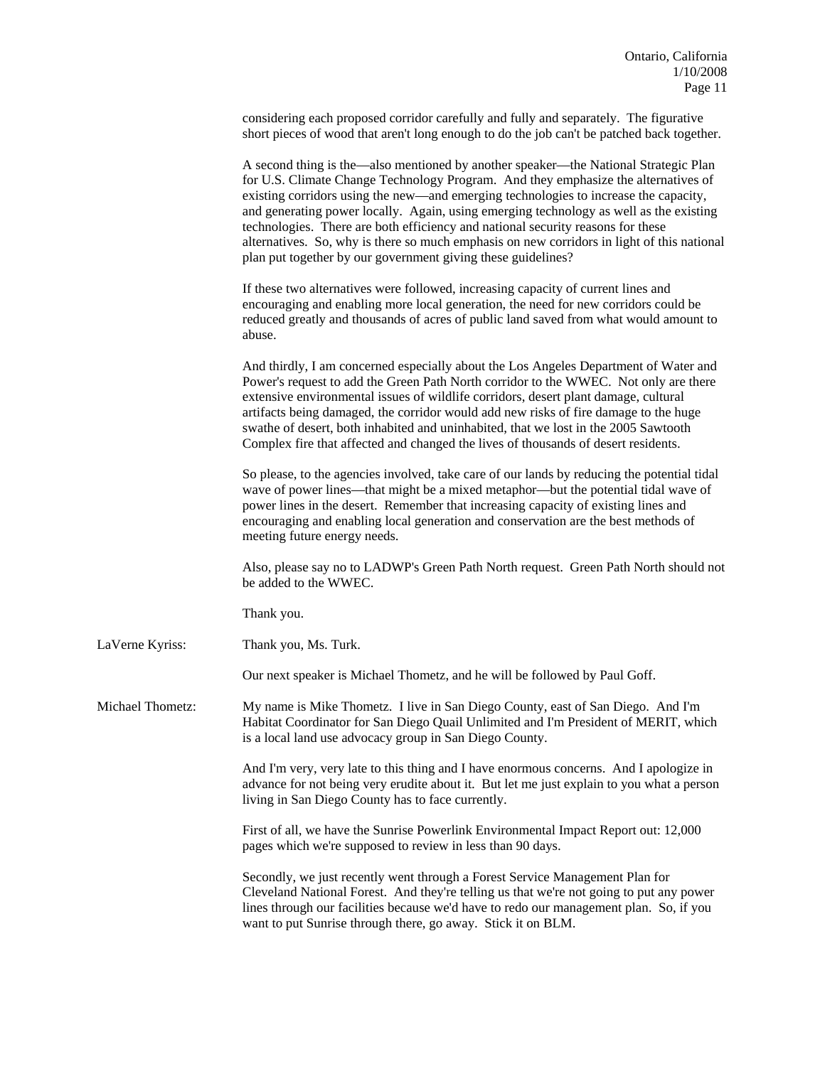considering each proposed corridor carefully and fully and separately. The figurative short pieces of wood that aren't long enough to do the job can't be patched back together.

A second thing is the—also mentioned by another speaker—the National Strategic Plan for U.S. Climate Change Technology Program. And they emphasize the alternatives of existing corridors using the new—and emerging technologies to increase the capacity, and generating power locally. Again, using emerging technology as well as the existing technologies. There are both efficiency and national security reasons for these alternatives. So, why is there so much emphasis on new corridors in light of this national plan put together by our government giving these guidelines?

If these two alternatives were followed, increasing capacity of current lines and encouraging and enabling more local generation, the need for new corridors could be reduced greatly and thousands of acres of public land saved from what would amount to abuse.

And thirdly, I am concerned especially about the Los Angeles Department of Water and Power's request to add the Green Path North corridor to the WWEC. Not only are there extensive environmental issues of wildlife corridors, desert plant damage, cultural artifacts being damaged, the corridor would add new risks of fire damage to the huge swathe of desert, both inhabited and uninhabited, that we lost in the 2005 Sawtooth Complex fire that affected and changed the lives of thousands of desert residents.

So please, to the agencies involved, take care of our lands by reducing the potential tidal wave of power lines—that might be a mixed metaphor—but the potential tidal wave of power lines in the desert. Remember that increasing capacity of existing lines and encouraging and enabling local generation and conservation are the best methods of meeting future energy needs.

Also, please say no to LADWP's Green Path North request. Green Path North should not be added to the WWEC.

Thank you.

**LaVerne Kyriss:** Thank you, Ms. Turk.

Our next speaker is Michael Thometz, and he will be followed by Paul Goff.

**Michael Thometz:** My name is Mike Thometz. I live in San Diego County, east of San Diego. And I'm Habitat Coordinator for San Diego Quail Unlimited and I'm President of MERIT, which is a local land use advocacy group in San Diego County.

And I'm very, very late to this thing and I have enormous concerns. And I apologize in advance for not being very erudite about it. But let me just explain to you what a person living in San Diego County has to face currently.

First of all, we have the Sunrise Powerlink Environmental Impact Report out: 12,000 pages which we're supposed to review in less than 90 days.

Secondly, we just recently went through a Forest Service Management Plan for Cleveland National Forest. And they're telling us that we're not going to put any power lines through our facilities because we'd have to redo our management plan. So, if you want to put Sunrise through there, go away. Stick it on BLM.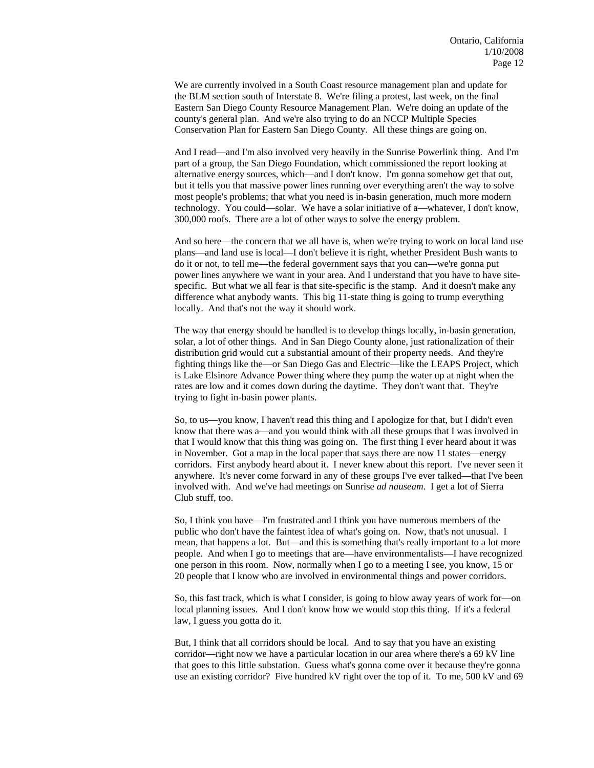We are currently involved in a South Coast resource management plan and update for the BLM section south of Interstate 8. We're filing a protest, last week, on the final Eastern San Diego County Resource Management Plan. We're doing an update of the county's general plan. And we're also trying to do an NCCP Multiple Species Conservation Plan for Eastern San Diego County. All these things are going on.

And I read—and I'm also involved very heavily in the Sunrise Powerlink thing. And I'm part of a group, the San Diego Foundation, which commissioned the report looking at alternative energy sources, which—and I don't know. I'm gonna somehow get that out, but it tells you that massive power lines running over everything aren't the way to solve most people's problems; that what you need is in-basin generation, much more modern technology. You could—solar. We have a solar initiative of a—whatever, I don't know, 300,000 roofs. There are a lot of other ways to solve the energy problem.

And so here—the concern that we all have is, when we're trying to work on local land use plans—and land use is local—I don't believe it is right, whether President Bush wants to do it or not, to tell me—the federal government says that you can—we're gonna put power lines anywhere we want in your area. And I understand that you have to have site-specific. But what we all fear is that site-specific is the stamp. And it doesn't make any difference what anybody wants. This big 11-state thing is going to trump everything locally. And that's not the way it should work.

The way that energy should be handled is to develop things locally, in-basin generation, solar, a lot of other things. And in San Diego County alone, just rationalization of their distribution grid would cut a substantial amount of their property needs. And they're fighting things like the—or San Diego Gas and Electric—like the LEAPS Project, which is Lake Elsinore Advance Power thing where they pump the water up at night when the rates are low and it comes down during the daytime. They don't want that. They're trying to fight in-basin power plants.

So, to us—you know, I haven't read this thing and I apologize for that, but I didn't even know that there was a—and you would think with all these groups that I was involved in that I would know that this thing was going on. The first thing I ever heard about it was in November. Got a map in the local paper that says there are now 11 states—energy corridors. First anybody heard about it. I never knew about this report. I've never seen it anywhere. It's never come forward in any of these groups I've ever talked—that I've been involved with. And we've had meetings on Sunrise *ad nauseam*. I get a lot of Sierra Club stuff, too.

So, I think you have—I'm frustrated and I think you have numerous members of the public who don't have the faintest idea of what's going on. Now, that's not unusual. I mean, that happens a lot. But—and this is something that's really important to a lot more people. And when I go to meetings that are—have environmentalists—I have recognized one person in this room. Now, normally when I go to a meeting I see, you know, 15 or 20 people that I know who are involved in environmental things and power corridors.

So, this fast track, which is what I consider, is going to blow away years of work for—on local planning issues. And I don't know how we would stop this thing. If it's a federal law, I guess you gotta do it.

But, I think that all corridors should be local. And to say that you have an existing corridor—right now we have a particular location in our area where there's a 69 kV line that goes to this little substation. Guess what's gonna come over it because they're gonna use an existing corridor? Five hundred kV right over the top of it. To me, 500 kV and 69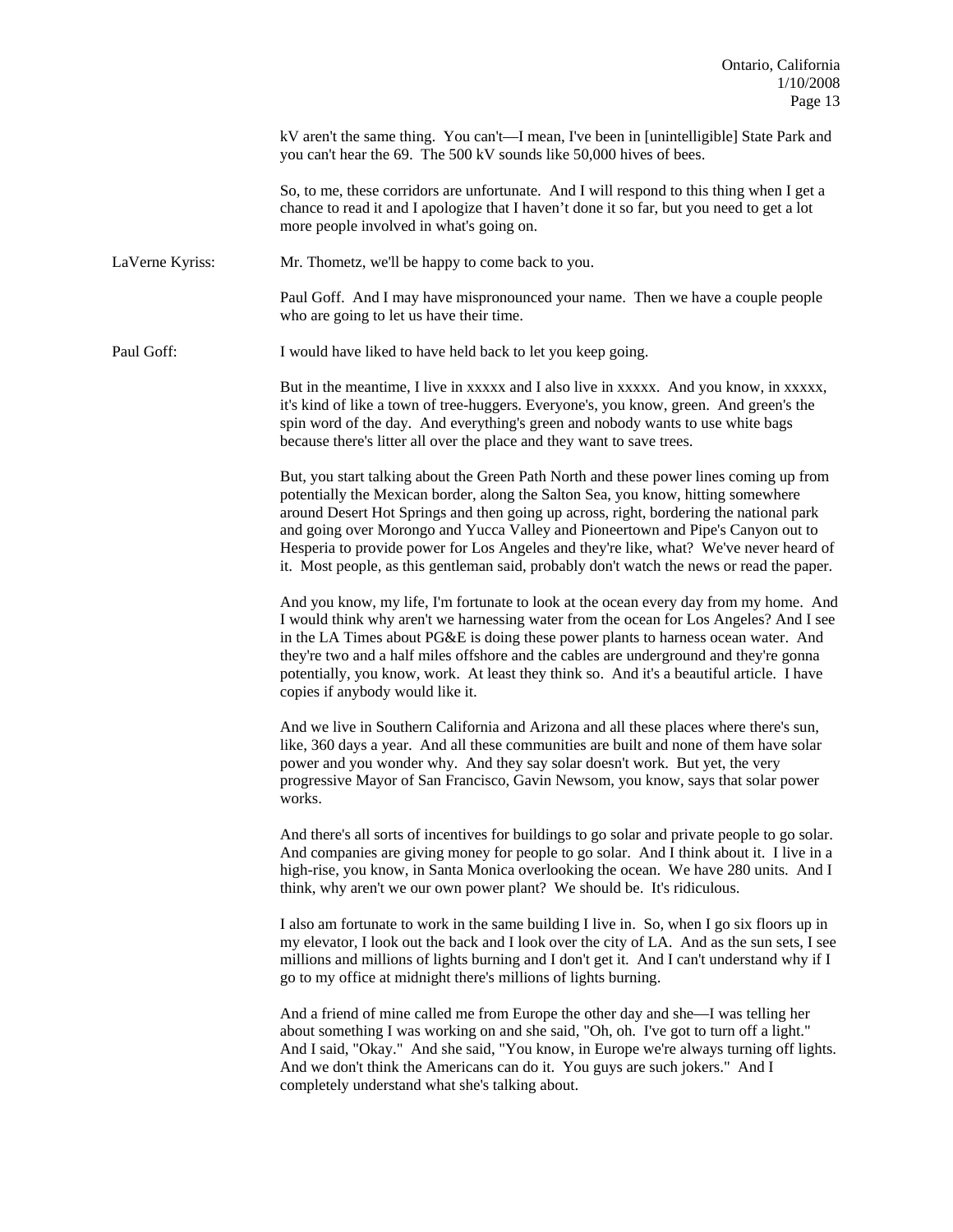kV aren't the same thing. You can't—I mean, I've been in [unintelligible] State Park and you can't hear the 69. The 500 kV sounds like 50,000 hives of bees.

So, to me, these corridors are unfortunate. And I will respond to this thing when I get a chance to read it and I apologize that I haven't done it so far, but you need to get a lot more people involved in what's going on.

**LaVerne Kyriss:** Mr. Thometz, we'll be happy to come back to you.

Paul Goff. And I may have mispronounced your name. Then we have a couple people who are going to let us have their time.

**Paul Goff:** I would have liked to have held back to let you keep going.

But in the meantime, I live in xxxxx and I also live in xxxxx. And you know, in xxxxx, it's kind of like a town of tree-huggers. Everyone's, you know, green. And green's the spin word of the day. And everything's green and nobody wants to use white bags because there's litter all over the place and they want to save trees.

But, you start talking about the Green Path North and these power lines coming up from potentially the Mexican border, along the Salton Sea, you know, hitting somewhere around Desert Hot Springs and then going up across, right, bordering the national park and going over Morongo and Yucca Valley and Pioneertown and Pipe's Canyon out to Hesperia to provide power for Los Angeles and they're like, what? We've never heard of it. Most people, as this gentleman said, probably don't watch the news or read the paper.

And you know, my life, I'm fortunate to look at the ocean every day from my home. And I would think why aren't we harnessing water from the ocean for Los Angeles? And I see in the LA Times about PG&E is doing these power plants to harness ocean water. And they're two and a half miles offshore and the cables are underground and they're gonna potentially, you know, work. At least they think so. And it's a beautiful article. I have copies if anybody would like it.

And we live in Southern California and Arizona and all these places where there's sun, like, 360 days a year. And all these communities are built and none of them have solar power and you wonder why. And they say solar doesn't work. But yet, the very progressive Mayor of San Francisco, Gavin Newsom, you know, says that solar power works.

And there's all sorts of incentives for buildings to go solar and private people to go solar. And companies are giving money for people to go solar. And I think about it. I live in a high-rise, you know, in Santa Monica overlooking the ocean. We have 280 units. And I think, why aren't we our own power plant? We should be. It's ridiculous.

I also am fortunate to work in the same building I live in. So, when I go six floors up in my elevator, I look out the back and I look over the city of LA. And as the sun sets, I see millions and millions of lights burning and I don't get it. And I can't understand why if I go to my office at midnight there's millions of lights burning.

And a friend of mine called me from Europe the other day and she—I was telling her about something I was working on and she said, "Oh, oh. I've got to turn off a light." And I said, "Okay." And she said, "You know, in Europe we're always turning off lights. And we don't think the Americans can do it. You guys are such jokers." And I completely understand what she's talking about.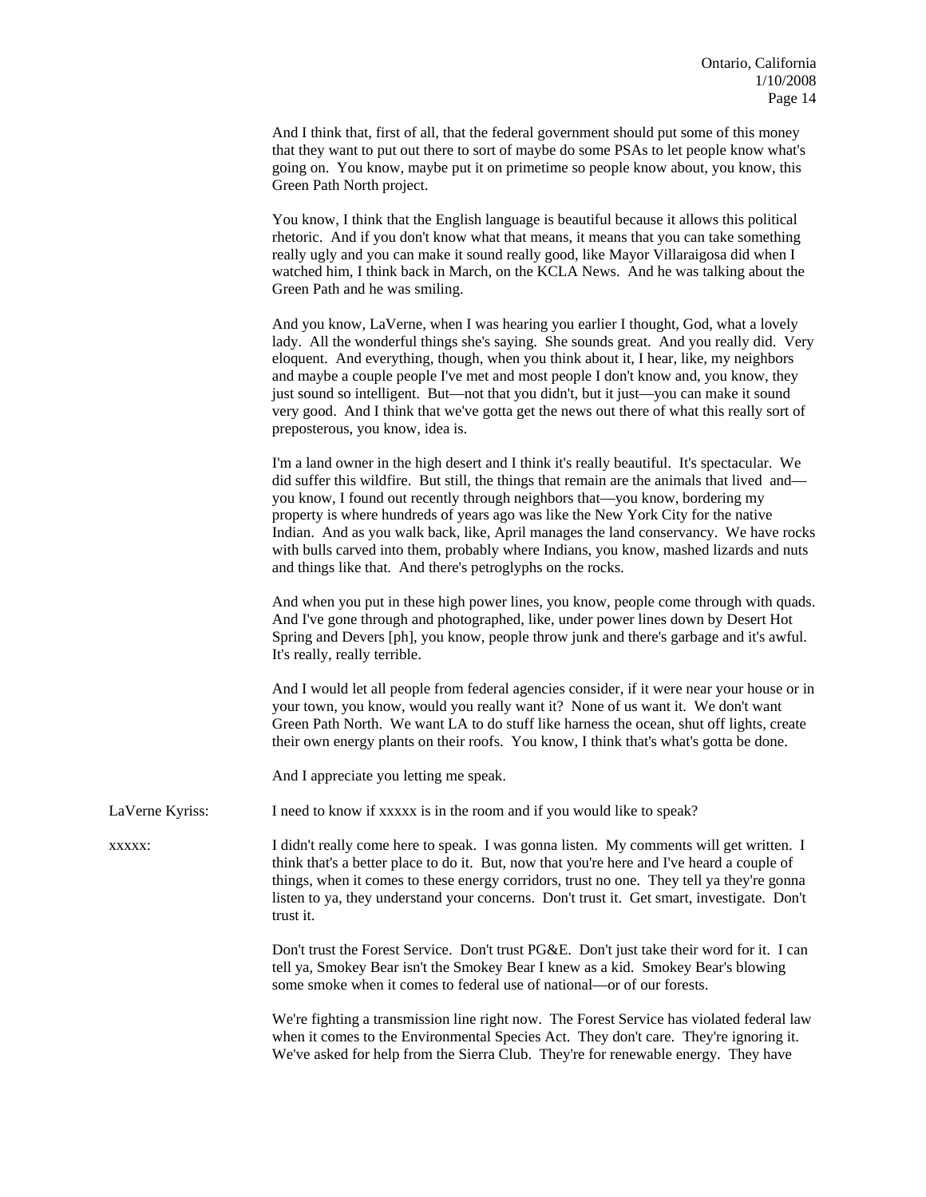And I think that, first of all, that the federal government should put some of this money that they want to put out there to sort of maybe do some PSAs to let people know what's going on. You know, maybe put it on primetime so people know about, you know, this Green Path North project.

You know, I think that the English language is beautiful because it allows this political rhetoric. And if you don't know what that means, it means that you can take something really ugly and you can make it sound really good, like Mayor Villaraigosa did when I watched him, I think back in March, on the KCLA News. And he was talking about the Green Path and he was smiling.

And you know, LaVerne, when I was hearing you earlier I thought, God, what a lovely lady. All the wonderful things she's saying. She sounds great. And you really did. Very eloquent. And everything, though, when you think about it, I hear, like, my neighbors and maybe a couple people I've met and most people I don't know and, you know, they just sound so intelligent. But—not that you didn't, but it just—you can make it sound very good. And I think that we've gotta get the news out there of what this really sort of preposterous, you know, idea is.

I'm a land owner in the high desert and I think it's really beautiful. It's spectacular. We did suffer this wildfire. But still, the things that remain are the animals that lived and—you know, I found out recently through neighbors that—you know, bordering my property is where hundreds of years ago was like the New York City for the native Indian. And as you walk back, like, April manages the land conservancy. We have rocks with bulls carved into them, probably where Indians, you know, mashed lizards and nuts and things like that. And there's petroglyphs on the rocks.

And when you put in these high power lines, you know, people come through with quads. And I've gone through and photographed, like, under power lines down by Desert Hot Spring and Devers [ph], you know, people throw junk and there's garbage and it's awful. It's really, really terrible.

And I would let all people from federal agencies consider, if it were near your house or in your town, you know, would you really want it? None of us want it. We don't want Green Path North. We want LA to do stuff like harness the ocean, shut off lights, create their own energy plants on their roofs. You know, I think that's what's gotta be done.

And I appreciate you letting me speak.

LaVerne Kyriss: I need to know if xxxxx is in the room and if you would like to speak?

xxxxx: I didn't really come here to speak. I was gonna listen. My comments will get written. I think that's a better place to do it. But, now that you're here and I've heard a couple of things, when it comes to these energy corridors, trust no one. They tell ya they're gonna listen to ya, they understand your concerns. Don't trust it. Get smart, investigate. Don't trust it.

Don't trust the Forest Service. Don't trust PG&E. Don't just take their word for it. I can tell ya, Smokey Bear isn't the Smokey Bear I knew as a kid. Smokey Bear's blowing some smoke when it comes to federal use of national—or of our forests.

We're fighting a transmission line right now. The Forest Service has violated federal law when it comes to the Environmental Species Act. They don't care. They're ignoring it. We've asked for help from the Sierra Club. They're for renewable energy. They have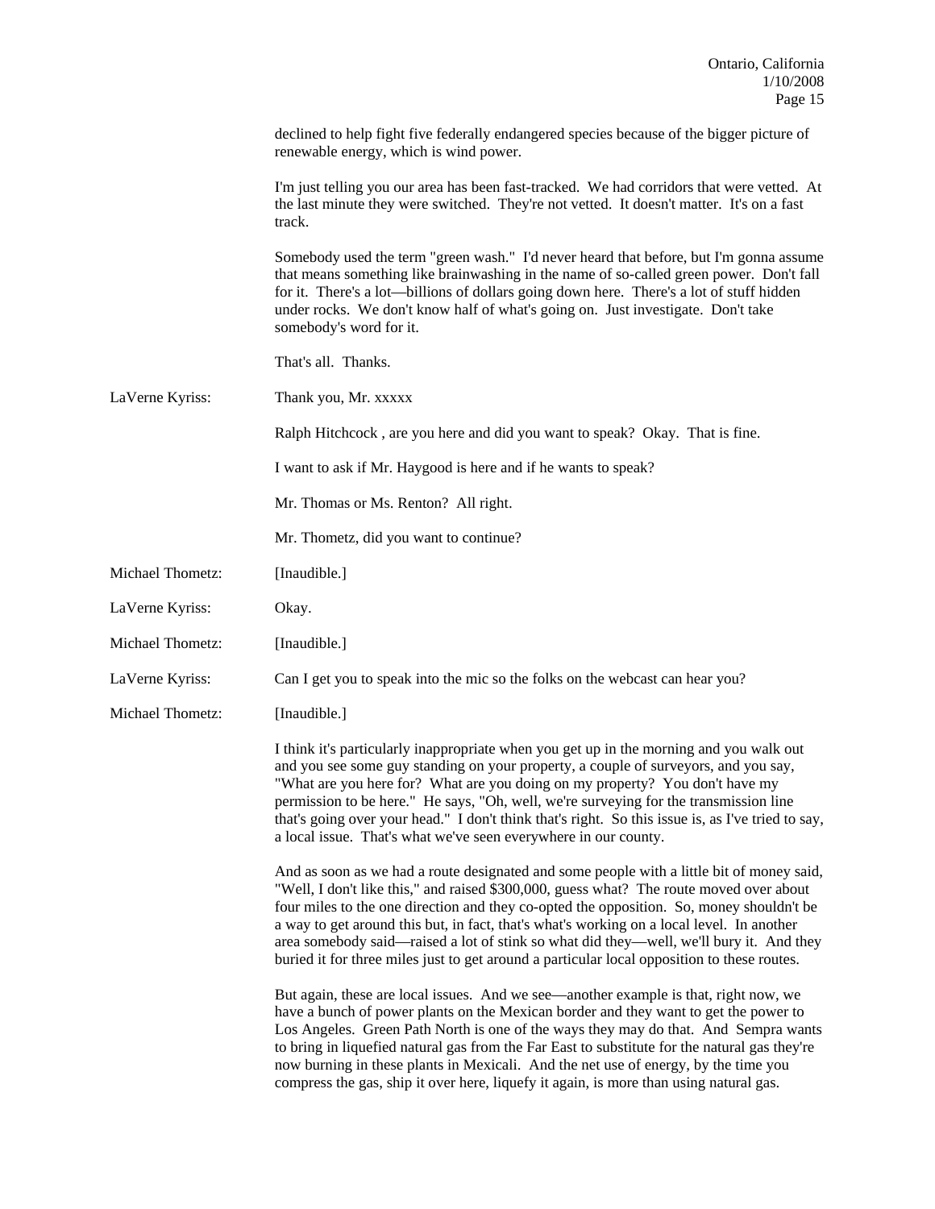declined to help fight five federally endangered species because of the bigger picture of renewable energy, which is wind power.

I'm just telling you our area has been fast-tracked. We had corridors that were vetted. At the last minute they were switched. They're not vetted. It doesn't matter. It's on a fast track.

Somebody used the term "green wash." I'd never heard that before, but I'm gonna assume that means something like brainwashing in the name of so-called green power. Don't fall for it. There's a lot—billions of dollars going down here. There's a lot of stuff hidden under rocks. We don't know half of what's going on. Just investigate. Don't take somebody's word for it.

That's all. Thanks.

LaVerne Kyriss: Thank you, Mr. xxxxx

Ralph Hitchcock , are you here and did you want to speak? Okay. That is fine.

I want to ask if Mr. Haygood is here and if he wants to speak?

Mr. Thomas or Ms. Renton? All right.

Mr. Thometz, did you want to continue?

Michael Thometz: [Inaudible.]

LaVerne Kyriss: Okay.

Michael Thometz: [Inaudible.]

LaVerne Kyriss: Can I get you to speak into the mic so the folks on the webcast can hear you?

Michael Thometz: [Inaudible.]

I think it's particularly inappropriate when you get up in the morning and you walk out and you see some guy standing on your property, a couple of surveyors, and you say, "What are you here for? What are you doing on my property? You don't have my permission to be here." He says, "Oh, well, we're surveying for the transmission line that's going over your head." I don't think that's right. So this issue is, as I've tried to say, a local issue. That's what we've seen everywhere in our county.

And as soon as we had a route designated and some people with a little bit of money said, "Well, I don't like this," and raised $300,000, guess what? The route moved over about four miles to the one direction and they co-opted the opposition. So, money shouldn't be a way to get around this but, in fact, that's what's working on a local level. In another area somebody said—raised a lot of stink so what did they—well, we'll bury it. And they buried it for three miles just to get around a particular local opposition to these routes.

But again, these are local issues. And we see—another example is that, right now, we have a bunch of power plants on the Mexican border and they want to get the power to Los Angeles. Green Path North is one of the ways they may do that. And Sempra wants to bring in liquefied natural gas from the Far East to substitute for the natural gas they're now burning in these plants in Mexicali. And the net use of energy, by the time you compress the gas, ship it over here, liquefy it again, is more than using natural gas.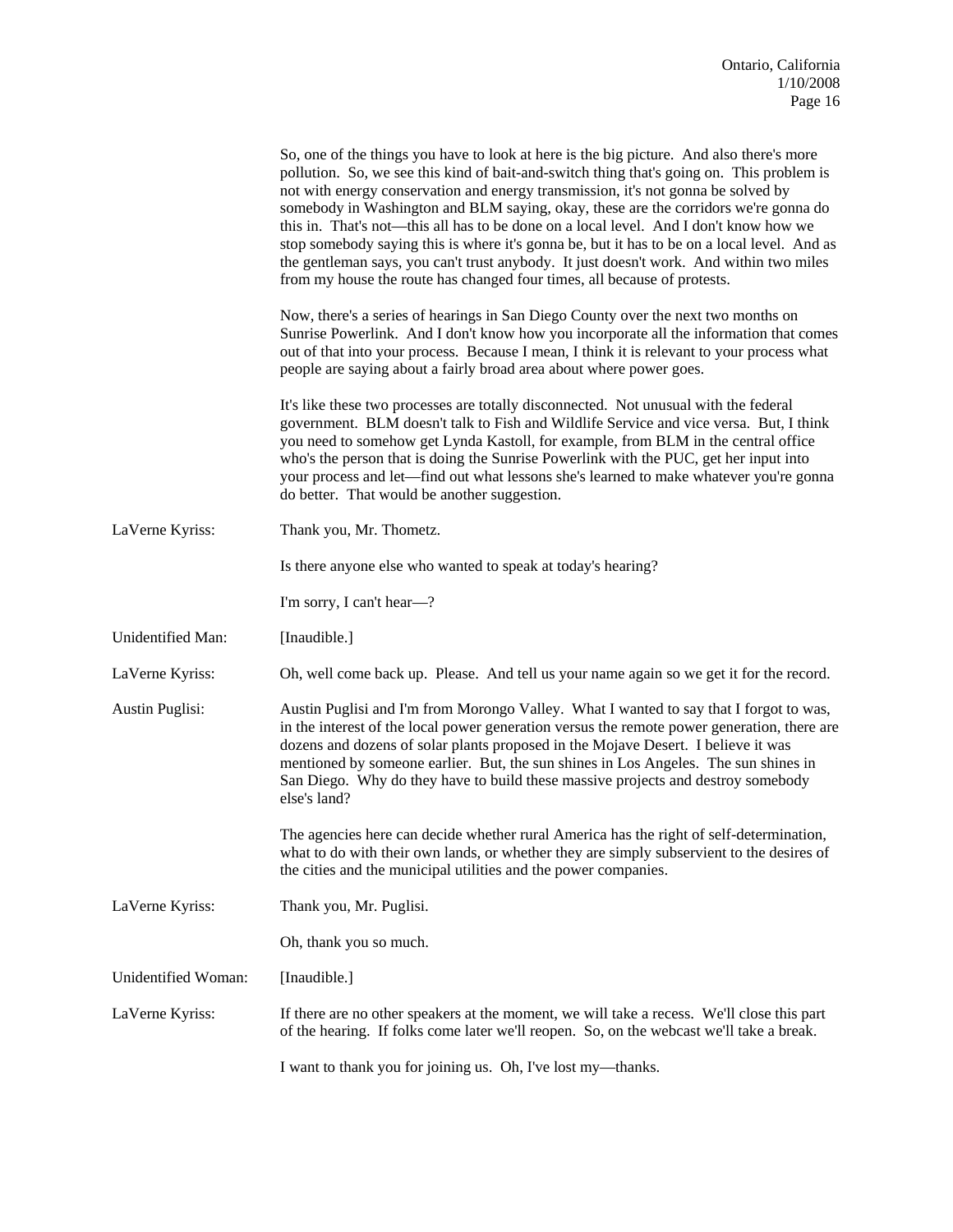So, one of the things you have to look at here is the big picture. And also there's more pollution. So, we see this kind of bait-and-switch thing that's going on. This problem is not with energy conservation and energy transmission, it's not gonna be solved by somebody in Washington and BLM saying, okay, these are the corridors we're gonna do this in. That's not—this all has to be done on a local level. And I don't know how we stop somebody saying this is where it's gonna be, but it has to be on a local level. And as the gentleman says, you can't trust anybody. It just doesn't work. And within two miles from my house the route has changed four times, all because of protests.

Now, there's a series of hearings in San Diego County over the next two months on Sunrise Powerlink. And I don't know how you incorporate all the information that comes out of that into your process. Because I mean, I think it is relevant to your process what people are saying about a fairly broad area about where power goes.

It's like these two processes are totally disconnected. Not unusual with the federal government. BLM doesn't talk to Fish and Wildlife Service and vice versa. But, I think you need to somehow get Lynda Kastoll, for example, from BLM in the central office who's the person that is doing the Sunrise Powerlink with the PUC, get her input into your process and let—find out what lessons she's learned to make whatever you're gonna do better. That would be another suggestion.

LaVerne Kyriss: Thank you, Mr. Thometz.

Is there anyone else who wanted to speak at today's hearing?

I'm sorry, I can't hear—?

Unidentified Man: [Inaudible.]

LaVerne Kyriss: Oh, well come back up. Please. And tell us your name again so we get it for the record.

Austin Puglisi: Austin Puglisi and I'm from Morongo Valley. What I wanted to say that I forgot to was, in the interest of the local power generation versus the remote power generation, there are dozens and dozens of solar plants proposed in the Mojave Desert. I believe it was mentioned by someone earlier. But, the sun shines in Los Angeles. The sun shines in San Diego. Why do they have to build these massive projects and destroy somebody else's land?

The agencies here can decide whether rural America has the right of self-determination, what to do with their own lands, or whether they are simply subservient to the desires of the cities and the municipal utilities and the power companies.

LaVerne Kyriss: Thank you, Mr. Puglisi.

Oh, thank you so much.

Unidentified Woman: [Inaudible.]

LaVerne Kyriss: If there are no other speakers at the moment, we will take a recess. We'll close this part of the hearing. If folks come later we'll reopen. So, on the webcast we'll take a break.

I want to thank you for joining us. Oh, I've lost my—thanks.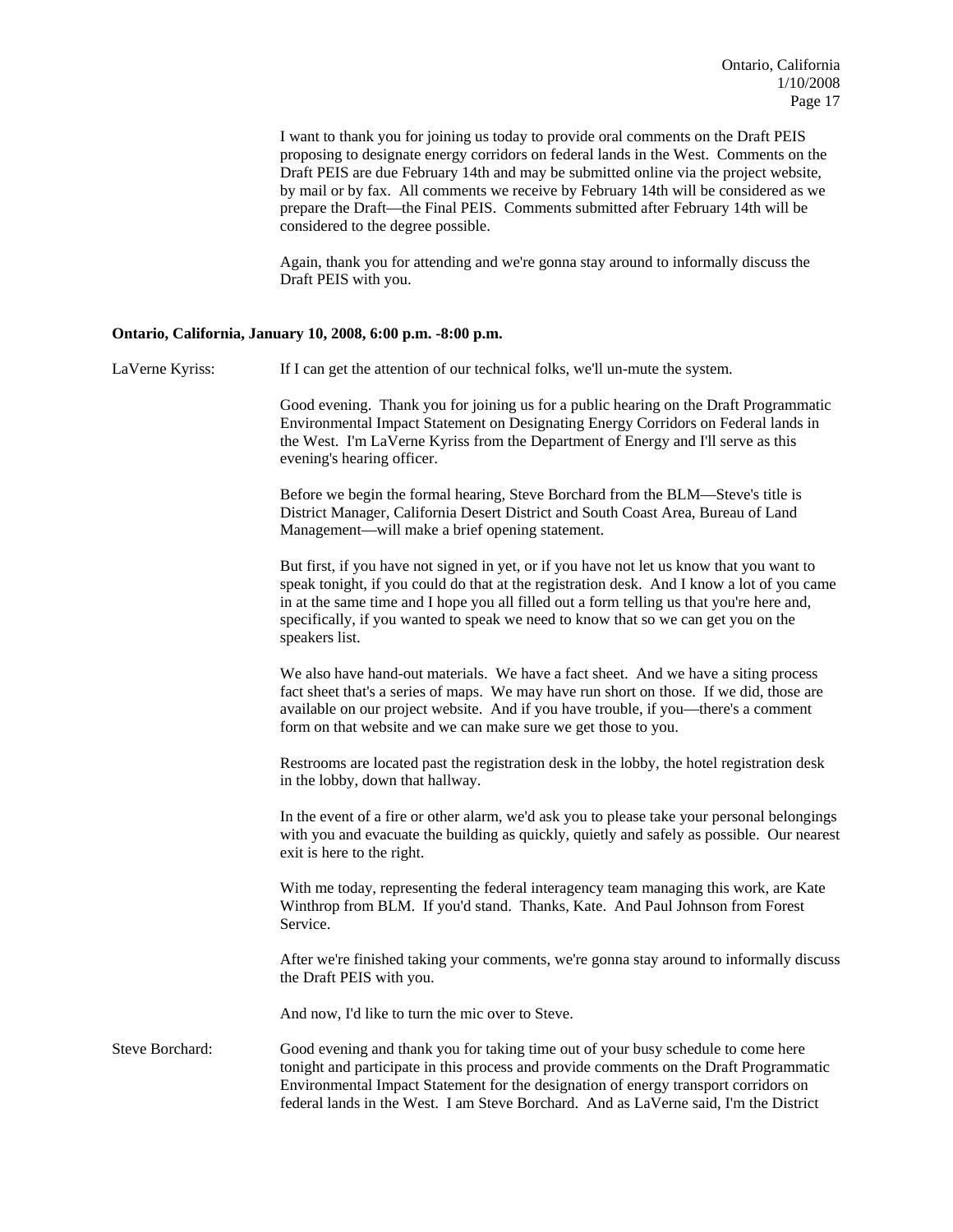I want to thank you for joining us today to provide oral comments on the Draft PEIS proposing to designate energy corridors on federal lands in the West. Comments on the Draft PEIS are due February 14th and may be submitted online via the project website, by mail or by fax. All comments we receive by February 14th will be considered as we prepare the Draft—the Final PEIS. Comments submitted after February 14th will be considered to the degree possible.

Again, thank you for attending and we're gonna stay around to informally discuss the Draft PEIS with you.

**Ontario, California, January 10, 2008, 6:00 p.m. -8:00 p.m.**

LaVerne Kyriss: If I can get the attention of our technical folks, we'll un-mute the system.

Good evening. Thank you for joining us for a public hearing on the Draft Programmatic Environmental Impact Statement on Designating Energy Corridors on Federal lands in the West. I'm LaVerne Kyriss from the Department of Energy and I'll serve as this evening's hearing officer.

Before we begin the formal hearing, Steve Borchard from the BLM—Steve's title is District Manager, California Desert District and South Coast Area, Bureau of Land Management—will make a brief opening statement.

But first, if you have not signed in yet, or if you have not let us know that you want to speak tonight, if you could do that at the registration desk. And I know a lot of you came in at the same time and I hope you all filled out a form telling us that you're here and, specifically, if you wanted to speak we need to know that so we can get you on the speakers list.

We also have hand-out materials. We have a fact sheet. And we have a siting process fact sheet that's a series of maps. We may have run short on those. If we did, those are available on our project website. And if you have trouble, if you—there's a comment form on that website and we can make sure we get those to you.

Restrooms are located past the registration desk in the lobby, the hotel registration desk in the lobby, down that hallway.

In the event of a fire or other alarm, we'd ask you to please take your personal belongings with you and evacuate the building as quickly, quietly and safely as possible. Our nearest exit is here to the right.

With me today, representing the federal interagency team managing this work, are Kate Winthrop from BLM. If you'd stand. Thanks, Kate. And Paul Johnson from Forest Service.

After we're finished taking your comments, we're gonna stay around to informally discuss the Draft PEIS with you.

And now, I'd like to turn the mic over to Steve.

Steve Borchard: Good evening and thank you for taking time out of your busy schedule to come here tonight and participate in this process and provide comments on the Draft Programmatic Environmental Impact Statement for the designation of energy transport corridors on federal lands in the West. I am Steve Borchard. And as LaVerne said, I'm the District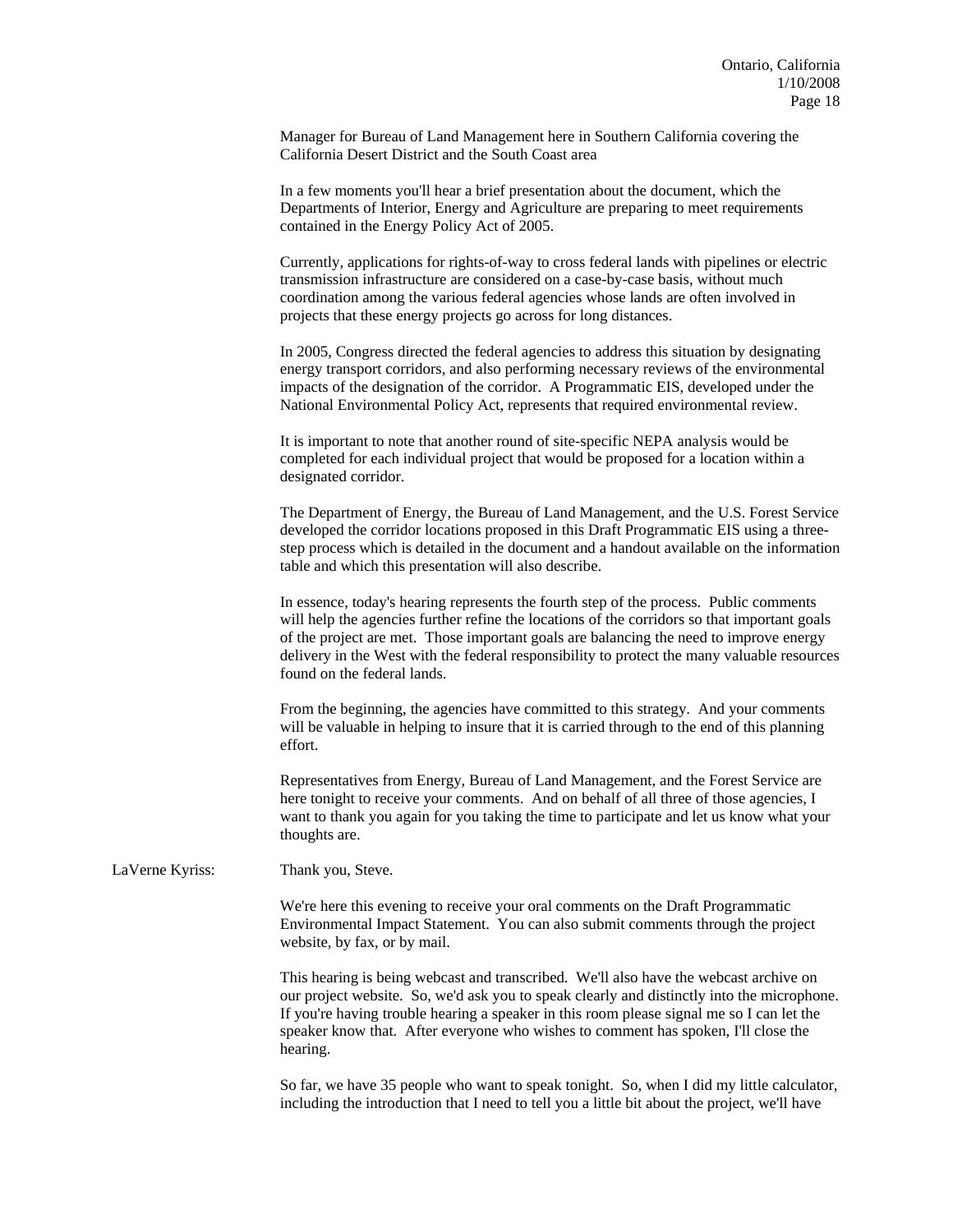Manager for Bureau of Land Management here in Southern California covering the California Desert District and the South Coast area

In a few moments you'll hear a brief presentation about the document, which the Departments of Interior, Energy and Agriculture are preparing to meet requirements contained in the Energy Policy Act of 2005.

Currently, applications for rights-of-way to cross federal lands with pipelines or electric transmission infrastructure are considered on a case-by-case basis, without much coordination among the various federal agencies whose lands are often involved in projects that these energy projects go across for long distances.

In 2005, Congress directed the federal agencies to address this situation by designating energy transport corridors, and also performing necessary reviews of the environmental impacts of the designation of the corridor. A Programmatic EIS, developed under the National Environmental Policy Act, represents that required environmental review.

It is important to note that another round of site-specific NEPA analysis would be completed for each individual project that would be proposed for a location within a designated corridor.

The Department of Energy, the Bureau of Land Management, and the U.S. Forest Service developed the corridor locations proposed in this Draft Programmatic EIS using a three-step process which is detailed in the document and a handout available on the information table and which this presentation will also describe.

In essence, today's hearing represents the fourth step of the process. Public comments will help the agencies further refine the locations of the corridors so that important goals of the project are met. Those important goals are balancing the need to improve energy delivery in the West with the federal responsibility to protect the many valuable resources found on the federal lands.

From the beginning, the agencies have committed to this strategy. And your comments will be valuable in helping to insure that it is carried through to the end of this planning effort.

Representatives from Energy, Bureau of Land Management, and the Forest Service are here tonight to receive your comments. And on behalf of all three of those agencies, I want to thank you again for you taking the time to participate and let us know what your thoughts are.

LaVerne Kyriss: Thank you, Steve.

We're here this evening to receive your oral comments on the Draft Programmatic Environmental Impact Statement. You can also submit comments through the project website, by fax, or by mail.

This hearing is being webcast and transcribed. We'll also have the webcast archive on our project website. So, we'd ask you to speak clearly and distinctly into the microphone. If you're having trouble hearing a speaker in this room please signal me so I can let the speaker know that. After everyone who wishes to comment has spoken, I'll close the hearing.

So far, we have 35 people who want to speak tonight. So, when I did my little calculator, including the introduction that I need to tell you a little bit about the project, we'll have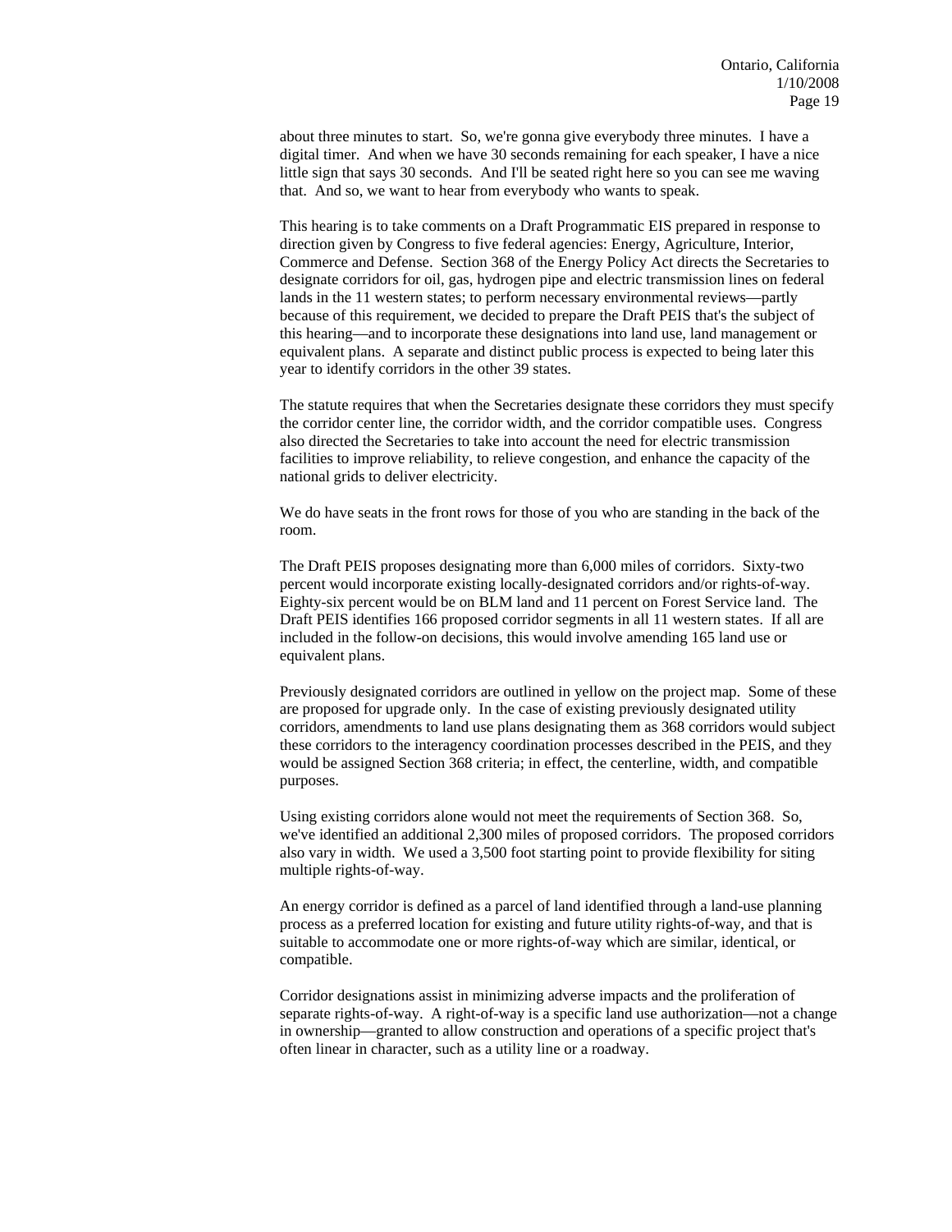about three minutes to start. So, we're gonna give everybody three minutes. I have a digital timer. And when we have 30 seconds remaining for each speaker, I have a nice little sign that says 30 seconds. And I'll be seated right here so you can see me waving that. And so, we want to hear from everybody who wants to speak.

This hearing is to take comments on a Draft Programmatic EIS prepared in response to direction given by Congress to five federal agencies: Energy, Agriculture, Interior, Commerce and Defense. Section 368 of the Energy Policy Act directs the Secretaries to designate corridors for oil, gas, hydrogen pipe and electric transmission lines on federal lands in the 11 western states; to perform necessary environmental reviews—partly because of this requirement, we decided to prepare the Draft PEIS that's the subject of this hearing—and to incorporate these designations into land use, land management or equivalent plans. A separate and distinct public process is expected to being later this year to identify corridors in the other 39 states.

The statute requires that when the Secretaries designate these corridors they must specify the corridor center line, the corridor width, and the corridor compatible uses. Congress also directed the Secretaries to take into account the need for electric transmission facilities to improve reliability, to relieve congestion, and enhance the capacity of the national grids to deliver electricity.

We do have seats in the front rows for those of you who are standing in the back of the room.

The Draft PEIS proposes designating more than 6,000 miles of corridors. Sixty-two percent would incorporate existing locally-designated corridors and/or rights-of-way. Eighty-six percent would be on BLM land and 11 percent on Forest Service land. The Draft PEIS identifies 166 proposed corridor segments in all 11 western states. If all are included in the follow-on decisions, this would involve amending 165 land use or equivalent plans.

Previously designated corridors are outlined in yellow on the project map. Some of these are proposed for upgrade only. In the case of existing previously designated utility corridors, amendments to land use plans designating them as 368 corridors would subject these corridors to the interagency coordination processes described in the PEIS, and they would be assigned Section 368 criteria; in effect, the centerline, width, and compatible purposes.

Using existing corridors alone would not meet the requirements of Section 368. So, we've identified an additional 2,300 miles of proposed corridors. The proposed corridors also vary in width. We used a 3,500 foot starting point to provide flexibility for siting multiple rights-of-way.

An energy corridor is defined as a parcel of land identified through a land-use planning process as a preferred location for existing and future utility rights-of-way, and that is suitable to accommodate one or more rights-of-way which are similar, identical, or compatible.

Corridor designations assist in minimizing adverse impacts and the proliferation of separate rights-of-way. A right-of-way is a specific land use authorization—not a change in ownership—granted to allow construction and operations of a specific project that's often linear in character, such as a utility line or a roadway.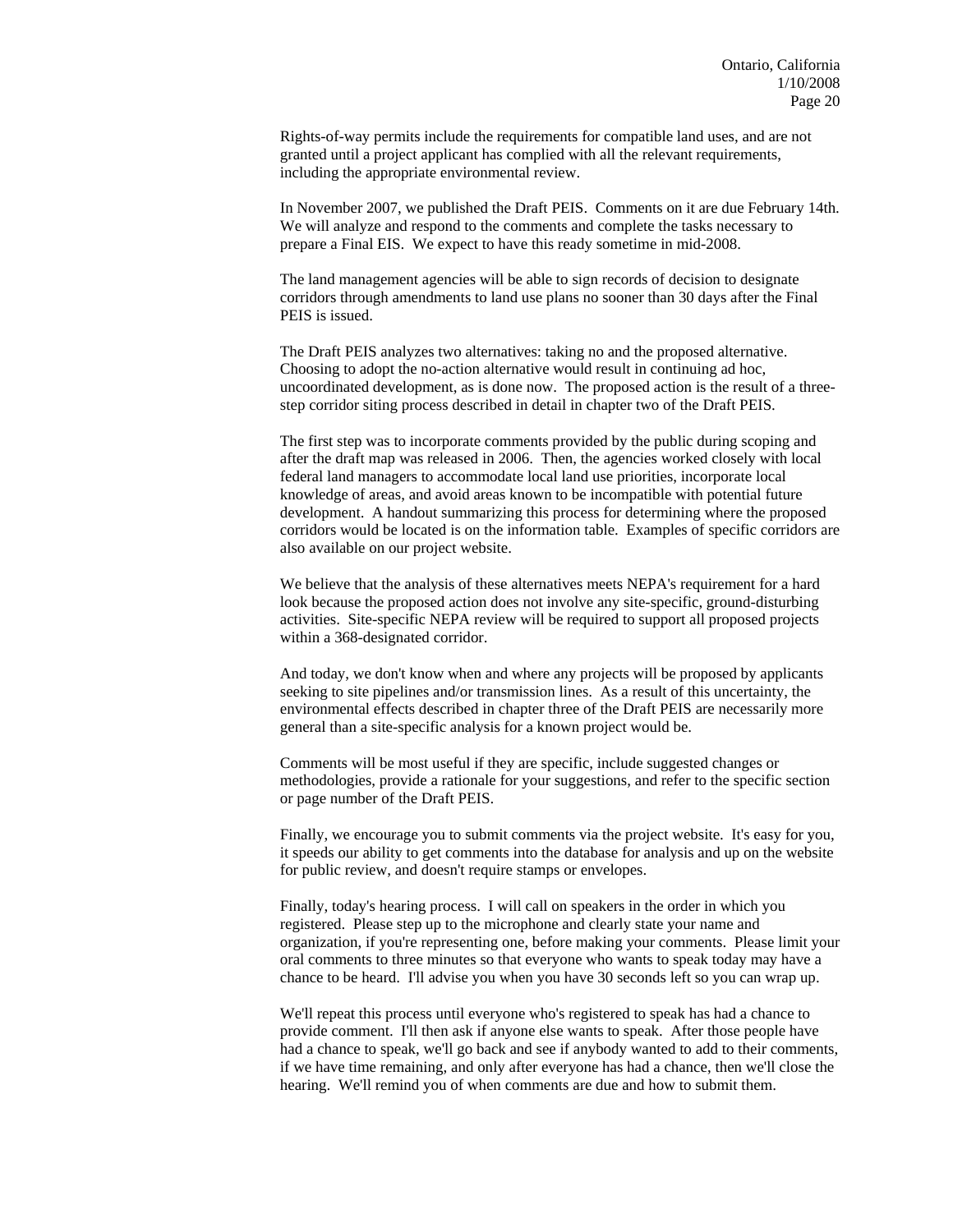Rights-of-way permits include the requirements for compatible land uses, and are not granted until a project applicant has complied with all the relevant requirements, including the appropriate environmental review.

In November 2007, we published the Draft PEIS. Comments on it are due February 14th. We will analyze and respond to the comments and complete the tasks necessary to prepare a Final EIS. We expect to have this ready sometime in mid-2008.

The land management agencies will be able to sign records of decision to designate corridors through amendments to land use plans no sooner than 30 days after the Final PEIS is issued.

The Draft PEIS analyzes two alternatives: taking no and the proposed alternative. Choosing to adopt the no-action alternative would result in continuing ad hoc, uncoordinated development, as is done now. The proposed action is the result of a three-step corridor siting process described in detail in chapter two of the Draft PEIS.

The first step was to incorporate comments provided by the public during scoping and after the draft map was released in 2006. Then, the agencies worked closely with local federal land managers to accommodate local land use priorities, incorporate local knowledge of areas, and avoid areas known to be incompatible with potential future development. A handout summarizing this process for determining where the proposed corridors would be located is on the information table. Examples of specific corridors are also available on our project website.

We believe that the analysis of these alternatives meets NEPA's requirement for a hard look because the proposed action does not involve any site-specific, ground-disturbing activities. Site-specific NEPA review will be required to support all proposed projects within a 368-designated corridor.

And today, we don't know when and where any projects will be proposed by applicants seeking to site pipelines and/or transmission lines. As a result of this uncertainty, the environmental effects described in chapter three of the Draft PEIS are necessarily more general than a site-specific analysis for a known project would be.

Comments will be most useful if they are specific, include suggested changes or methodologies, provide a rationale for your suggestions, and refer to the specific section or page number of the Draft PEIS.

Finally, we encourage you to submit comments via the project website. It's easy for you, it speeds our ability to get comments into the database for analysis and up on the website for public review, and doesn't require stamps or envelopes.

Finally, today's hearing process. I will call on speakers in the order in which you registered. Please step up to the microphone and clearly state your name and organization, if you're representing one, before making your comments. Please limit your oral comments to three minutes so that everyone who wants to speak today may have a chance to be heard. I'll advise you when you have 30 seconds left so you can wrap up.

We'll repeat this process until everyone who's registered to speak has had a chance to provide comment. I'll then ask if anyone else wants to speak. After those people have had a chance to speak, we'll go back and see if anybody wanted to add to their comments, if we have time remaining, and only after everyone has had a chance, then we'll close the hearing. We'll remind you of when comments are due and how to submit them.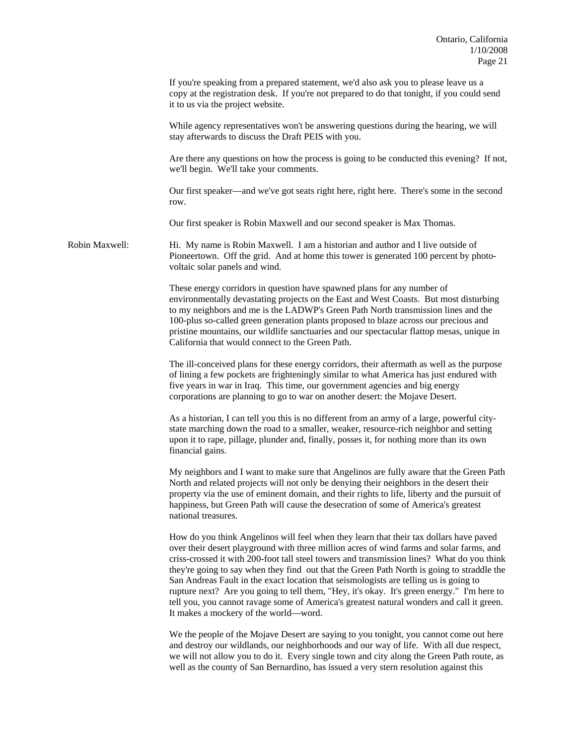If you're speaking from a prepared statement, we'd also ask you to please leave us a copy at the registration desk. If you're not prepared to do that tonight, if you could send it to us via the project website.

While agency representatives won't be answering questions during the hearing, we will stay afterwards to discuss the Draft PEIS with you.

Are there any questions on how the process is going to be conducted this evening? If not, we'll begin. We'll take your comments.

Our first speaker—and we've got seats right here, right here. There's some in the second row.

Our first speaker is Robin Maxwell and our second speaker is Max Thomas.

Robin Maxwell: Hi. My name is Robin Maxwell. I am a historian and author and I live outside of Pioneertown. Off the grid. And at home this tower is generated 100 percent by photo-voltaic solar panels and wind.

These energy corridors in question have spawned plans for any number of environmentally devastating projects on the East and West Coasts. But most disturbing to my neighbors and me is the LADWP's Green Path North transmission lines and the 100-plus so-called green generation plants proposed to blaze across our precious and pristine mountains, our wildlife sanctuaries and our spectacular flattop mesas, unique in California that would connect to the Green Path.

The ill-conceived plans for these energy corridors, their aftermath as well as the purpose of lining a few pockets are frighteningly similar to what America has just endured with five years in war in Iraq. This time, our government agencies and big energy corporations are planning to go to war on another desert: the Mojave Desert.

As a historian, I can tell you this is no different from an army of a large, powerful city-state marching down the road to a smaller, weaker, resource-rich neighbor and setting upon it to rape, pillage, plunder and, finally, posses it, for nothing more than its own financial gains.

My neighbors and I want to make sure that Angelinos are fully aware that the Green Path North and related projects will not only be denying their neighbors in the desert their property via the use of eminent domain, and their rights to life, liberty and the pursuit of happiness, but Green Path will cause the desecration of some of America's greatest national treasures.

How do you think Angelinos will feel when they learn that their tax dollars have paved over their desert playground with three million acres of wind farms and solar farms, and criss-crossed it with 200-foot tall steel towers and transmission lines? What do you think they're going to say when they find out that the Green Path North is going to straddle the San Andreas Fault in the exact location that seismologists are telling us is going to rupture next? Are you going to tell them, "Hey, it's okay. It's green energy." I'm here to tell you, you cannot ravage some of America's greatest natural wonders and call it green. It makes a mockery of the world—word.

We the people of the Mojave Desert are saying to you tonight, you cannot come out here and destroy our wildlands, our neighborhoods and our way of life. With all due respect, we will not allow you to do it. Every single town and city along the Green Path route, as well as the county of San Bernardino, has issued a very stern resolution against this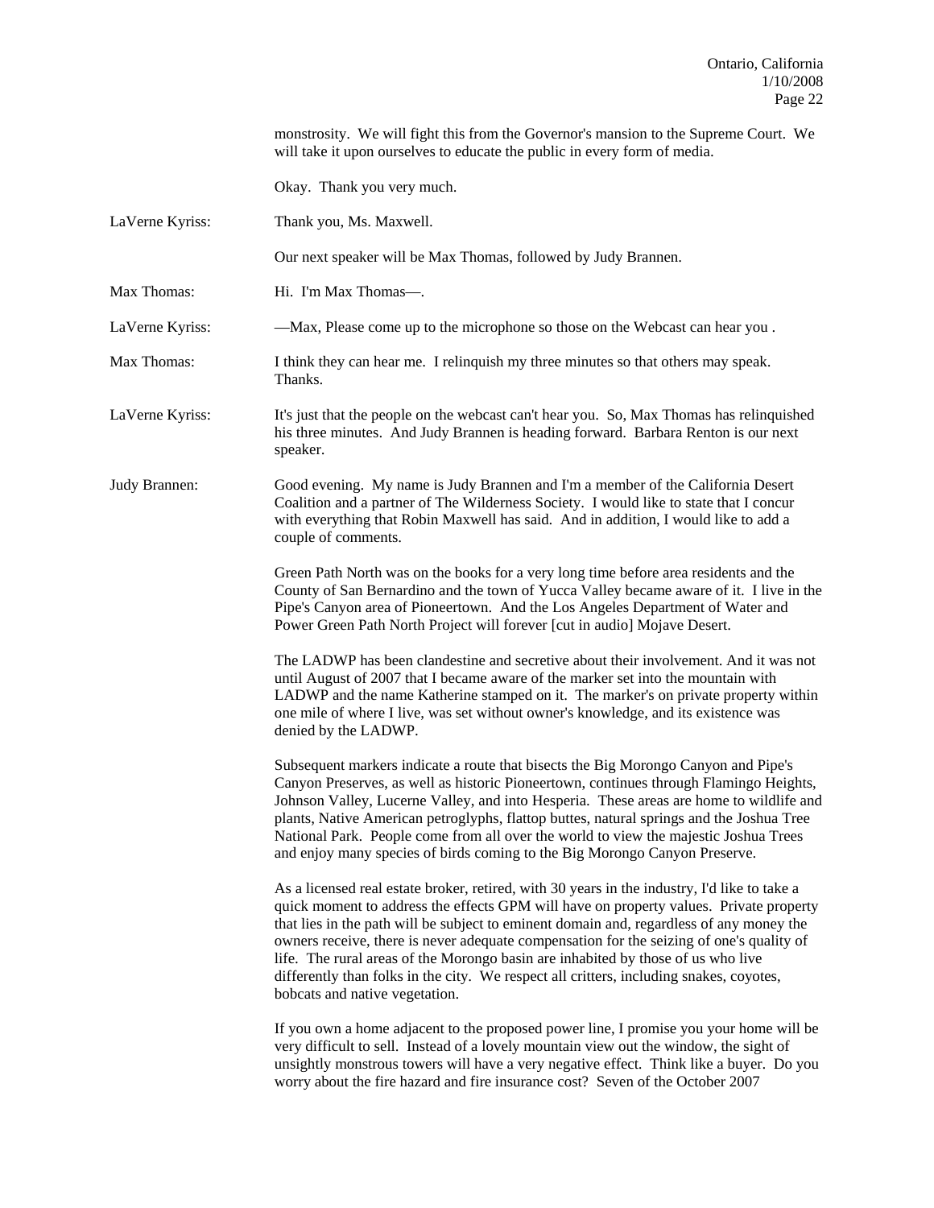monstrosity. We will fight this from the Governor's mansion to the Supreme Court. We will take it upon ourselves to educate the public in every form of media.

Okay. Thank you very much.

LaVerne Kyriss: Thank you, Ms. Maxwell.

Our next speaker will be Max Thomas, followed by Judy Brannen.

Max Thomas: Hi. I'm Max Thomas—.

LaVerne Kyriss: —Max, Please come up to the microphone so those on the Webcast can hear you .

Max Thomas: I think they can hear me. I relinquish my three minutes so that others may speak. Thanks.

LaVerne Kyriss: It's just that the people on the webcast can't hear you. So, Max Thomas has relinquished his three minutes. And Judy Brannen is heading forward. Barbara Renton is our next speaker.

Judy Brannen: Good evening. My name is Judy Brannen and I'm a member of the California Desert Coalition and a partner of The Wilderness Society. I would like to state that I concur with everything that Robin Maxwell has said. And in addition, I would like to add a couple of comments.

Green Path North was on the books for a very long time before area residents and the County of San Bernardino and the town of Yucca Valley became aware of it. I live in the Pipe's Canyon area of Pioneertown. And the Los Angeles Department of Water and Power Green Path North Project will forever [cut in audio] Mojave Desert.

The LADWP has been clandestine and secretive about their involvement. And it was not until August of 2007 that I became aware of the marker set into the mountain with LADWP and the name Katherine stamped on it. The marker's on private property within one mile of where I live, was set without owner's knowledge, and its existence was denied by the LADWP.

Subsequent markers indicate a route that bisects the Big Morongo Canyon and Pipe's Canyon Preserves, as well as historic Pioneertown, continues through Flamingo Heights, Johnson Valley, Lucerne Valley, and into Hesperia. These areas are home to wildlife and plants, Native American petroglyphs, flattop buttes, natural springs and the Joshua Tree National Park. People come from all over the world to view the majestic Joshua Trees and enjoy many species of birds coming to the Big Morongo Canyon Preserve.

As a licensed real estate broker, retired, with 30 years in the industry, I'd like to take a quick moment to address the effects GPM will have on property values. Private property that lies in the path will be subject to eminent domain and, regardless of any money the owners receive, there is never adequate compensation for the seizing of one's quality of life. The rural areas of the Morongo basin are inhabited by those of us who live differently than folks in the city. We respect all critters, including snakes, coyotes, bobcats and native vegetation.

If you own a home adjacent to the proposed power line, I promise you your home will be very difficult to sell. Instead of a lovely mountain view out the window, the sight of unsightly monstrous towers will have a very negative effect. Think like a buyer. Do you worry about the fire hazard and fire insurance cost? Seven of the October 2007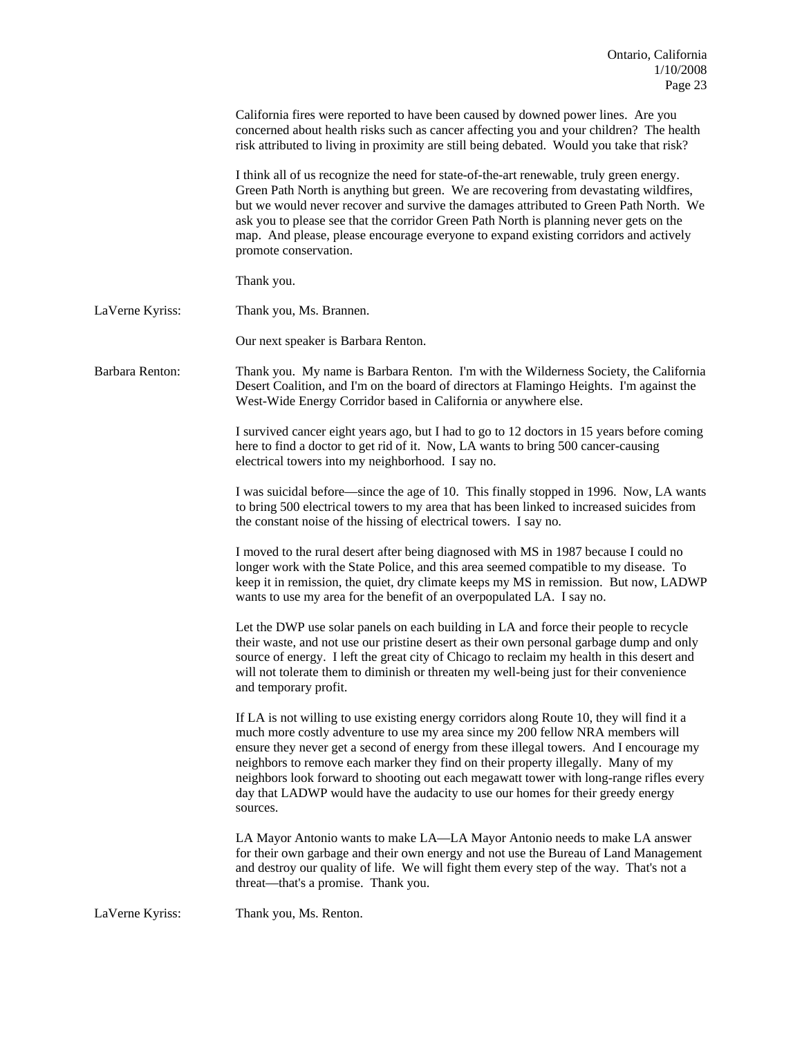California fires were reported to have been caused by downed power lines. Are you concerned about health risks such as cancer affecting you and your children? The health risk attributed to living in proximity are still being debated. Would you take that risk?

I think all of us recognize the need for state-of-the-art renewable, truly green energy. Green Path North is anything but green. We are recovering from devastating wildfires, but we would never recover and survive the damages attributed to Green Path North. We ask you to please see that the corridor Green Path North is planning never gets on the map. And please, please encourage everyone to expand existing corridors and actively promote conservation.

Thank you.

LaVerne Kyriss: Thank you, Ms. Brannen.

Our next speaker is Barbara Renton.

Barbara Renton: Thank you. My name is Barbara Renton. I'm with the Wilderness Society, the California Desert Coalition, and I'm on the board of directors at Flamingo Heights. I'm against the West-Wide Energy Corridor based in California or anywhere else.

I survived cancer eight years ago, but I had to go to 12 doctors in 15 years before coming here to find a doctor to get rid of it. Now, LA wants to bring 500 cancer-causing electrical towers into my neighborhood. I say no.

I was suicidal before—since the age of 10. This finally stopped in 1996. Now, LA wants to bring 500 electrical towers to my area that has been linked to increased suicides from the constant noise of the hissing of electrical towers. I say no.

I moved to the rural desert after being diagnosed with MS in 1987 because I could no longer work with the State Police, and this area seemed compatible to my disease. To keep it in remission, the quiet, dry climate keeps my MS in remission. But now, LADWP wants to use my area for the benefit of an overpopulated LA. I say no.

Let the DWP use solar panels on each building in LA and force their people to recycle their waste, and not use our pristine desert as their own personal garbage dump and only source of energy. I left the great city of Chicago to reclaim my health in this desert and will not tolerate them to diminish or threaten my well-being just for their convenience and temporary profit.

If LA is not willing to use existing energy corridors along Route 10, they will find it a much more costly adventure to use my area since my 200 fellow NRA members will ensure they never get a second of energy from these illegal towers. And I encourage my neighbors to remove each marker they find on their property illegally. Many of my neighbors look forward to shooting out each megawatt tower with long-range rifles every day that LADWP would have the audacity to use our homes for their greedy energy sources.

LA Mayor Antonio wants to make LA—LA Mayor Antonio needs to make LA answer for their own garbage and their own energy and not use the Bureau of Land Management and destroy our quality of life. We will fight them every step of the way. That's not a threat—that's a promise. Thank you.

LaVerne Kyriss: Thank you, Ms. Renton.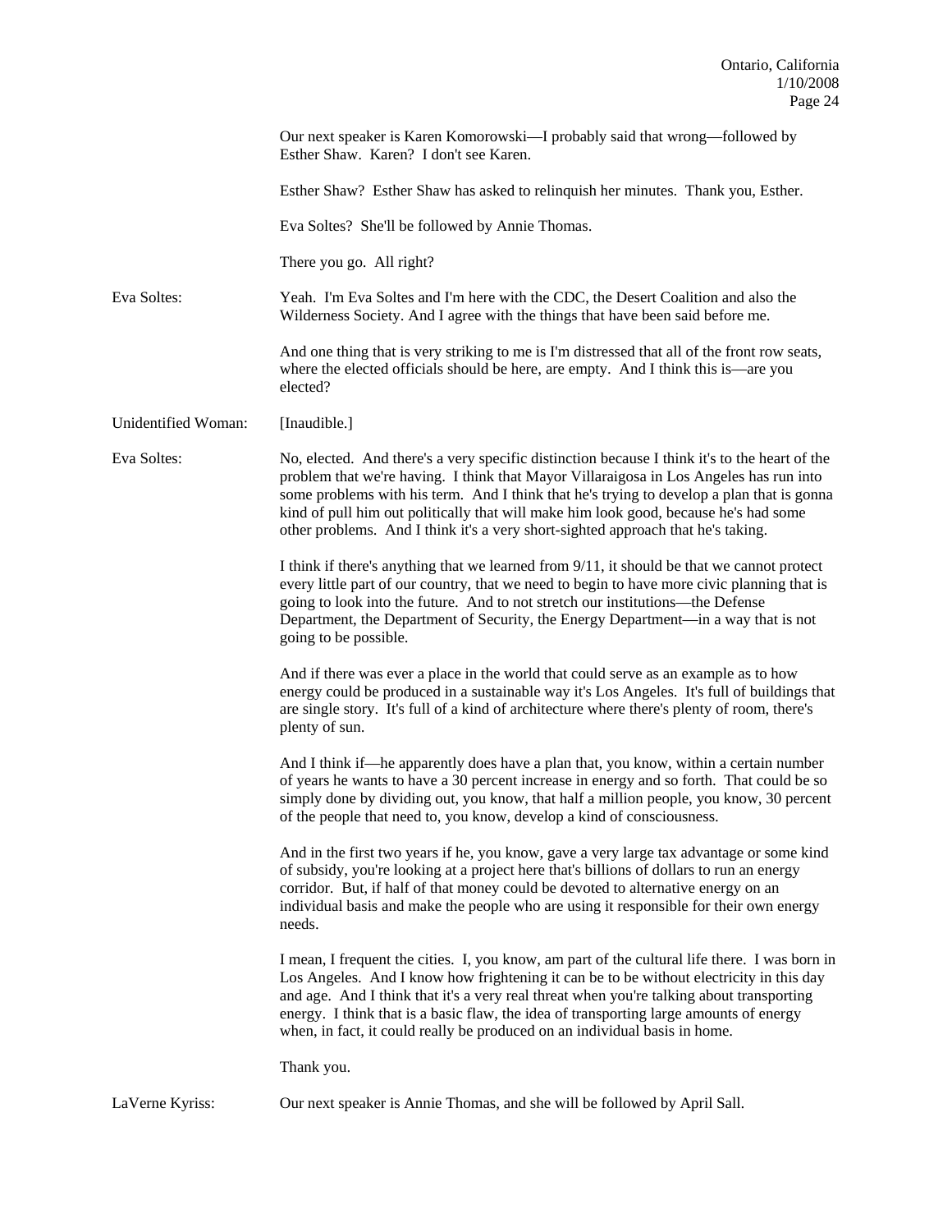Our next speaker is Karen Komorowski—I probably said that wrong—followed by Esther Shaw. Karen? I don't see Karen.

Esther Shaw? Esther Shaw has asked to relinquish her minutes. Thank you, Esther.

Eva Soltes? She'll be followed by Annie Thomas.

There you go. All right?

**Eva Soltes:** Yeah. I'm Eva Soltes and I'm here with the CDC, the Desert Coalition and also the Wilderness Society. And I agree with the things that have been said before me.

And one thing that is very striking to me is I'm distressed that all of the front row seats, where the elected officials should be here, are empty. And I think this is—are you elected?

**Unidentified Woman:** [Inaudible.]

**Eva Soltes:** No, elected. And there's a very specific distinction because I think it's to the heart of the problem that we're having. I think that Mayor Villaraigosa in Los Angeles has run into some problems with his term. And I think that he's trying to develop a plan that is gonna kind of pull him out politically that will make him look good, because he's had some other problems. And I think it's a very short-sighted approach that he's taking.

I think if there's anything that we learned from 9/11, it should be that we cannot protect every little part of our country, that we need to begin to have more civic planning that is going to look into the future. And to not stretch our institutions—the Defense Department, the Department of Security, the Energy Department—in a way that is not going to be possible.

And if there was ever a place in the world that could serve as an example as to how energy could be produced in a sustainable way it's Los Angeles. It's full of buildings that are single story. It's full of a kind of architecture where there's plenty of room, there's plenty of sun.

And I think if—he apparently does have a plan that, you know, within a certain number of years he wants to have a 30 percent increase in energy and so forth. That could be so simply done by dividing out, you know, that half a million people, you know, 30 percent of the people that need to, you know, develop a kind of consciousness.

And in the first two years if he, you know, gave a very large tax advantage or some kind of subsidy, you're looking at a project here that's billions of dollars to run an energy corridor. But, if half of that money could be devoted to alternative energy on an individual basis and make the people who are using it responsible for their own energy needs.

I mean, I frequent the cities. I, you know, am part of the cultural life there. I was born in Los Angeles. And I know how frightening it can be to be without electricity in this day and age. And I think that it's a very real threat when you're talking about transporting energy. I think that is a basic flaw, the idea of transporting large amounts of energy when, in fact, it could really be produced on an individual basis in home.

Thank you.

**LaVerne Kyriss:** Our next speaker is Annie Thomas, and she will be followed by April Sall.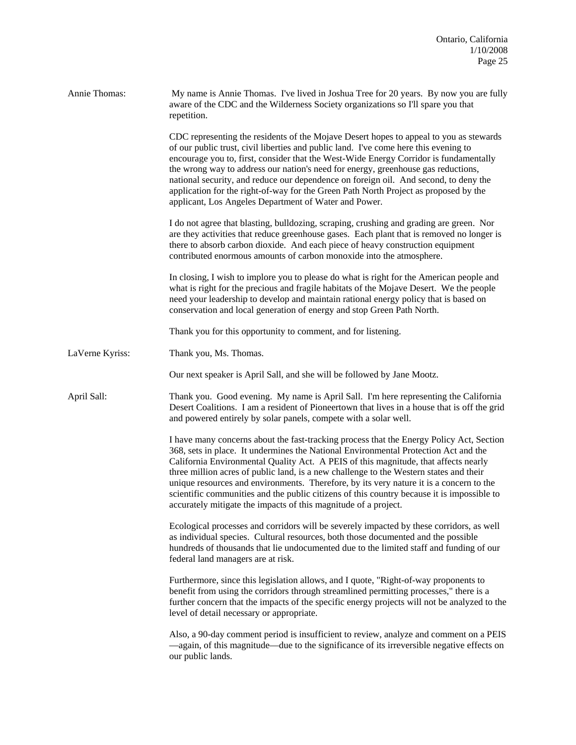**Annie Thomas:** My name is Annie Thomas. I've lived in Joshua Tree for 20 years. By now you are fully aware of the CDC and the Wilderness Society organizations so I'll spare you that repetition.

CDC representing the residents of the Mojave Desert hopes to appeal to you as stewards of our public trust, civil liberties and public land. I've come here this evening to encourage you to, first, consider that the West-Wide Energy Corridor is fundamentally the wrong way to address our nation's need for energy, greenhouse gas reductions, national security, and reduce our dependence on foreign oil. And second, to deny the application for the right-of-way for the Green Path North Project as proposed by the applicant, Los Angeles Department of Water and Power.

I do not agree that blasting, bulldozing, scraping, crushing and grading are green. Nor are they activities that reduce greenhouse gases. Each plant that is removed no longer is there to absorb carbon dioxide. And each piece of heavy construction equipment contributed enormous amounts of carbon monoxide into the atmosphere.

In closing, I wish to implore you to please do what is right for the American people and what is right for the precious and fragile habitats of the Mojave Desert. We the people need your leadership to develop and maintain rational energy policy that is based on conservation and local generation of energy and stop Green Path North.

Thank you for this opportunity to comment, and for listening.

**LaVerne Kyriss:** Thank you, Ms. Thomas.

Our next speaker is April Sall, and she will be followed by Jane Mootz.

**April Sall:** Thank you. Good evening. My name is April Sall. I'm here representing the California Desert Coalitions. I am a resident of Pioneertown that lives in a house that is off the grid and powered entirely by solar panels, compete with a solar well.

I have many concerns about the fast-tracking process that the Energy Policy Act, Section 368, sets in place. It undermines the National Environmental Protection Act and the California Environmental Quality Act. A PEIS of this magnitude, that affects nearly three million acres of public land, is a new challenge to the Western states and their unique resources and environments. Therefore, by its very nature it is a concern to the scientific communities and the public citizens of this country because it is impossible to accurately mitigate the impacts of this magnitude of a project.

Ecological processes and corridors will be severely impacted by these corridors, as well as individual species. Cultural resources, both those documented and the possible hundreds of thousands that lie undocumented due to the limited staff and funding of our federal land managers are at risk.

Furthermore, since this legislation allows, and I quote, "Right-of-way proponents to benefit from using the corridors through streamlined permitting processes," there is a further concern that the impacts of the specific energy projects will not be analyzed to the level of detail necessary or appropriate.

Also, a 90-day comment period is insufficient to review, analyze and comment on a PEIS —again, of this magnitude—due to the significance of its irreversible negative effects on our public lands.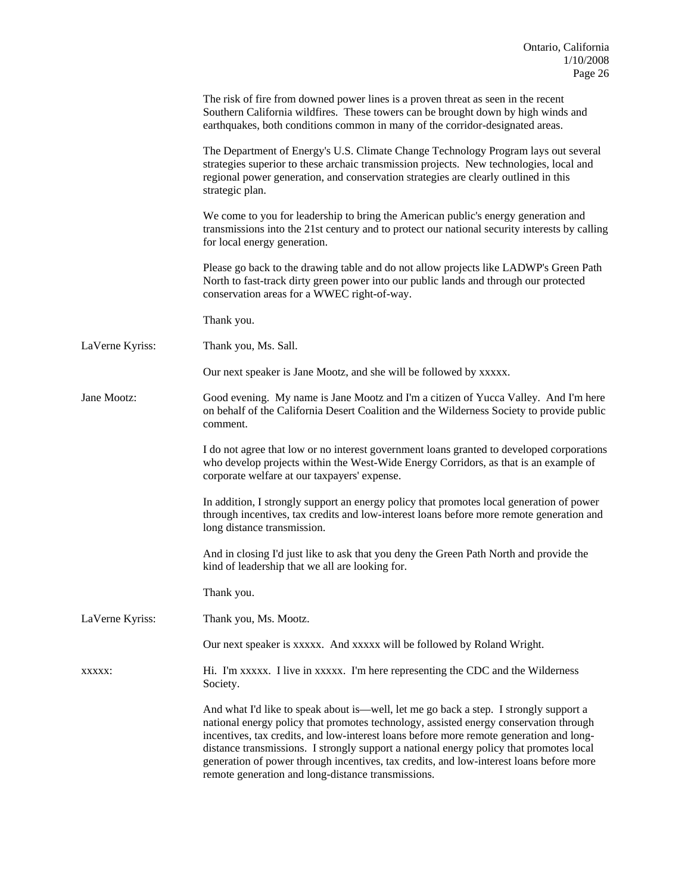The risk of fire from downed power lines is a proven threat as seen in the recent Southern California wildfires. These towers can be brought down by high winds and earthquakes, both conditions common in many of the corridor-designated areas.

The Department of Energy's U.S. Climate Change Technology Program lays out several strategies superior to these archaic transmission projects. New technologies, local and regional power generation, and conservation strategies are clearly outlined in this strategic plan.

We come to you for leadership to bring the American public's energy generation and transmissions into the 21st century and to protect our national security interests by calling for local energy generation.

Please go back to the drawing table and do not allow projects like LADWP's Green Path North to fast-track dirty green power into our public lands and through our protected conservation areas for a WWEC right-of-way.

Thank you.

LaVerne Kyriss: Thank you, Ms. Sall.

Our next speaker is Jane Mootz, and she will be followed by xxxxx.

Jane Mootz: Good evening. My name is Jane Mootz and I'm a citizen of Yucca Valley. And I'm here on behalf of the California Desert Coalition and the Wilderness Society to provide public comment.

I do not agree that low or no interest government loans granted to developed corporations who develop projects within the West-Wide Energy Corridors, as that is an example of corporate welfare at our taxpayers' expense.

In addition, I strongly support an energy policy that promotes local generation of power through incentives, tax credits and low-interest loans before more remote generation and long distance transmission.

And in closing I'd just like to ask that you deny the Green Path North and provide the kind of leadership that we all are looking for.

Thank you.

LaVerne Kyriss: Thank you, Ms. Mootz.

Our next speaker is xxxxx. And xxxxx will be followed by Roland Wright.

xxxxx: Hi. I'm xxxxx. I live in xxxxx. I'm here representing the CDC and the Wilderness Society.

And what I'd like to speak about is—well, let me go back a step. I strongly support a national energy policy that promotes technology, assisted energy conservation through incentives, tax credits, and low-interest loans before more remote generation and long-distance transmissions. I strongly support a national energy policy that promotes local generation of power through incentives, tax credits, and low-interest loans before more remote generation and long-distance transmissions.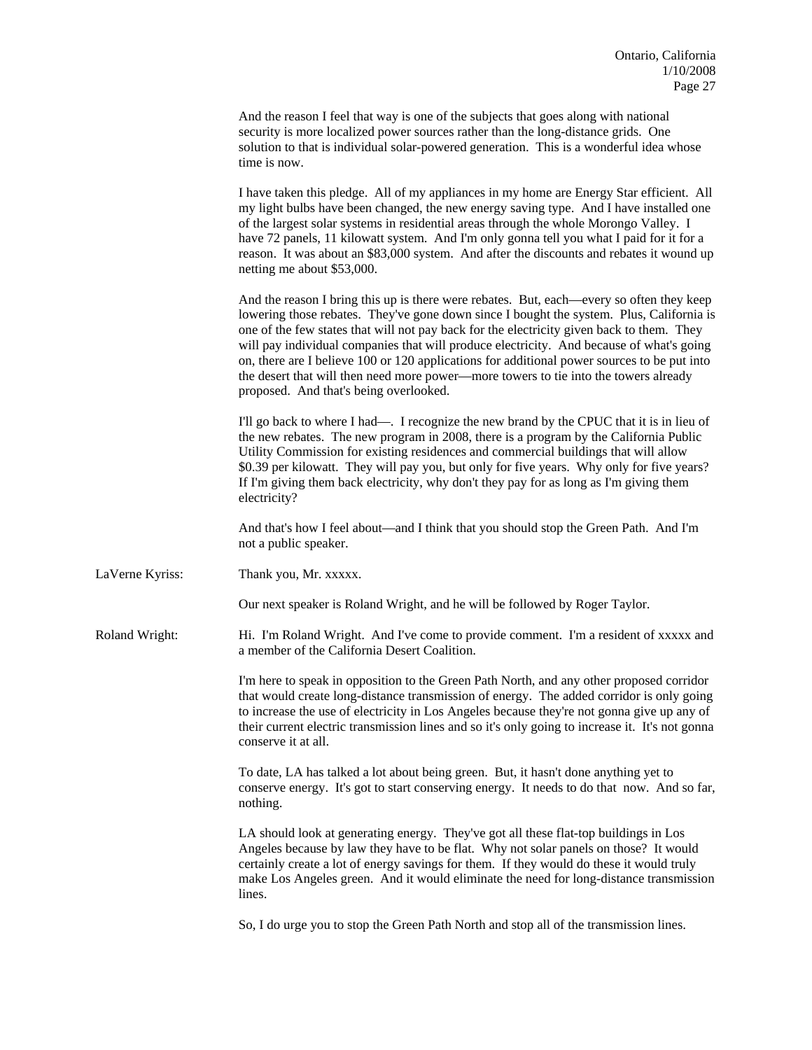And the reason I feel that way is one of the subjects that goes along with national security is more localized power sources rather than the long-distance grids. One solution to that is individual solar-powered generation. This is a wonderful idea whose time is now.

I have taken this pledge. All of my appliances in my home are Energy Star efficient. All my light bulbs have been changed, the new energy saving type. And I have installed one of the largest solar systems in residential areas through the whole Morongo Valley. I have 72 panels, 11 kilowatt system. And I'm only gonna tell you what I paid for it for a reason. It was about an $83,000 system. And after the discounts and rebates it wound up netting me about $53,000.

And the reason I bring this up is there were rebates. But, each—every so often they keep lowering those rebates. They've gone down since I bought the system. Plus, California is one of the few states that will not pay back for the electricity given back to them. They will pay individual companies that will produce electricity. And because of what's going on, there are I believe 100 or 120 applications for additional power sources to be put into the desert that will then need more power—more towers to tie into the towers already proposed. And that's being overlooked.

I'll go back to where I had—. I recognize the new brand by the CPUC that it is in lieu of the new rebates. The new program in 2008, there is a program by the California Public Utility Commission for existing residences and commercial buildings that will allow $0.39 per kilowatt. They will pay you, but only for five years. Why only for five years? If I'm giving them back electricity, why don't they pay for as long as I'm giving them electricity?

And that's how I feel about—and I think that you should stop the Green Path. And I'm not a public speaker.

**LaVerne Kyriss:** Thank you, Mr. xxxxx.

Our next speaker is Roland Wright, and he will be followed by Roger Taylor.

**Roland Wright:** Hi. I'm Roland Wright. And I've come to provide comment. I'm a resident of xxxxx and a member of the California Desert Coalition.

I'm here to speak in opposition to the Green Path North, and any other proposed corridor that would create long-distance transmission of energy. The added corridor is only going to increase the use of electricity in Los Angeles because they're not gonna give up any of their current electric transmission lines and so it's only going to increase it. It's not gonna conserve it at all.

To date, LA has talked a lot about being green. But, it hasn't done anything yet to conserve energy. It's got to start conserving energy. It needs to do that now. And so far, nothing.

LA should look at generating energy. They've got all these flat-top buildings in Los Angeles because by law they have to be flat. Why not solar panels on those? It would certainly create a lot of energy savings for them. If they would do these it would truly make Los Angeles green. And it would eliminate the need for long-distance transmission lines.

So, I do urge you to stop the Green Path North and stop all of the transmission lines.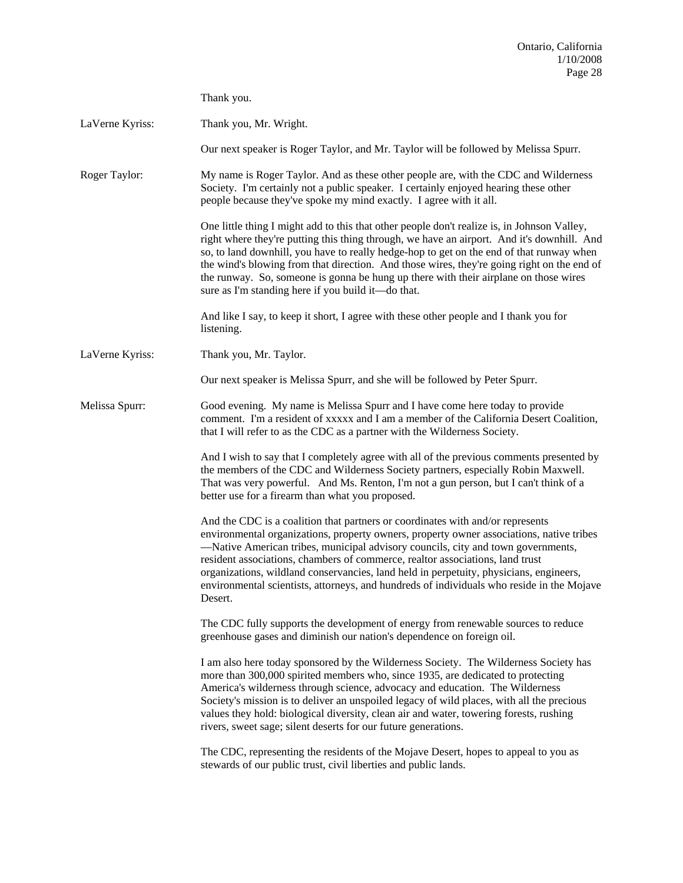Thank you.

LaVerne Kyriss: Thank you, Mr. Wright.

Our next speaker is Roger Taylor, and Mr. Taylor will be followed by Melissa Spurr.

Roger Taylor: My name is Roger Taylor. And as these other people are, with the CDC and Wilderness Society. I'm certainly not a public speaker. I certainly enjoyed hearing these other people because they've spoke my mind exactly. I agree with it all.

One little thing I might add to this that other people don't realize is, in Johnson Valley, right where they're putting this thing through, we have an airport. And it's downhill. And so, to land downhill, you have to really hedge-hop to get on the end of that runway when the wind's blowing from that direction. And those wires, they're going right on the end of the runway. So, someone is gonna be hung up there with their airplane on those wires sure as I'm standing here if you build it—do that.

And like I say, to keep it short, I agree with these other people and I thank you for listening.

LaVerne Kyriss: Thank you, Mr. Taylor.

Our next speaker is Melissa Spurr, and she will be followed by Peter Spurr.

Melissa Spurr: Good evening. My name is Melissa Spurr and I have come here today to provide comment. I'm a resident of xxxxx and I am a member of the California Desert Coalition, that I will refer to as the CDC as a partner with the Wilderness Society.

And I wish to say that I completely agree with all of the previous comments presented by the members of the CDC and Wilderness Society partners, especially Robin Maxwell. That was very powerful. And Ms. Renton, I'm not a gun person, but I can't think of a better use for a firearm than what you proposed.

And the CDC is a coalition that partners or coordinates with and/or represents environmental organizations, property owners, property owner associations, native tribes —Native American tribes, municipal advisory councils, city and town governments, resident associations, chambers of commerce, realtor associations, land trust organizations, wildland conservancies, land held in perpetuity, physicians, engineers, environmental scientists, attorneys, and hundreds of individuals who reside in the Mojave Desert.

The CDC fully supports the development of energy from renewable sources to reduce greenhouse gases and diminish our nation's dependence on foreign oil.

I am also here today sponsored by the Wilderness Society. The Wilderness Society has more than 300,000 spirited members who, since 1935, are dedicated to protecting America's wilderness through science, advocacy and education. The Wilderness Society's mission is to deliver an unspoiled legacy of wild places, with all the precious values they hold: biological diversity, clean air and water, towering forests, rushing rivers, sweet sage; silent deserts for our future generations.

The CDC, representing the residents of the Mojave Desert, hopes to appeal to you as stewards of our public trust, civil liberties and public lands.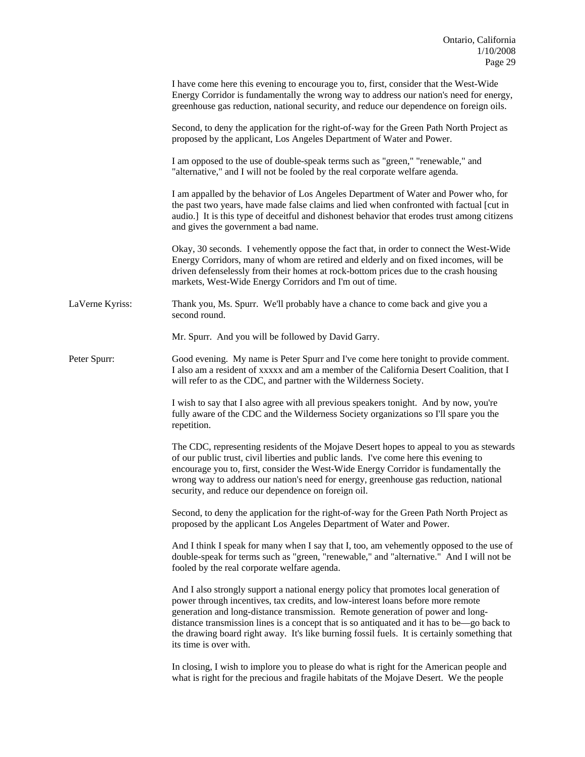I have come here this evening to encourage you to, first, consider that the West-Wide Energy Corridor is fundamentally the wrong way to address our nation's need for energy, greenhouse gas reduction, national security, and reduce our dependence on foreign oils.

Second, to deny the application for the right-of-way for the Green Path North Project as proposed by the applicant, Los Angeles Department of Water and Power.

I am opposed to the use of double-speak terms such as "green," "renewable," and "alternative," and I will not be fooled by the real corporate welfare agenda.

I am appalled by the behavior of Los Angeles Department of Water and Power who, for the past two years, have made false claims and lied when confronted with factual [cut in audio.] It is this type of deceitful and dishonest behavior that erodes trust among citizens and gives the government a bad name.

Okay, 30 seconds. I vehemently oppose the fact that, in order to connect the West-Wide Energy Corridors, many of whom are retired and elderly and on fixed incomes, will be driven defenselessly from their homes at rock-bottom prices due to the crash housing markets, West-Wide Energy Corridors and I'm out of time.

**LaVerne Kyriss:** Thank you, Ms. Spurr. We'll probably have a chance to come back and give you a second round.

Mr. Spurr. And you will be followed by David Garry.

**Peter Spurr:** Good evening. My name is Peter Spurr and I've come here tonight to provide comment. I also am a resident of xxxxx and am a member of the California Desert Coalition, that I will refer to as the CDC, and partner with the Wilderness Society.

I wish to say that I also agree with all previous speakers tonight. And by now, you're fully aware of the CDC and the Wilderness Society organizations so I'll spare you the repetition.

The CDC, representing residents of the Mojave Desert hopes to appeal to you as stewards of our public trust, civil liberties and public lands. I've come here this evening to encourage you to, first, consider the West-Wide Energy Corridor is fundamentally the wrong way to address our nation's need for energy, greenhouse gas reduction, national security, and reduce our dependence on foreign oil.

Second, to deny the application for the right-of-way for the Green Path North Project as proposed by the applicant Los Angeles Department of Water and Power.

And I think I speak for many when I say that I, too, am vehemently opposed to the use of double-speak for terms such as "green, "renewable," and "alternative." And I will not be fooled by the real corporate welfare agenda.

And I also strongly support a national energy policy that promotes local generation of power through incentives, tax credits, and low-interest loans before more remote generation and long-distance transmission. Remote generation of power and long-distance transmission lines is a concept that is so antiquated and it has to be—go back to the drawing board right away. It's like burning fossil fuels. It is certainly something that its time is over with.

In closing, I wish to implore you to please do what is right for the American people and what is right for the precious and fragile habitats of the Mojave Desert. We the people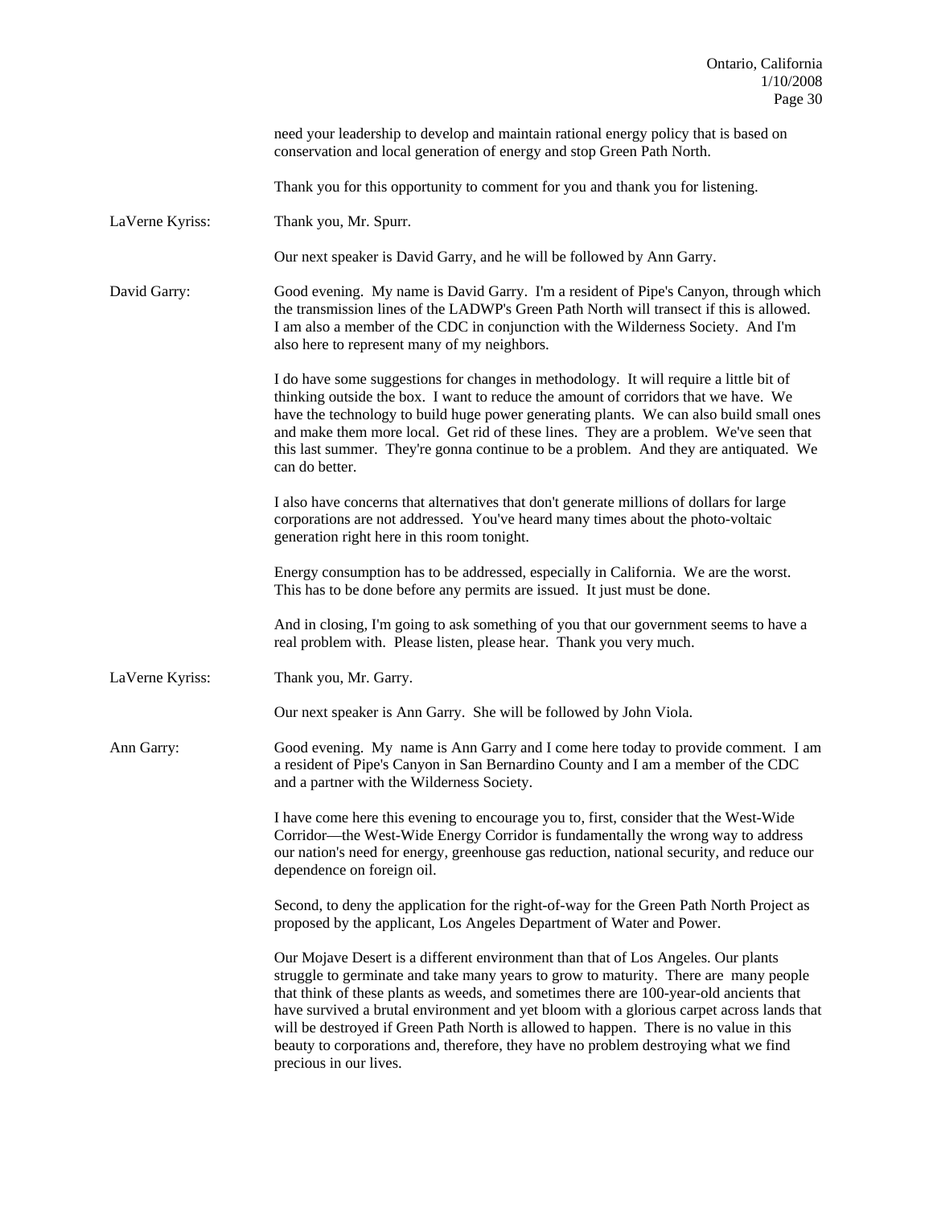need your leadership to develop and maintain rational energy policy that is based on conservation and local generation of energy and stop Green Path North.

Thank you for this opportunity to comment for you and thank you for listening.

LaVerne Kyriss: Thank you, Mr. Spurr.

Our next speaker is David Garry, and he will be followed by Ann Garry.

David Garry: Good evening. My name is David Garry. I'm a resident of Pipe's Canyon, through which the transmission lines of the LADWP's Green Path North will transect if this is allowed. I am also a member of the CDC in conjunction with the Wilderness Society. And I'm also here to represent many of my neighbors.

I do have some suggestions for changes in methodology. It will require a little bit of thinking outside the box. I want to reduce the amount of corridors that we have. We have the technology to build huge power generating plants. We can also build small ones and make them more local. Get rid of these lines. They are a problem. We've seen that this last summer. They're gonna continue to be a problem. And they are antiquated. We can do better.

I also have concerns that alternatives that don't generate millions of dollars for large corporations are not addressed. You've heard many times about the photo-voltaic generation right here in this room tonight.

Energy consumption has to be addressed, especially in California. We are the worst. This has to be done before any permits are issued. It just must be done.

And in closing, I'm going to ask something of you that our government seems to have a real problem with. Please listen, please hear. Thank you very much.

LaVerne Kyriss: Thank you, Mr. Garry.

Our next speaker is Ann Garry. She will be followed by John Viola.

Ann Garry: Good evening. My name is Ann Garry and I come here today to provide comment. I am a resident of Pipe's Canyon in San Bernardino County and I am a member of the CDC and a partner with the Wilderness Society.

I have come here this evening to encourage you to, first, consider that the West-Wide Corridor—the West-Wide Energy Corridor is fundamentally the wrong way to address our nation's need for energy, greenhouse gas reduction, national security, and reduce our dependence on foreign oil.

Second, to deny the application for the right-of-way for the Green Path North Project as proposed by the applicant, Los Angeles Department of Water and Power.

Our Mojave Desert is a different environment than that of Los Angeles. Our plants struggle to germinate and take many years to grow to maturity. There are many people that think of these plants as weeds, and sometimes there are 100-year-old ancients that have survived a brutal environment and yet bloom with a glorious carpet across lands that will be destroyed if Green Path North is allowed to happen. There is no value in this beauty to corporations and, therefore, they have no problem destroying what we find precious in our lives.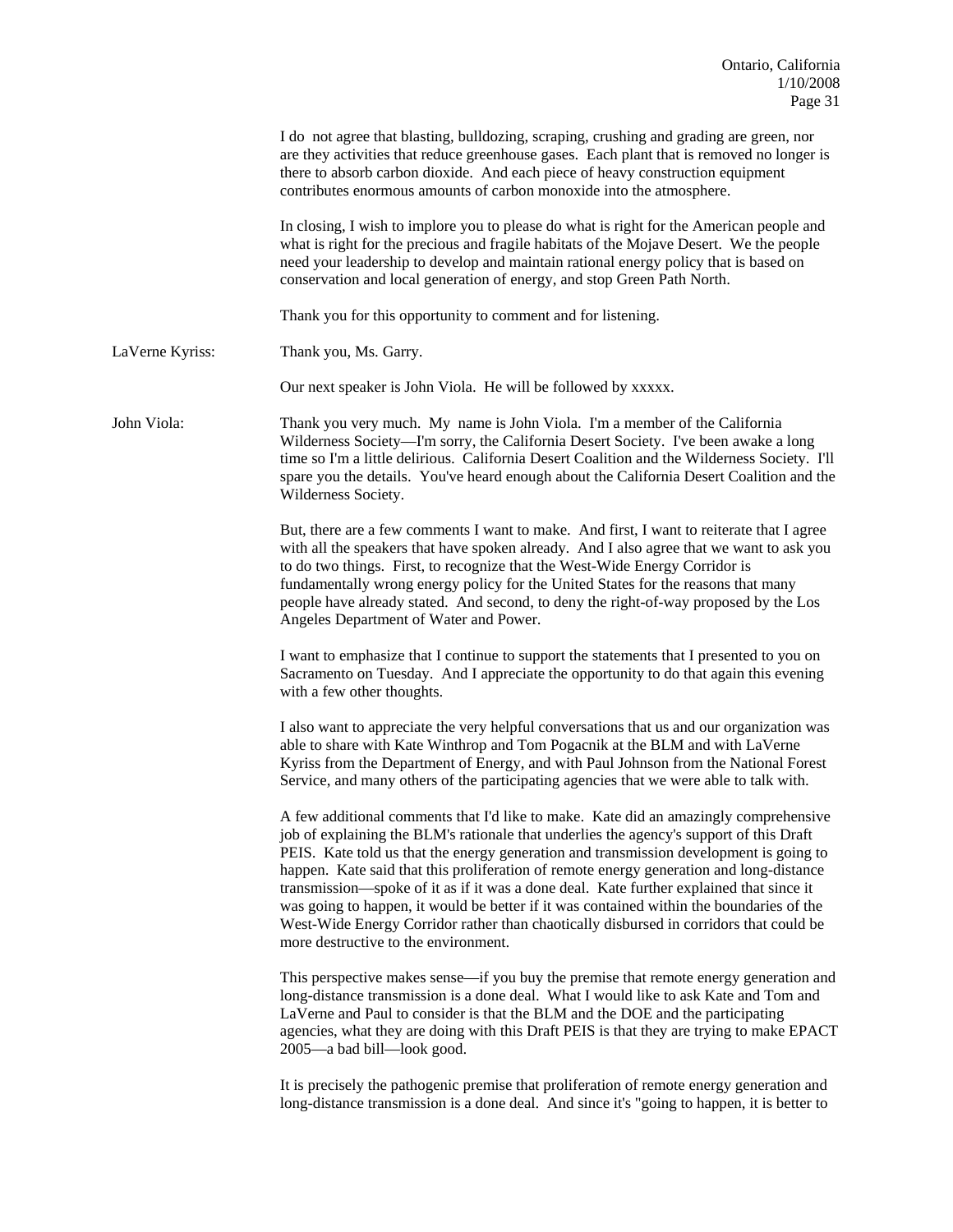I do not agree that blasting, bulldozing, scraping, crushing and grading are green, nor are they activities that reduce greenhouse gases. Each plant that is removed no longer is there to absorb carbon dioxide. And each piece of heavy construction equipment contributes enormous amounts of carbon monoxide into the atmosphere.

In closing, I wish to implore you to please do what is right for the American people and what is right for the precious and fragile habitats of the Mojave Desert. We the people need your leadership to develop and maintain rational energy policy that is based on conservation and local generation of energy, and stop Green Path North.

Thank you for this opportunity to comment and for listening.

LaVerne Kyriss: Thank you, Ms. Garry.

Our next speaker is John Viola. He will be followed by xxxxx.

John Viola: Thank you very much. My name is John Viola. I'm a member of the California Wilderness Society—I'm sorry, the California Desert Society. I've been awake a long time so I'm a little delirious. California Desert Coalition and the Wilderness Society. I'll spare you the details. You've heard enough about the California Desert Coalition and the Wilderness Society.

But, there are a few comments I want to make. And first, I want to reiterate that I agree with all the speakers that have spoken already. And I also agree that we want to ask you to do two things. First, to recognize that the West-Wide Energy Corridor is fundamentally wrong energy policy for the United States for the reasons that many people have already stated. And second, to deny the right-of-way proposed by the Los Angeles Department of Water and Power.

I want to emphasize that I continue to support the statements that I presented to you on Sacramento on Tuesday. And I appreciate the opportunity to do that again this evening with a few other thoughts.

I also want to appreciate the very helpful conversations that us and our organization was able to share with Kate Winthrop and Tom Pogacnik at the BLM and with LaVerne Kyriss from the Department of Energy, and with Paul Johnson from the National Forest Service, and many others of the participating agencies that we were able to talk with.

A few additional comments that I'd like to make. Kate did an amazingly comprehensive job of explaining the BLM's rationale that underlies the agency's support of this Draft PEIS. Kate told us that the energy generation and transmission development is going to happen. Kate said that this proliferation of remote energy generation and long-distance transmission—spoke of it as if it was a done deal. Kate further explained that since it was going to happen, it would be better if it was contained within the boundaries of the West-Wide Energy Corridor rather than chaotically disbursed in corridors that could be more destructive to the environment.

This perspective makes sense—if you buy the premise that remote energy generation and long-distance transmission is a done deal. What I would like to ask Kate and Tom and LaVerne and Paul to consider is that the BLM and the DOE and the participating agencies, what they are doing with this Draft PEIS is that they are trying to make EPACT 2005—a bad bill—look good.

It is precisely the pathogenic premise that proliferation of remote energy generation and long-distance transmission is a done deal. And since it's "going to happen, it is better to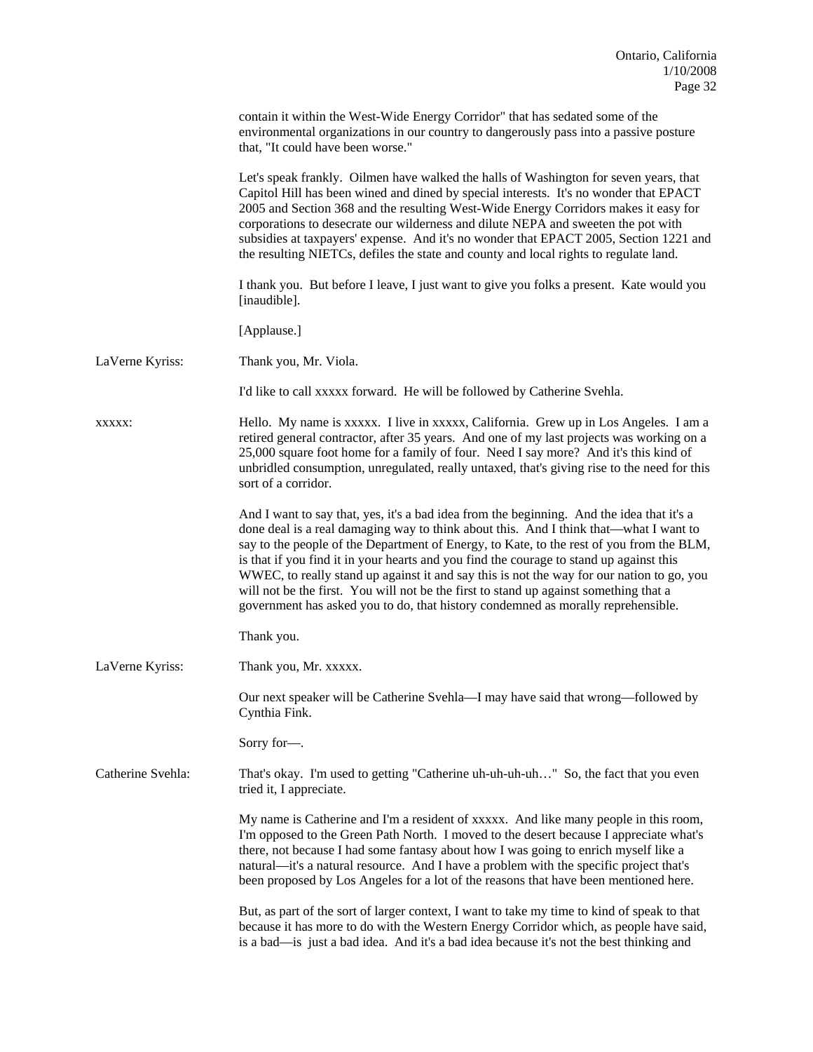contain it within the West-Wide Energy Corridor" that has sedated some of the environmental organizations in our country to dangerously pass into a passive posture that, "It could have been worse."

Let's speak frankly. Oilmen have walked the halls of Washington for seven years, that Capitol Hill has been wined and dined by special interests. It's no wonder that EPACT 2005 and Section 368 and the resulting West-Wide Energy Corridors makes it easy for corporations to desecrate our wilderness and dilute NEPA and sweeten the pot with subsidies at taxpayers' expense. And it's no wonder that EPACT 2005, Section 1221 and the resulting NIETCs, defiles the state and county and local rights to regulate land.

I thank you. But before I leave, I just want to give you folks a present. Kate would you [inaudible].

[Applause.]

LaVerne Kyriss: Thank you, Mr. Viola.

I'd like to call xxxxx forward. He will be followed by Catherine Svehla.

xxxxx: Hello. My name is xxxxx. I live in xxxxx, California. Grew up in Los Angeles. I am a retired general contractor, after 35 years. And one of my last projects was working on a 25,000 square foot home for a family of four. Need I say more? And it's this kind of unbridled consumption, unregulated, really untaxed, that's giving rise to the need for this sort of a corridor.

And I want to say that, yes, it's a bad idea from the beginning. And the idea that it's a done deal is a real damaging way to think about this. And I think that—what I want to say to the people of the Department of Energy, to Kate, to the rest of you from the BLM, is that if you find it in your hearts and you find the courage to stand up against this WWEC, to really stand up against it and say this is not the way for our nation to go, you will not be the first. You will not be the first to stand up against something that a government has asked you to do, that history condemned as morally reprehensible.

Thank you.

LaVerne Kyriss: Thank you, Mr. xxxxx.

Our next speaker will be Catherine Svehla—I may have said that wrong—followed by Cynthia Fink.

Sorry for—.

Catherine Svehla: That's okay. I'm used to getting "Catherine uh-uh-uh-uh…" So, the fact that you even tried it, I appreciate.

My name is Catherine and I'm a resident of xxxxx. And like many people in this room, I'm opposed to the Green Path North. I moved to the desert because I appreciate what's there, not because I had some fantasy about how I was going to enrich myself like a natural—it's a natural resource. And I have a problem with the specific project that's been proposed by Los Angeles for a lot of the reasons that have been mentioned here.

But, as part of the sort of larger context, I want to take my time to kind of speak to that because it has more to do with the Western Energy Corridor which, as people have said, is a bad—is just a bad idea. And it's a bad idea because it's not the best thinking and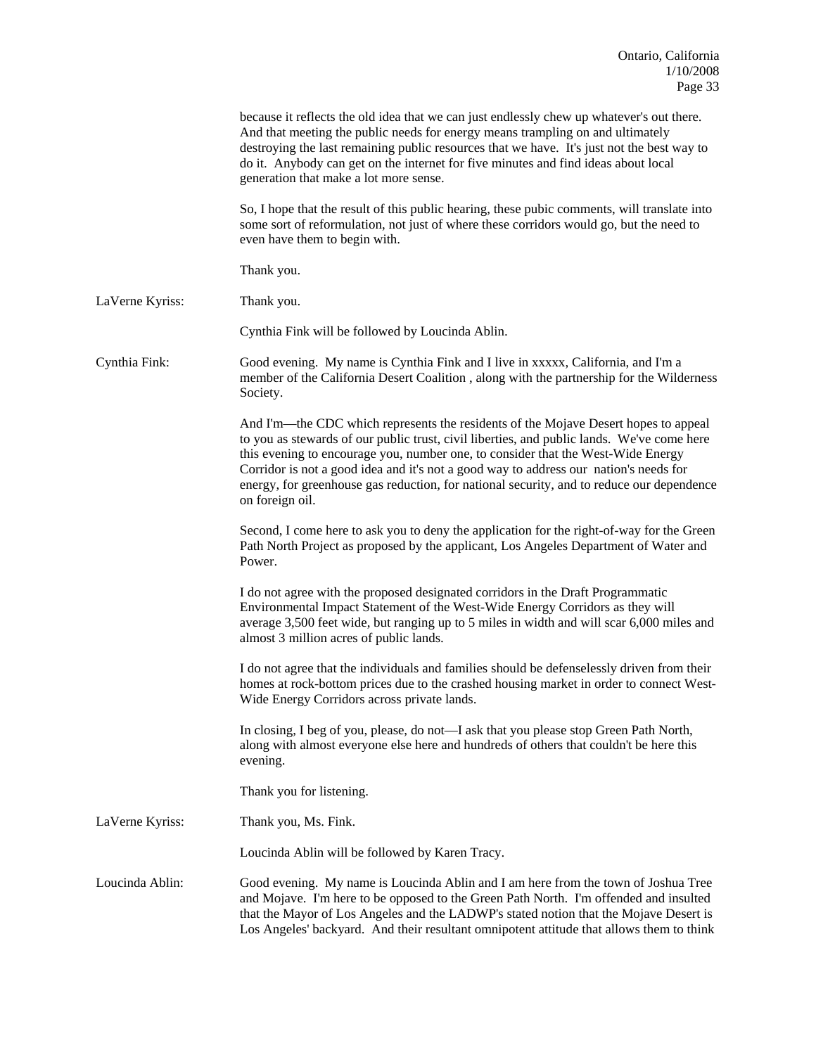because it reflects the old idea that we can just endlessly chew up whatever's out there. And that meeting the public needs for energy means trampling on and ultimately destroying the last remaining public resources that we have. It's just not the best way to do it. Anybody can get on the internet for five minutes and find ideas about local generation that make a lot more sense.

So, I hope that the result of this public hearing, these pubic comments, will translate into some sort of reformulation, not just of where these corridors would go, but the need to even have them to begin with.

Thank you.

LaVerne Kyriss: Thank you.

Cynthia Fink will be followed by Loucinda Ablin.

Cynthia Fink: Good evening. My name is Cynthia Fink and I live in xxxxx, California, and I'm a member of the California Desert Coalition , along with the partnership for the Wilderness Society.

And I'm—the CDC which represents the residents of the Mojave Desert hopes to appeal to you as stewards of our public trust, civil liberties, and public lands. We've come here this evening to encourage you, number one, to consider that the West-Wide Energy Corridor is not a good idea and it's not a good way to address our nation's needs for energy, for greenhouse gas reduction, for national security, and to reduce our dependence on foreign oil.

Second, I come here to ask you to deny the application for the right-of-way for the Green Path North Project as proposed by the applicant, Los Angeles Department of Water and Power.

I do not agree with the proposed designated corridors in the Draft Programmatic Environmental Impact Statement of the West-Wide Energy Corridors as they will average 3,500 feet wide, but ranging up to 5 miles in width and will scar 6,000 miles and almost 3 million acres of public lands.

I do not agree that the individuals and families should be defenselessly driven from their homes at rock-bottom prices due to the crashed housing market in order to connect West-Wide Energy Corridors across private lands.

In closing, I beg of you, please, do not—I ask that you please stop Green Path North, along with almost everyone else here and hundreds of others that couldn't be here this evening.

Thank you for listening.

LaVerne Kyriss: Thank you, Ms. Fink.

Loucinda Ablin will be followed by Karen Tracy.

Loucinda Ablin: Good evening. My name is Loucinda Ablin and I am here from the town of Joshua Tree and Mojave. I'm here to be opposed to the Green Path North. I'm offended and insulted that the Mayor of Los Angeles and the LADWP's stated notion that the Mojave Desert is Los Angeles' backyard. And their resultant omnipotent attitude that allows them to think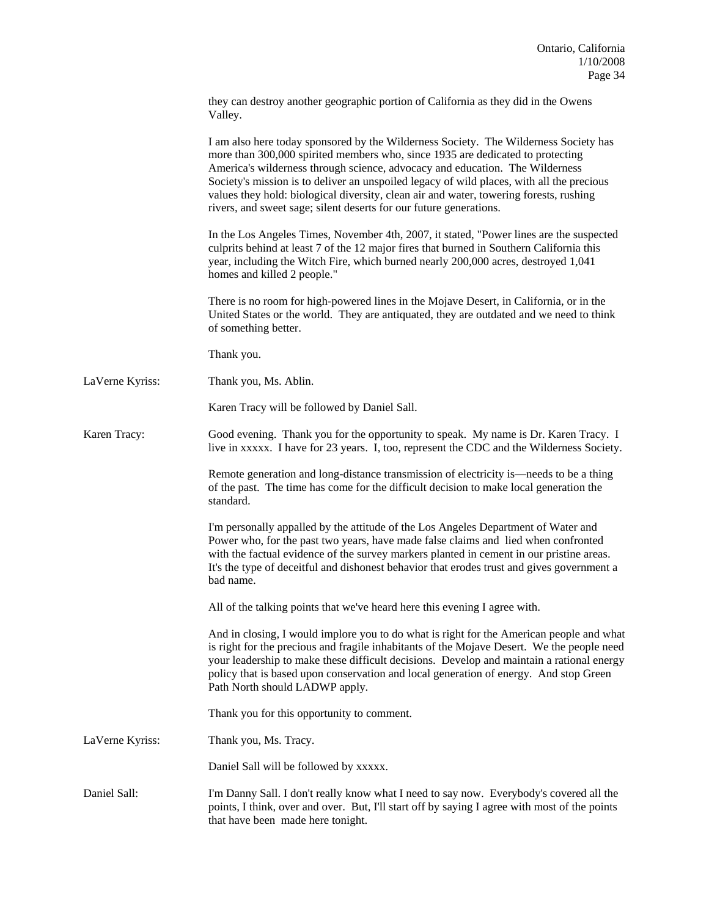they can destroy another geographic portion of California as they did in the Owens Valley.

I am also here today sponsored by the Wilderness Society. The Wilderness Society has more than 300,000 spirited members who, since 1935 are dedicated to protecting America's wilderness through science, advocacy and education. The Wilderness Society's mission is to deliver an unspoiled legacy of wild places, with all the precious values they hold: biological diversity, clean air and water, towering forests, rushing rivers, and sweet sage; silent deserts for our future generations.

In the Los Angeles Times, November 4th, 2007, it stated, "Power lines are the suspected culprits behind at least 7 of the 12 major fires that burned in Southern California this year, including the Witch Fire, which burned nearly 200,000 acres, destroyed 1,041 homes and killed 2 people."

There is no room for high-powered lines in the Mojave Desert, in California, or in the United States or the world. They are antiquated, they are outdated and we need to think of something better.

Thank you.

**LaVerne Kyriss:** Thank you, Ms. Ablin.

Karen Tracy will be followed by Daniel Sall.

**Karen Tracy:** Good evening. Thank you for the opportunity to speak. My name is Dr. Karen Tracy. I live in xxxxx. I have for 23 years. I, too, represent the CDC and the Wilderness Society.

Remote generation and long-distance transmission of electricity is—needs to be a thing of the past. The time has come for the difficult decision to make local generation the standard.

I'm personally appalled by the attitude of the Los Angeles Department of Water and Power who, for the past two years, have made false claims and lied when confronted with the factual evidence of the survey markers planted in cement in our pristine areas. It's the type of deceitful and dishonest behavior that erodes trust and gives government a bad name.

All of the talking points that we've heard here this evening I agree with.

And in closing, I would implore you to do what is right for the American people and what is right for the precious and fragile inhabitants of the Mojave Desert. We the people need your leadership to make these difficult decisions. Develop and maintain a rational energy policy that is based upon conservation and local generation of energy. And stop Green Path North should LADWP apply.

Thank you for this opportunity to comment.

**LaVerne Kyriss:** Thank you, Ms. Tracy.

Daniel Sall will be followed by xxxxx.

**Daniel Sall:** I'm Danny Sall. I don't really know what I need to say now. Everybody's covered all the points, I think, over and over. But, I'll start off by saying I agree with most of the points that have been made here tonight.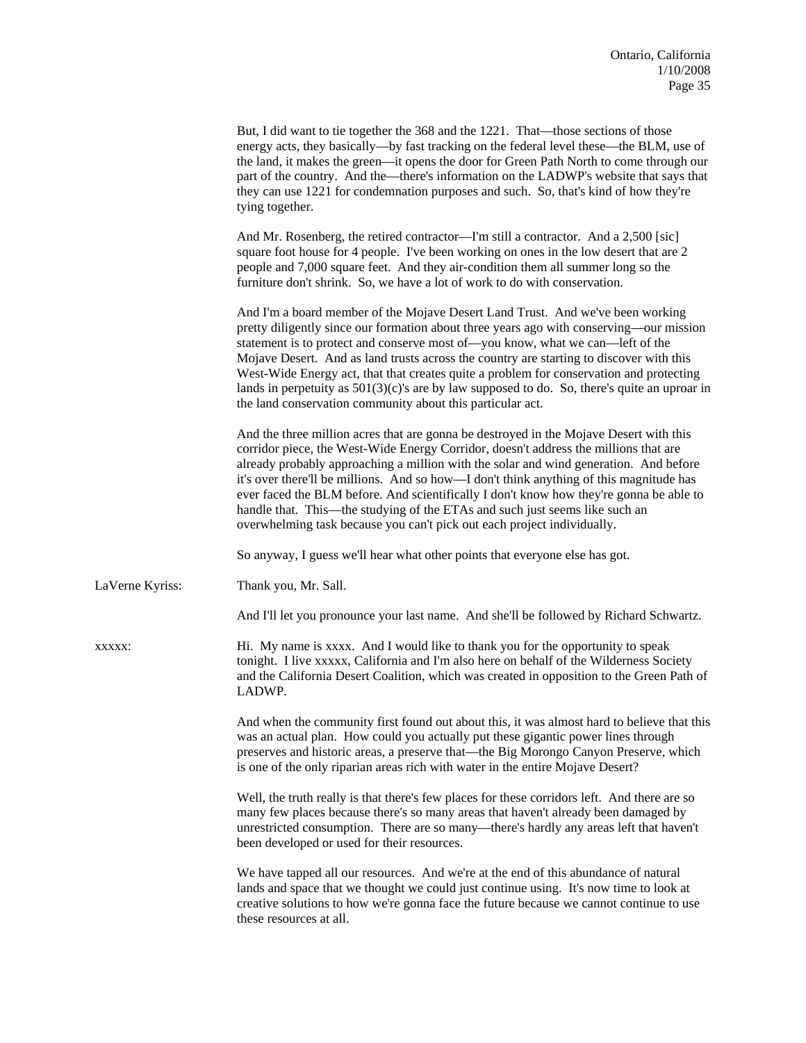But, I did want to tie together the 368 and the 1221. That—those sections of those energy acts, they basically—by fast tracking on the federal level these—the BLM, use of the land, it makes the green—it opens the door for Green Path North to come through our part of the country. And the—there's information on the LADWP's website that says that they can use 1221 for condemnation purposes and such. So, that's kind of how they're tying together.

And Mr. Rosenberg, the retired contractor—I'm still a contractor. And a 2,500 [sic] square foot house for 4 people. I've been working on ones in the low desert that are 2 people and 7,000 square feet. And they air-condition them all summer long so the furniture don't shrink. So, we have a lot of work to do with conservation.

And I'm a board member of the Mojave Desert Land Trust. And we've been working pretty diligently since our formation about three years ago with conserving—our mission statement is to protect and conserve most of—you know, what we can—left of the Mojave Desert. And as land trusts across the country are starting to discover with this West-Wide Energy act, that that creates quite a problem for conservation and protecting lands in perpetuity as 501(3)(c)'s are by law supposed to do. So, there's quite an uproar in the land conservation community about this particular act.

And the three million acres that are gonna be destroyed in the Mojave Desert with this corridor piece, the West-Wide Energy Corridor, doesn't address the millions that are already probably approaching a million with the solar and wind generation. And before it's over there'll be millions. And so how—I don't think anything of this magnitude has ever faced the BLM before. And scientifically I don't know how they're gonna be able to handle that. This—the studying of the ETAs and such just seems like such an overwhelming task because you can't pick out each project individually.

So anyway, I guess we'll hear what other points that everyone else has got.

LaVerne Kyriss: Thank you, Mr. Sall.

And I'll let you pronounce your last name. And she'll be followed by Richard Schwartz.

xxxxx: Hi. My name is xxxx. And I would like to thank you for the opportunity to speak tonight. I live xxxxx, California and I'm also here on behalf of the Wilderness Society and the California Desert Coalition, which was created in opposition to the Green Path of LADWP.

And when the community first found out about this, it was almost hard to believe that this was an actual plan. How could you actually put these gigantic power lines through preserves and historic areas, a preserve that—the Big Morongo Canyon Preserve, which is one of the only riparian areas rich with water in the entire Mojave Desert?

Well, the truth really is that there's few places for these corridors left. And there are so many few places because there's so many areas that haven't already been damaged by unrestricted consumption. There are so many—there's hardly any areas left that haven't been developed or used for their resources.

We have tapped all our resources. And we're at the end of this abundance of natural lands and space that we thought we could just continue using. It's now time to look at creative solutions to how we're gonna face the future because we cannot continue to use these resources at all.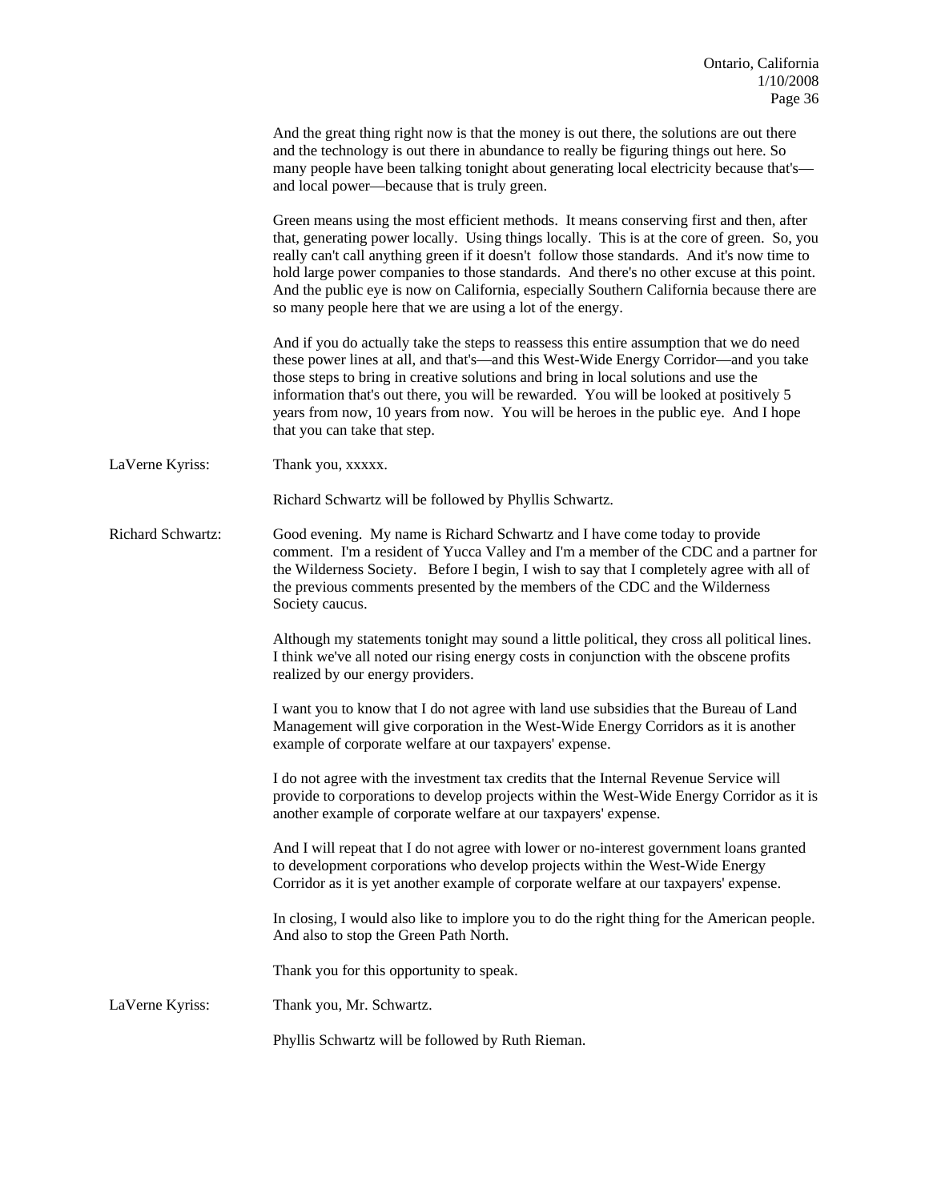And the great thing right now is that the money is out there, the solutions are out there and the technology is out there in abundance to really be figuring things out here. So many people have been talking tonight about generating local electricity because that's—and local power—because that is truly green.

Green means using the most efficient methods. It means conserving first and then, after that, generating power locally. Using things locally. This is at the core of green. So, you really can't call anything green if it doesn't follow those standards. And it's now time to hold large power companies to those standards. And there's no other excuse at this point. And the public eye is now on California, especially Southern California because there are so many people here that we are using a lot of the energy.

And if you do actually take the steps to reassess this entire assumption that we do need these power lines at all, and that's—and this West-Wide Energy Corridor—and you take those steps to bring in creative solutions and bring in local solutions and use the information that's out there, you will be rewarded. You will be looked at positively 5 years from now, 10 years from now. You will be heroes in the public eye. And I hope that you can take that step.

**LaVerne Kyriss:** Thank you, xxxxx.

Richard Schwartz will be followed by Phyllis Schwartz.

**Richard Schwartz:** Good evening. My name is Richard Schwartz and I have come today to provide comment. I'm a resident of Yucca Valley and I'm a member of the CDC and a partner for the Wilderness Society. Before I begin, I wish to say that I completely agree with all of the previous comments presented by the members of the CDC and the Wilderness Society caucus.

Although my statements tonight may sound a little political, they cross all political lines. I think we've all noted our rising energy costs in conjunction with the obscene profits realized by our energy providers.

I want you to know that I do not agree with land use subsidies that the Bureau of Land Management will give corporation in the West-Wide Energy Corridors as it is another example of corporate welfare at our taxpayers' expense.

I do not agree with the investment tax credits that the Internal Revenue Service will provide to corporations to develop projects within the West-Wide Energy Corridor as it is another example of corporate welfare at our taxpayers' expense.

And I will repeat that I do not agree with lower or no-interest government loans granted to development corporations who develop projects within the West-Wide Energy Corridor as it is yet another example of corporate welfare at our taxpayers' expense.

In closing, I would also like to implore you to do the right thing for the American people. And also to stop the Green Path North.

Thank you for this opportunity to speak.

**LaVerne Kyriss:** Thank you, Mr. Schwartz.

Phyllis Schwartz will be followed by Ruth Rieman.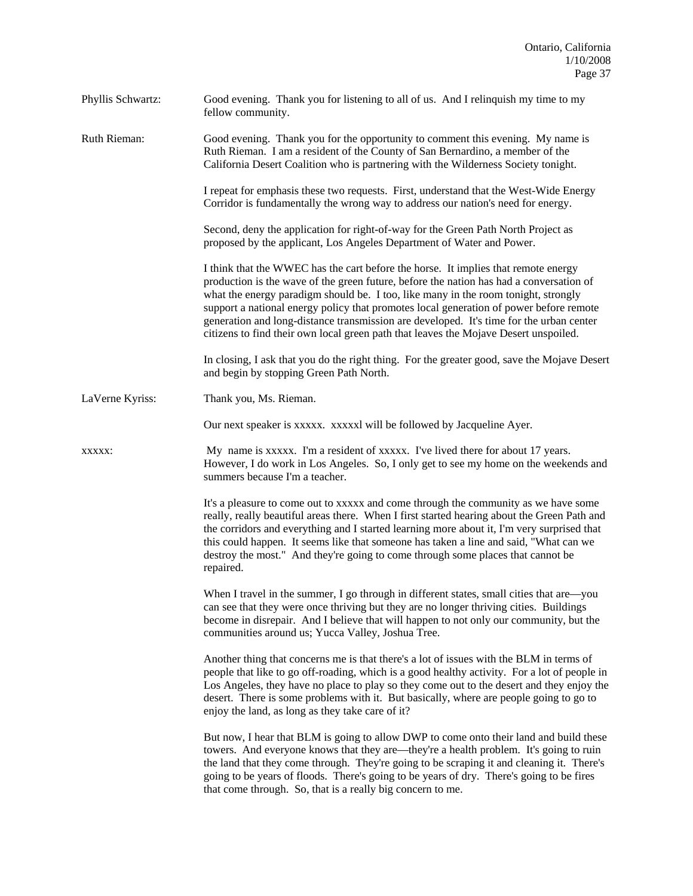Phyllis Schwartz: Good evening. Thank you for listening to all of us. And I relinquish my time to my fellow community.

Ruth Rieman: Good evening. Thank you for the opportunity to comment this evening. My name is Ruth Rieman. I am a resident of the County of San Bernardino, a member of the California Desert Coalition who is partnering with the Wilderness Society tonight.

I repeat for emphasis these two requests. First, understand that the West-Wide Energy Corridor is fundamentally the wrong way to address our nation's need for energy.

Second, deny the application for right-of-way for the Green Path North Project as proposed by the applicant, Los Angeles Department of Water and Power.

I think that the WWEC has the cart before the horse. It implies that remote energy production is the wave of the green future, before the nation has had a conversation of what the energy paradigm should be. I too, like many in the room tonight, strongly support a national energy policy that promotes local generation of power before remote generation and long-distance transmission are developed. It's time for the urban center citizens to find their own local green path that leaves the Mojave Desert unspoiled.

In closing, I ask that you do the right thing. For the greater good, save the Mojave Desert and begin by stopping Green Path North.

LaVerne Kyriss: Thank you, Ms. Rieman.

Our next speaker is xxxxx. xxxxxl will be followed by Jacqueline Ayer.

xxxxx: My name is xxxxx. I'm a resident of xxxxx. I've lived there for about 17 years. However, I do work in Los Angeles. So, I only get to see my home on the weekends and summers because I'm a teacher.

It's a pleasure to come out to xxxxx and come through the community as we have some really, really beautiful areas there. When I first started hearing about the Green Path and the corridors and everything and I started learning more about it, I'm very surprised that this could happen. It seems like that someone has taken a line and said, "What can we destroy the most." And they're going to come through some places that cannot be repaired.

When I travel in the summer, I go through in different states, small cities that are—you can see that they were once thriving but they are no longer thriving cities. Buildings become in disrepair. And I believe that will happen to not only our community, but the communities around us; Yucca Valley, Joshua Tree.

Another thing that concerns me is that there's a lot of issues with the BLM in terms of people that like to go off-roading, which is a good healthy activity. For a lot of people in Los Angeles, they have no place to play so they come out to the desert and they enjoy the desert. There is some problems with it. But basically, where are people going to go to enjoy the land, as long as they take care of it?

But now, I hear that BLM is going to allow DWP to come onto their land and build these towers. And everyone knows that they are—they're a health problem. It's going to ruin the land that they come through. They're going to be scraping it and cleaning it. There's going to be years of floods. There's going to be years of dry. There's going to be fires that come through. So, that is a really big concern to me.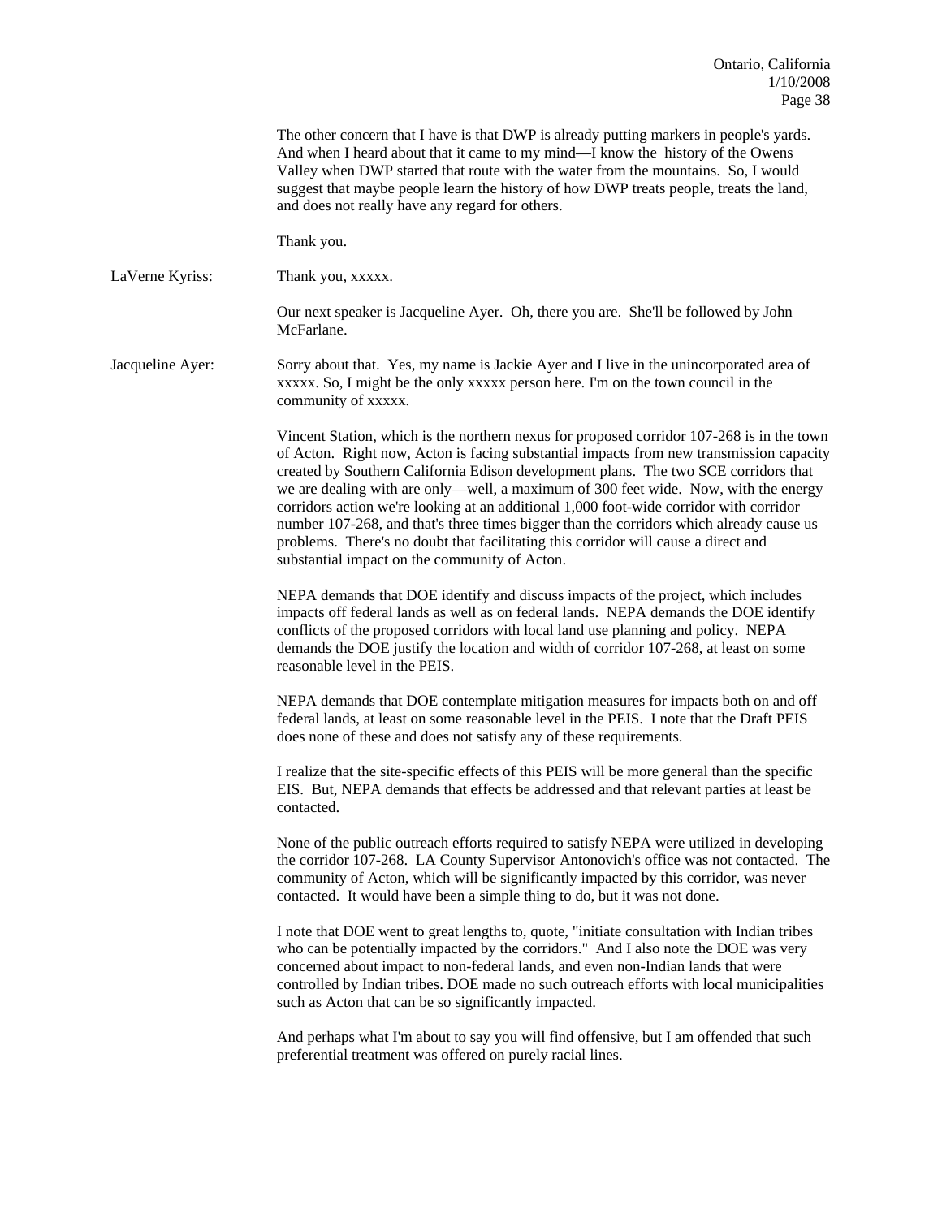The other concern that I have is that DWP is already putting markers in people's yards. And when I heard about that it came to my mind—I know the history of the Owens Valley when DWP started that route with the water from the mountains. So, I would suggest that maybe people learn the history of how DWP treats people, treats the land, and does not really have any regard for others.

Thank you.

LaVerne Kyriss: Thank you, xxxxx.

Our next speaker is Jacqueline Ayer. Oh, there you are. She'll be followed by John McFarlane.

Jacqueline Ayer: Sorry about that. Yes, my name is Jackie Ayer and I live in the unincorporated area of xxxxx. So, I might be the only xxxxx person here. I'm on the town council in the community of xxxxx.

Vincent Station, which is the northern nexus for proposed corridor 107-268 is in the town of Acton. Right now, Acton is facing substantial impacts from new transmission capacity created by Southern California Edison development plans. The two SCE corridors that we are dealing with are only—well, a maximum of 300 feet wide. Now, with the energy corridors action we're looking at an additional 1,000 foot-wide corridor with corridor number 107-268, and that's three times bigger than the corridors which already cause us problems. There's no doubt that facilitating this corridor will cause a direct and substantial impact on the community of Acton.

NEPA demands that DOE identify and discuss impacts of the project, which includes impacts off federal lands as well as on federal lands. NEPA demands the DOE identify conflicts of the proposed corridors with local land use planning and policy. NEPA demands the DOE justify the location and width of corridor 107-268, at least on some reasonable level in the PEIS.

NEPA demands that DOE contemplate mitigation measures for impacts both on and off federal lands, at least on some reasonable level in the PEIS. I note that the Draft PEIS does none of these and does not satisfy any of these requirements.

I realize that the site-specific effects of this PEIS will be more general than the specific EIS. But, NEPA demands that effects be addressed and that relevant parties at least be contacted.

None of the public outreach efforts required to satisfy NEPA were utilized in developing the corridor 107-268. LA County Supervisor Antonovich's office was not contacted. The community of Acton, which will be significantly impacted by this corridor, was never contacted. It would have been a simple thing to do, but it was not done.

I note that DOE went to great lengths to, quote, "initiate consultation with Indian tribes who can be potentially impacted by the corridors." And I also note the DOE was very concerned about impact to non-federal lands, and even non-Indian lands that were controlled by Indian tribes. DOE made no such outreach efforts with local municipalities such as Acton that can be so significantly impacted.

And perhaps what I'm about to say you will find offensive, but I am offended that such preferential treatment was offered on purely racial lines.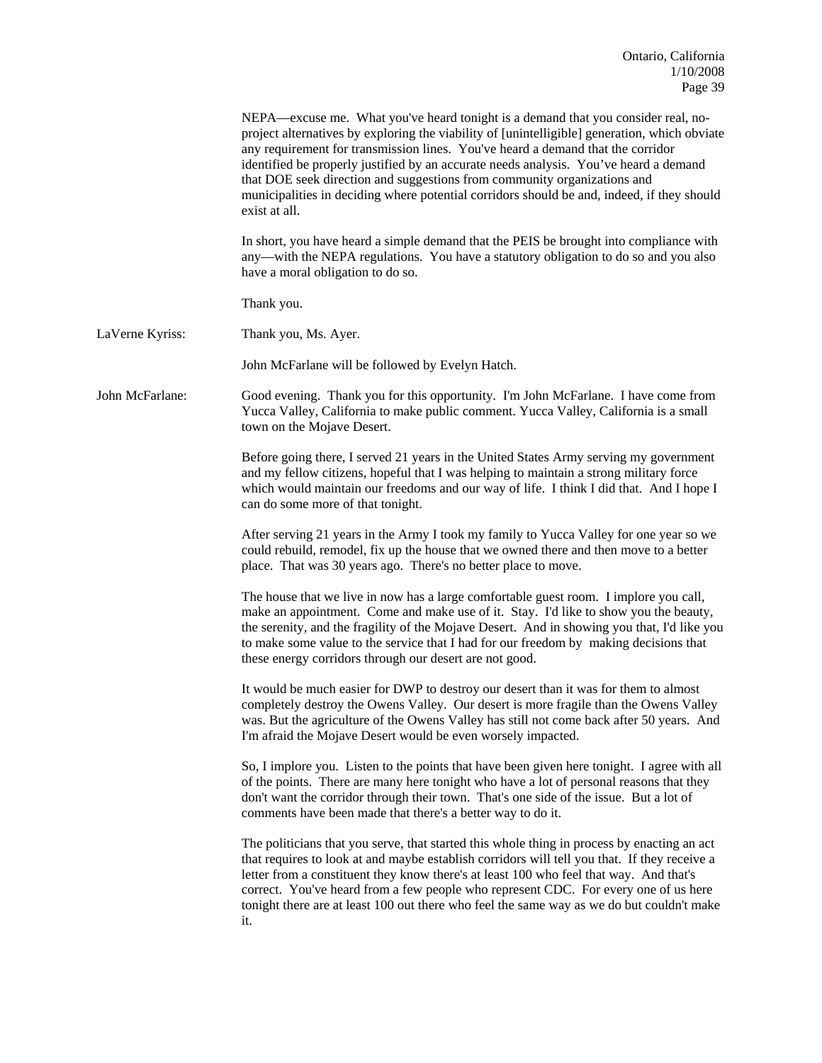NEPA—excuse me. What you've heard tonight is a demand that you consider real, no-project alternatives by exploring the viability of [unintelligible] generation, which obviate any requirement for transmission lines. You've heard a demand that the corridor identified be properly justified by an accurate needs analysis. You've heard a demand that DOE seek direction and suggestions from community organizations and municipalities in deciding where potential corridors should be and, indeed, if they should exist at all.

In short, you have heard a simple demand that the PEIS be brought into compliance with any—with the NEPA regulations. You have a statutory obligation to do so and you also have a moral obligation to do so.

Thank you.

LaVerne Kyriss: Thank you, Ms. Ayer.

John McFarlane will be followed by Evelyn Hatch.

John McFarlane: Good evening. Thank you for this opportunity. I'm John McFarlane. I have come from Yucca Valley, California to make public comment. Yucca Valley, California is a small town on the Mojave Desert.

Before going there, I served 21 years in the United States Army serving my government and my fellow citizens, hopeful that I was helping to maintain a strong military force which would maintain our freedoms and our way of life. I think I did that. And I hope I can do some more of that tonight.

After serving 21 years in the Army I took my family to Yucca Valley for one year so we could rebuild, remodel, fix up the house that we owned there and then move to a better place. That was 30 years ago. There's no better place to move.

The house that we live in now has a large comfortable guest room. I implore you call, make an appointment. Come and make use of it. Stay. I'd like to show you the beauty, the serenity, and the fragility of the Mojave Desert. And in showing you that, I'd like you to make some value to the service that I had for our freedom by making decisions that these energy corridors through our desert are not good.

It would be much easier for DWP to destroy our desert than it was for them to almost completely destroy the Owens Valley. Our desert is more fragile than the Owens Valley was. But the agriculture of the Owens Valley has still not come back after 50 years. And I'm afraid the Mojave Desert would be even worsely impacted.

So, I implore you. Listen to the points that have been given here tonight. I agree with all of the points. There are many here tonight who have a lot of personal reasons that they don't want the corridor through their town. That's one side of the issue. But a lot of comments have been made that there's a better way to do it.

The politicians that you serve, that started this whole thing in process by enacting an act that requires to look at and maybe establish corridors will tell you that. If they receive a letter from a constituent they know there's at least 100 who feel that way. And that's correct. You've heard from a few people who represent CDC. For every one of us here tonight there are at least 100 out there who feel the same way as we do but couldn't make it.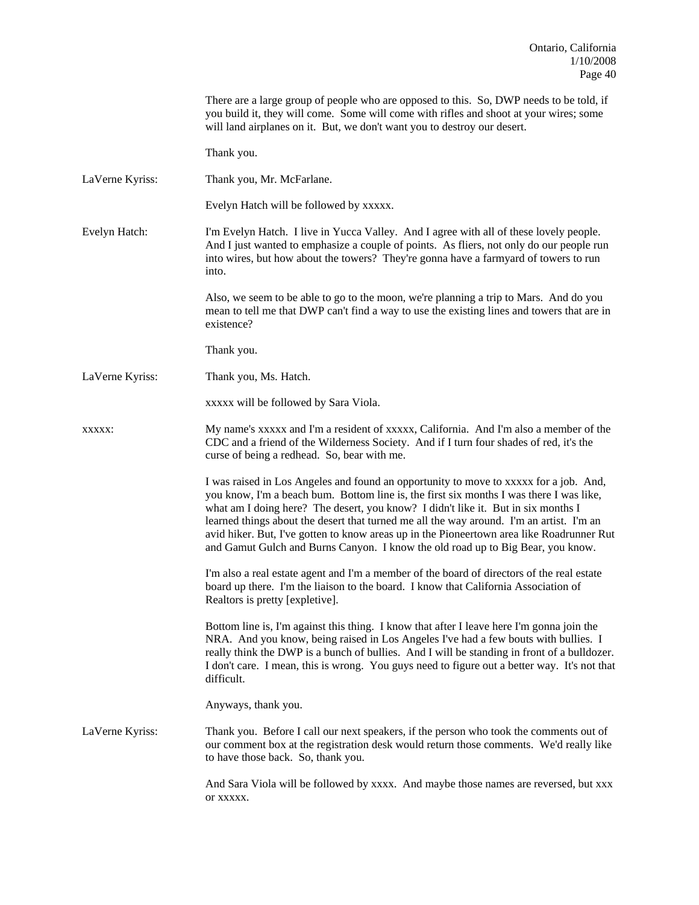There are a large group of people who are opposed to this. So, DWP needs to be told, if you build it, they will come. Some will come with rifles and shoot at your wires; some will land airplanes on it. But, we don't want you to destroy our desert.

Thank you.

**LaVerne Kyriss:** Thank you, Mr. McFarlane.

Evelyn Hatch will be followed by xxxxx.

**Evelyn Hatch:** I'm Evelyn Hatch. I live in Yucca Valley. And I agree with all of these lovely people. And I just wanted to emphasize a couple of points. As fliers, not only do our people run into wires, but how about the towers? They're gonna have a farmyard of towers to run into.

Also, we seem to be able to go to the moon, we're planning a trip to Mars. And do you mean to tell me that DWP can't find a way to use the existing lines and towers that are in existence?

Thank you.

**LaVerne Kyriss:** Thank you, Ms. Hatch.

xxxxx will be followed by Sara Viola.

**xxxxx:** My name's xxxxx and I'm a resident of xxxxx, California. And I'm also a member of the CDC and a friend of the Wilderness Society. And if I turn four shades of red, it's the curse of being a redhead. So, bear with me.

I was raised in Los Angeles and found an opportunity to move to xxxxx for a job. And, you know, I'm a beach bum. Bottom line is, the first six months I was there I was like, what am I doing here? The desert, you know? I didn't like it. But in six months I learned things about the desert that turned me all the way around. I'm an artist. I'm an avid hiker. But, I've gotten to know areas up in the Pioneertown area like Roadrunner Rut and Gamut Gulch and Burns Canyon. I know the old road up to Big Bear, you know.

I'm also a real estate agent and I'm a member of the board of directors of the real estate board up there. I'm the liaison to the board. I know that California Association of Realtors is pretty [expletive].

Bottom line is, I'm against this thing. I know that after I leave here I'm gonna join the NRA. And you know, being raised in Los Angeles I've had a few bouts with bullies. I really think the DWP is a bunch of bullies. And I will be standing in front of a bulldozer. I don't care. I mean, this is wrong. You guys need to figure out a better way. It's not that difficult.

Anyways, thank you.

**LaVerne Kyriss:** Thank you. Before I call our next speakers, if the person who took the comments out of our comment box at the registration desk would return those comments. We'd really like to have those back. So, thank you.

And Sara Viola will be followed by xxxx. And maybe those names are reversed, but xxx or xxxxx.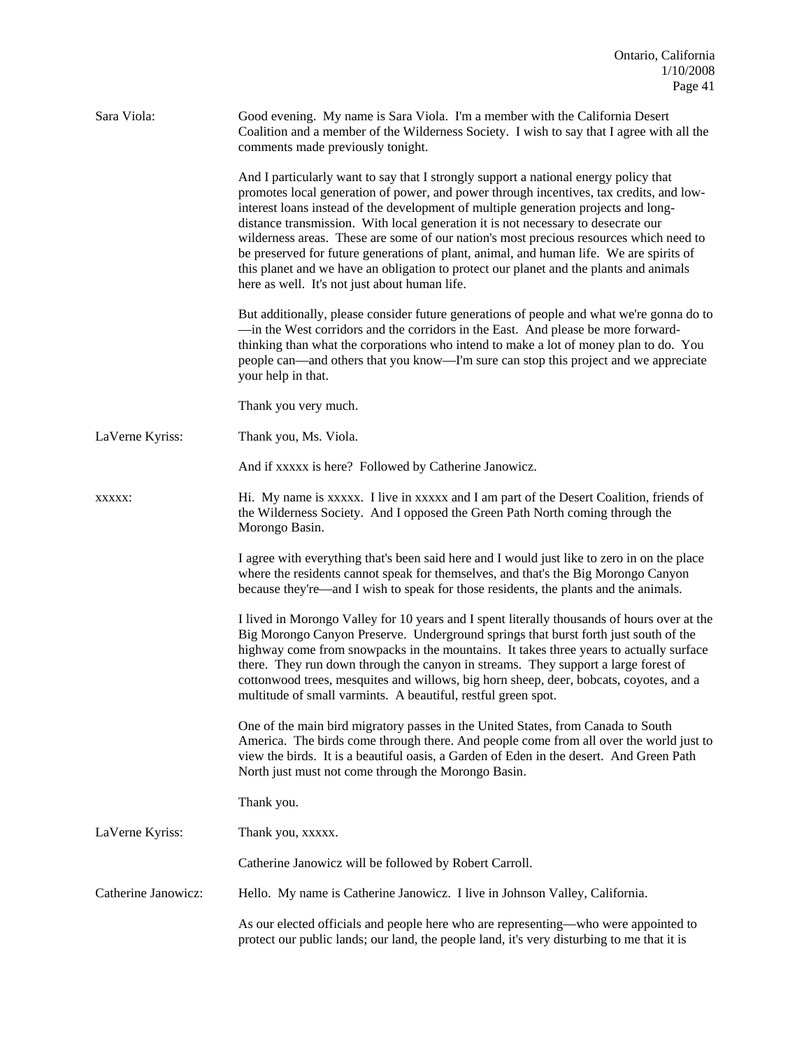Sara Viola: Good evening. My name is Sara Viola. I'm a member with the California Desert Coalition and a member of the Wilderness Society. I wish to say that I agree with all the comments made previously tonight.

And I particularly want to say that I strongly support a national energy policy that promotes local generation of power, and power through incentives, tax credits, and low-interest loans instead of the development of multiple generation projects and long-distance transmission. With local generation it is not necessary to desecrate our wilderness areas. These are some of our nation's most precious resources which need to be preserved for future generations of plant, animal, and human life. We are spirits of this planet and we have an obligation to protect our planet and the plants and animals here as well. It's not just about human life.

But additionally, please consider future generations of people and what we're gonna do to—in the West corridors and the corridors in the East. And please be more forward-thinking than what the corporations who intend to make a lot of money plan to do. You people can—and others that you know—I'm sure can stop this project and we appreciate your help in that.

Thank you very much.

LaVerne Kyriss: Thank you, Ms. Viola.

And if xxxxx is here? Followed by Catherine Janowicz.

xxxxx: Hi. My name is xxxxx. I live in xxxxx and I am part of the Desert Coalition, friends of the Wilderness Society. And I opposed the Green Path North coming through the Morongo Basin.

I agree with everything that's been said here and I would just like to zero in on the place where the residents cannot speak for themselves, and that's the Big Morongo Canyon because they're—and I wish to speak for those residents, the plants and the animals.

I lived in Morongo Valley for 10 years and I spent literally thousands of hours over at the Big Morongo Canyon Preserve. Underground springs that burst forth just south of the highway come from snowpacks in the mountains. It takes three years to actually surface there. They run down through the canyon in streams. They support a large forest of cottonwood trees, mesquites and willows, big horn sheep, deer, bobcats, coyotes, and a multitude of small varmints. A beautiful, restful green spot.

One of the main bird migratory passes in the United States, from Canada to South America. The birds come through there. And people come from all over the world just to view the birds. It is a beautiful oasis, a Garden of Eden in the desert. And Green Path North just must not come through the Morongo Basin.

Thank you.

LaVerne Kyriss: Thank you, xxxxx.

Catherine Janowicz will be followed by Robert Carroll.

Catherine Janowicz: Hello. My name is Catherine Janowicz. I live in Johnson Valley, California.

As our elected officials and people here who are representing—who were appointed to protect our public lands; our land, the people land, it's very disturbing to me that it is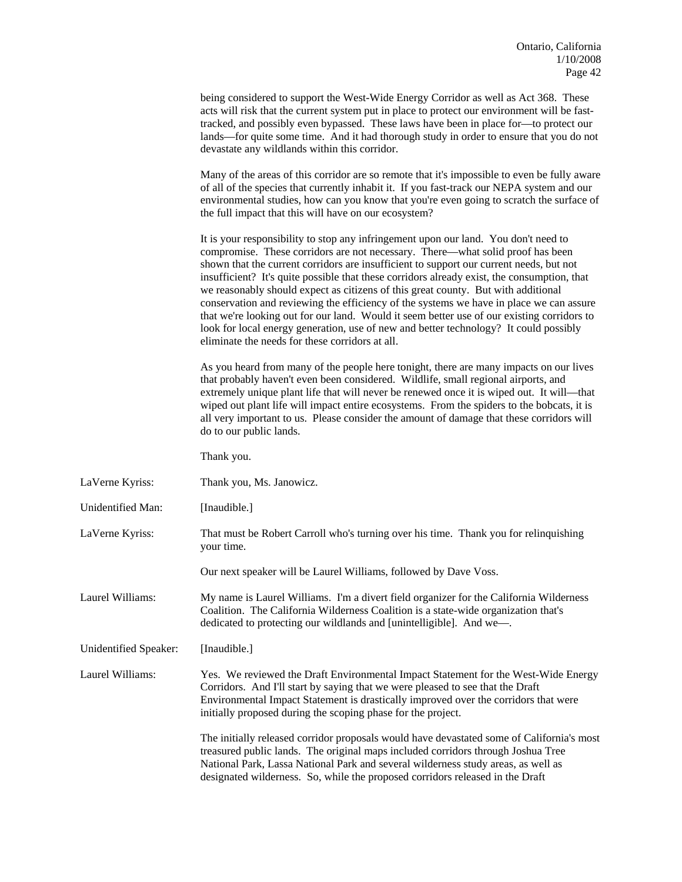being considered to support the West-Wide Energy Corridor as well as Act 368. These acts will risk that the current system put in place to protect our environment will be fast-tracked, and possibly even bypassed. These laws have been in place for—to protect our lands—for quite some time. And it had thorough study in order to ensure that you do not devastate any wildlands within this corridor.

Many of the areas of this corridor are so remote that it's impossible to even be fully aware of all of the species that currently inhabit it. If you fast-track our NEPA system and our environmental studies, how can you know that you're even going to scratch the surface of the full impact that this will have on our ecosystem?

It is your responsibility to stop any infringement upon our land. You don't need to compromise. These corridors are not necessary. There—what solid proof has been shown that the current corridors are insufficient to support our current needs, but not insufficient? It's quite possible that these corridors already exist, the consumption, that we reasonably should expect as citizens of this great county. But with additional conservation and reviewing the efficiency of the systems we have in place we can assure that we're looking out for our land. Would it seem better use of our existing corridors to look for local energy generation, use of new and better technology? It could possibly eliminate the needs for these corridors at all.

As you heard from many of the people here tonight, there are many impacts on our lives that probably haven't even been considered. Wildlife, small regional airports, and extremely unique plant life that will never be renewed once it is wiped out. It will—that wiped out plant life will impact entire ecosystems. From the spiders to the bobcats, it is all very important to us. Please consider the amount of damage that these corridors will do to our public lands.

Thank you.

LaVerne Kyriss: Thank you, Ms. Janowicz.

Unidentified Man: [Inaudible.]

LaVerne Kyriss: That must be Robert Carroll who's turning over his time. Thank you for relinquishing your time.

Our next speaker will be Laurel Williams, followed by Dave Voss.

Laurel Williams: My name is Laurel Williams. I'm a divert field organizer for the California Wilderness Coalition. The California Wilderness Coalition is a state-wide organization that's dedicated to protecting our wildlands and [unintelligible]. And we—.

Unidentified Speaker: [Inaudible.]

Laurel Williams: Yes. We reviewed the Draft Environmental Impact Statement for the West-Wide Energy Corridors. And I'll start by saying that we were pleased to see that the Draft Environmental Impact Statement is drastically improved over the corridors that were initially proposed during the scoping phase for the project.

The initially released corridor proposals would have devastated some of California's most treasured public lands. The original maps included corridors through Joshua Tree National Park, Lassa National Park and several wilderness study areas, as well as designated wilderness. So, while the proposed corridors released in the Draft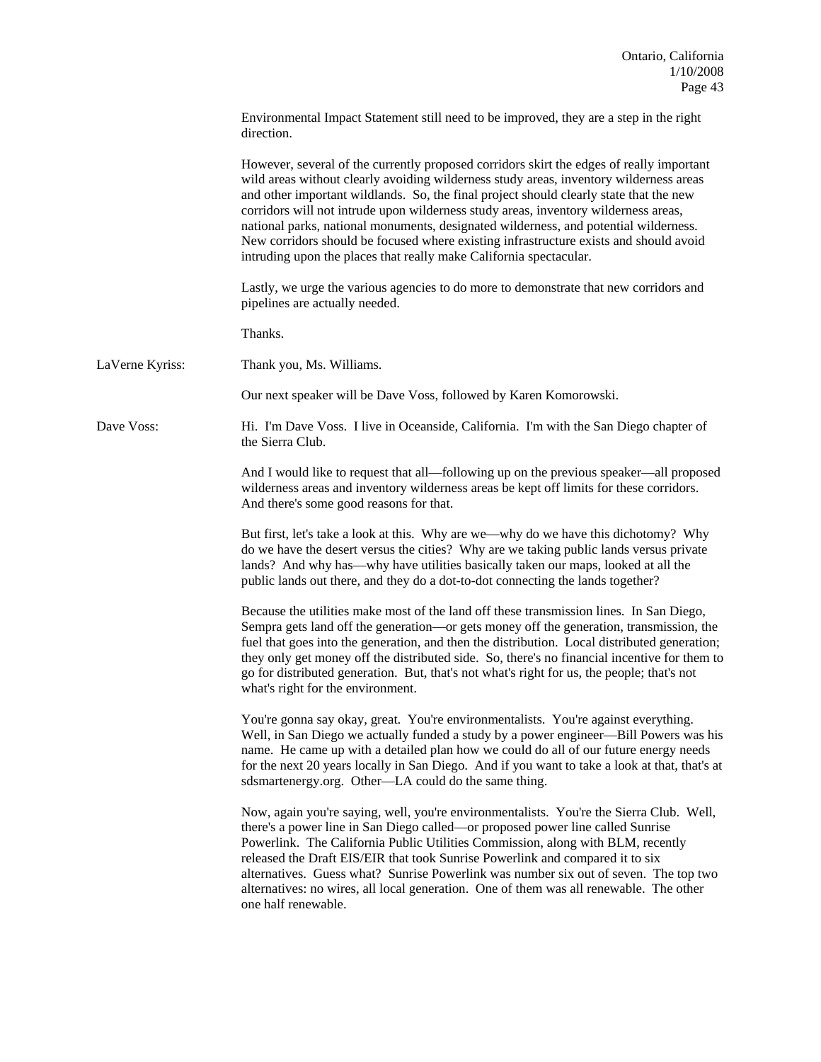Environmental Impact Statement still need to be improved, they are a step in the right direction.

However, several of the currently proposed corridors skirt the edges of really important wild areas without clearly avoiding wilderness study areas, inventory wilderness areas and other important wildlands. So, the final project should clearly state that the new corridors will not intrude upon wilderness study areas, inventory wilderness areas, national parks, national monuments, designated wilderness, and potential wilderness. New corridors should be focused where existing infrastructure exists and should avoid intruding upon the places that really make California spectacular.

Lastly, we urge the various agencies to do more to demonstrate that new corridors and pipelines are actually needed.

Thanks.

LaVerne Kyriss: Thank you, Ms. Williams.

Our next speaker will be Dave Voss, followed by Karen Komorowski.

Dave Voss: Hi. I'm Dave Voss. I live in Oceanside, California. I'm with the San Diego chapter of the Sierra Club.

And I would like to request that all—following up on the previous speaker—all proposed wilderness areas and inventory wilderness areas be kept off limits for these corridors. And there's some good reasons for that.

But first, let's take a look at this. Why are we—why do we have this dichotomy? Why do we have the desert versus the cities? Why are we taking public lands versus private lands? And why has—why have utilities basically taken our maps, looked at all the public lands out there, and they do a dot-to-dot connecting the lands together?

Because the utilities make most of the land off these transmission lines. In San Diego, Sempra gets land off the generation—or gets money off the generation, transmission, the fuel that goes into the generation, and then the distribution. Local distributed generation; they only get money off the distributed side. So, there's no financial incentive for them to go for distributed generation. But, that's not what's right for us, the people; that's not what's right for the environment.

You're gonna say okay, great. You're environmentalists. You're against everything. Well, in San Diego we actually funded a study by a power engineer—Bill Powers was his name. He came up with a detailed plan how we could do all of our future energy needs for the next 20 years locally in San Diego. And if you want to take a look at that, that's at sdsmartenergy.org. Other—LA could do the same thing.

Now, again you're saying, well, you're environmentalists. You're the Sierra Club. Well, there's a power line in San Diego called—or proposed power line called Sunrise Powerlink. The California Public Utilities Commission, along with BLM, recently released the Draft EIS/EIR that took Sunrise Powerlink and compared it to six alternatives. Guess what? Sunrise Powerlink was number six out of seven. The top two alternatives: no wires, all local generation. One of them was all renewable. The other one half renewable.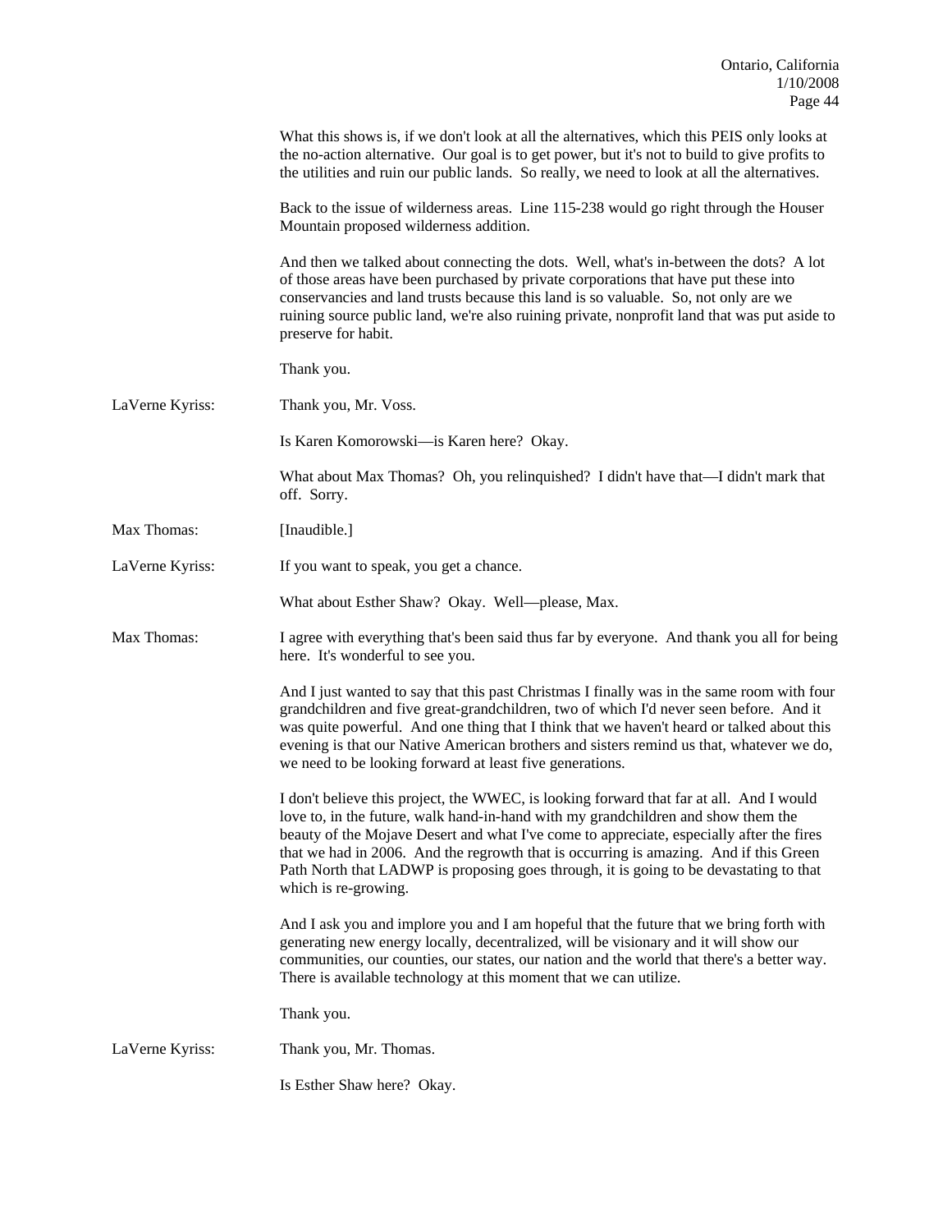What this shows is, if we don't look at all the alternatives, which this PEIS only looks at the no-action alternative. Our goal is to get power, but it's not to build to give profits to the utilities and ruin our public lands. So really, we need to look at all the alternatives.

Back to the issue of wilderness areas. Line 115-238 would go right through the Houser Mountain proposed wilderness addition.

And then we talked about connecting the dots. Well, what's in-between the dots? A lot of those areas have been purchased by private corporations that have put these into conservancies and land trusts because this land is so valuable. So, not only are we ruining source public land, we're also ruining private, nonprofit land that was put aside to preserve for habit.

Thank you.

LaVerne Kyriss: Thank you, Mr. Voss.

Is Karen Komorowski—is Karen here? Okay.

What about Max Thomas? Oh, you relinquished? I didn't have that—I didn't mark that off. Sorry.

Max Thomas: [Inaudible.]

LaVerne Kyriss: If you want to speak, you get a chance.

What about Esther Shaw? Okay. Well—please, Max.

Max Thomas: I agree with everything that's been said thus far by everyone. And thank you all for being here. It's wonderful to see you.

And I just wanted to say that this past Christmas I finally was in the same room with four grandchildren and five great-grandchildren, two of which I'd never seen before. And it was quite powerful. And one thing that I think that we haven't heard or talked about this evening is that our Native American brothers and sisters remind us that, whatever we do, we need to be looking forward at least five generations.

I don't believe this project, the WWEC, is looking forward that far at all. And I would love to, in the future, walk hand-in-hand with my grandchildren and show them the beauty of the Mojave Desert and what I've come to appreciate, especially after the fires that we had in 2006. And the regrowth that is occurring is amazing. And if this Green Path North that LADWP is proposing goes through, it is going to be devastating to that which is re-growing.

And I ask you and implore you and I am hopeful that the future that we bring forth with generating new energy locally, decentralized, will be visionary and it will show our communities, our counties, our states, our nation and the world that there's a better way. There is available technology at this moment that we can utilize.

Thank you.

LaVerne Kyriss: Thank you, Mr. Thomas.

Is Esther Shaw here? Okay.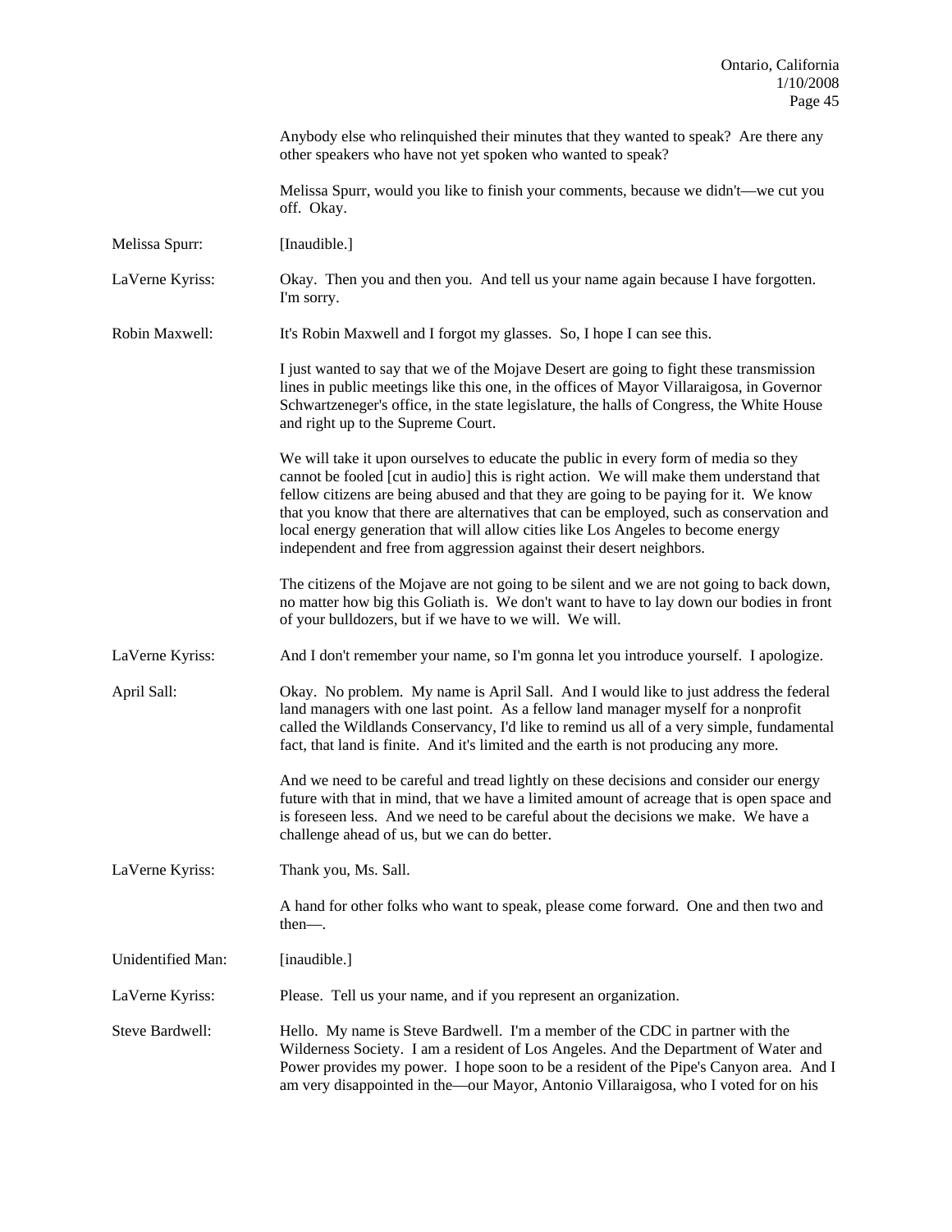Anybody else who relinquished their minutes that they wanted to speak? Are there any other speakers who have not yet spoken who wanted to speak?

Melissa Spurr, would you like to finish your comments, because we didn't—we cut you off. Okay.

Melissa Spurr: [Inaudible.]

LaVerne Kyriss: Okay. Then you and then you. And tell us your name again because I have forgotten. I'm sorry.

Robin Maxwell: It's Robin Maxwell and I forgot my glasses. So, I hope I can see this.

I just wanted to say that we of the Mojave Desert are going to fight these transmission lines in public meetings like this one, in the offices of Mayor Villaraigosa, in Governor Schwartzeneger's office, in the state legislature, the halls of Congress, the White House and right up to the Supreme Court.

We will take it upon ourselves to educate the public in every form of media so they cannot be fooled [cut in audio] this is right action. We will make them understand that fellow citizens are being abused and that they are going to be paying for it. We know that you know that there are alternatives that can be employed, such as conservation and local energy generation that will allow cities like Los Angeles to become energy independent and free from aggression against their desert neighbors.

The citizens of the Mojave are not going to be silent and we are not going to back down, no matter how big this Goliath is. We don't want to have to lay down our bodies in front of your bulldozers, but if we have to we will. We will.

LaVerne Kyriss: And I don't remember your name, so I'm gonna let you introduce yourself. I apologize.

April Sall: Okay. No problem. My name is April Sall. And I would like to just address the federal land managers with one last point. As a fellow land manager myself for a nonprofit called the Wildlands Conservancy, I'd like to remind us all of a very simple, fundamental fact, that land is finite. And it's limited and the earth is not producing any more.

And we need to be careful and tread lightly on these decisions and consider our energy future with that in mind, that we have a limited amount of acreage that is open space and is foreseen less. And we need to be careful about the decisions we make. We have a challenge ahead of us, but we can do better.

LaVerne Kyriss: Thank you, Ms. Sall.

A hand for other folks who want to speak, please come forward. One and then two and then—.

Unidentified Man: [inaudible.]

LaVerne Kyriss: Please. Tell us your name, and if you represent an organization.

Steve Bardwell: Hello. My name is Steve Bardwell. I'm a member of the CDC in partner with the Wilderness Society. I am a resident of Los Angeles. And the Department of Water and Power provides my power. I hope soon to be a resident of the Pipe's Canyon area. And I am very disappointed in the—our Mayor, Antonio Villaraigosa, who I voted for on his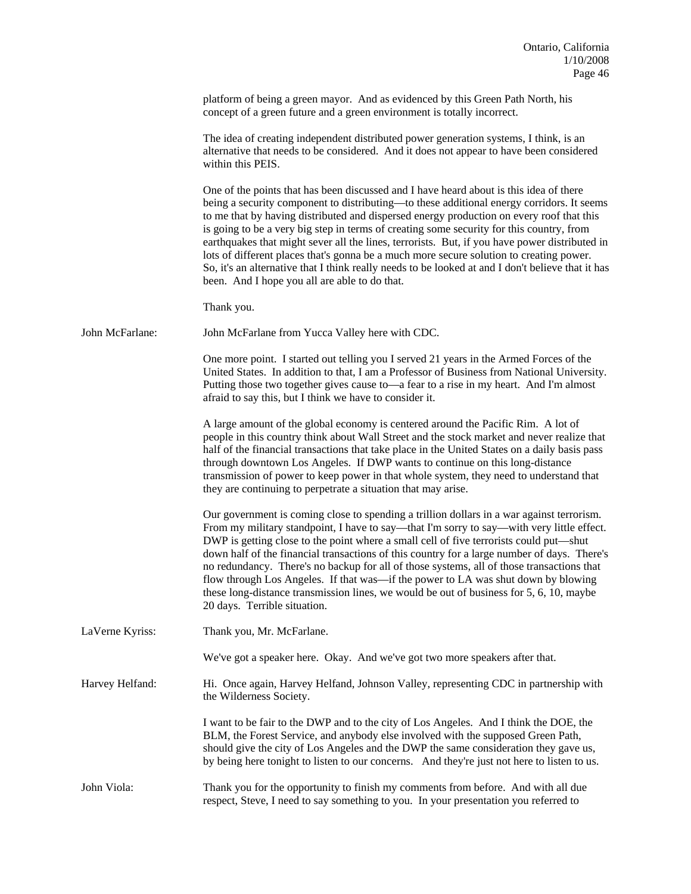platform of being a green mayor. And as evidenced by this Green Path North, his concept of a green future and a green environment is totally incorrect.

The idea of creating independent distributed power generation systems, I think, is an alternative that needs to be considered. And it does not appear to have been considered within this PEIS.

One of the points that has been discussed and I have heard about is this idea of there being a security component to distributing—to these additional energy corridors. It seems to me that by having distributed and dispersed energy production on every roof that this is going to be a very big step in terms of creating some security for this country, from earthquakes that might sever all the lines, terrorists. But, if you have power distributed in lots of different places that's gonna be a much more secure solution to creating power. So, it's an alternative that I think really needs to be looked at and I don't believe that it has been. And I hope you all are able to do that.

Thank you.

John McFarlane: John McFarlane from Yucca Valley here with CDC.

One more point. I started out telling you I served 21 years in the Armed Forces of the United States. In addition to that, I am a Professor of Business from National University. Putting those two together gives cause to—a fear to a rise in my heart. And I'm almost afraid to say this, but I think we have to consider it.

A large amount of the global economy is centered around the Pacific Rim. A lot of people in this country think about Wall Street and the stock market and never realize that half of the financial transactions that take place in the United States on a daily basis pass through downtown Los Angeles. If DWP wants to continue on this long-distance transmission of power to keep power in that whole system, they need to understand that they are continuing to perpetrate a situation that may arise.

Our government is coming close to spending a trillion dollars in a war against terrorism. From my military standpoint, I have to say—that I'm sorry to say—with very little effect. DWP is getting close to the point where a small cell of five terrorists could put—shut down half of the financial transactions of this country for a large number of days. There's no redundancy. There's no backup for all of those systems, all of those transactions that flow through Los Angeles. If that was—if the power to LA was shut down by blowing these long-distance transmission lines, we would be out of business for 5, 6, 10, maybe 20 days. Terrible situation.

LaVerne Kyriss: Thank you, Mr. McFarlane.

We've got a speaker here. Okay. And we've got two more speakers after that.

Harvey Helfand: Hi. Once again, Harvey Helfand, Johnson Valley, representing CDC in partnership with the Wilderness Society.

I want to be fair to the DWP and to the city of Los Angeles. And I think the DOE, the BLM, the Forest Service, and anybody else involved with the supposed Green Path, should give the city of Los Angeles and the DWP the same consideration they gave us, by being here tonight to listen to our concerns. And they're just not here to listen to us.

John Viola: Thank you for the opportunity to finish my comments from before. And with all due respect, Steve, I need to say something to you. In your presentation you referred to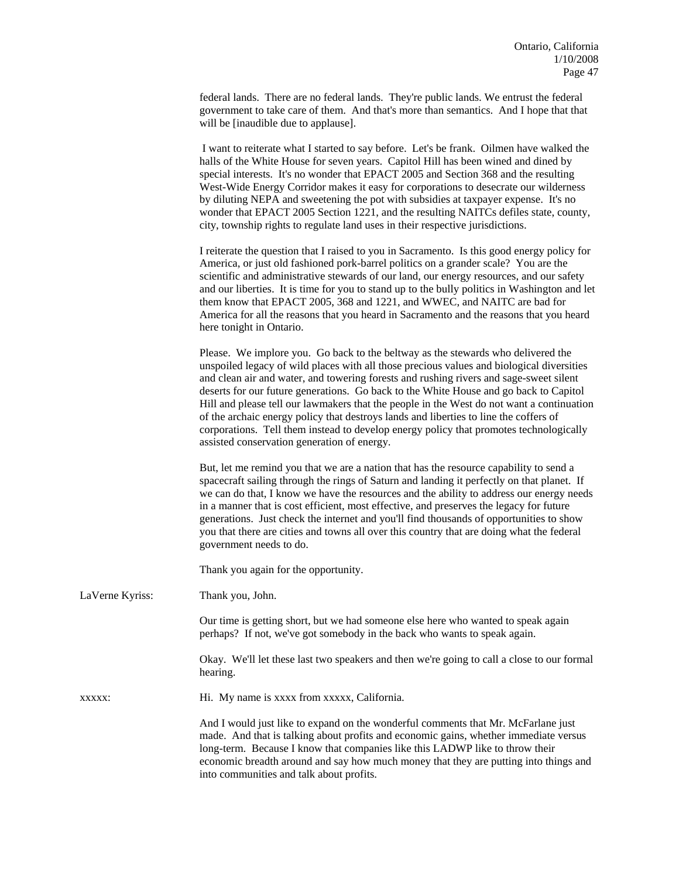federal lands. There are no federal lands. They're public lands. We entrust the federal government to take care of them. And that's more than semantics. And I hope that that will be [inaudible due to applause].

I want to reiterate what I started to say before. Let's be frank. Oilmen have walked the halls of the White House for seven years. Capitol Hill has been wined and dined by special interests. It's no wonder that EPACT 2005 and Section 368 and the resulting West-Wide Energy Corridor makes it easy for corporations to desecrate our wilderness by diluting NEPA and sweetening the pot with subsidies at taxpayer expense. It's no wonder that EPACT 2005 Section 1221, and the resulting NAITCs defiles state, county, city, township rights to regulate land uses in their respective jurisdictions.

I reiterate the question that I raised to you in Sacramento. Is this good energy policy for America, or just old fashioned pork-barrel politics on a grander scale? You are the scientific and administrative stewards of our land, our energy resources, and our safety and our liberties. It is time for you to stand up to the bully politics in Washington and let them know that EPACT 2005, 368 and 1221, and WWEC, and NAITC are bad for America for all the reasons that you heard in Sacramento and the reasons that you heard here tonight in Ontario.

Please. We implore you. Go back to the beltway as the stewards who delivered the unspoiled legacy of wild places with all those precious values and biological diversities and clean air and water, and towering forests and rushing rivers and sage-sweet silent deserts for our future generations. Go back to the White House and go back to Capitol Hill and please tell our lawmakers that the people in the West do not want a continuation of the archaic energy policy that destroys lands and liberties to line the coffers of corporations. Tell them instead to develop energy policy that promotes technologically assisted conservation generation of energy.

But, let me remind you that we are a nation that has the resource capability to send a spacecraft sailing through the rings of Saturn and landing it perfectly on that planet. If we can do that, I know we have the resources and the ability to address our energy needs in a manner that is cost efficient, most effective, and preserves the legacy for future generations. Just check the internet and you'll find thousands of opportunities to show you that there are cities and towns all over this country that are doing what the federal government needs to do.

Thank you again for the opportunity.

LaVerne Kyriss: Thank you, John.

Our time is getting short, but we had someone else here who wanted to speak again perhaps? If not, we've got somebody in the back who wants to speak again.

Okay. We'll let these last two speakers and then we're going to call a close to our formal hearing.

xxxxx: Hi. My name is xxxx from xxxxx, California.

And I would just like to expand on the wonderful comments that Mr. McFarlane just made. And that is talking about profits and economic gains, whether immediate versus long-term. Because I know that companies like this LADWP like to throw their economic breadth around and say how much money that they are putting into things and into communities and talk about profits.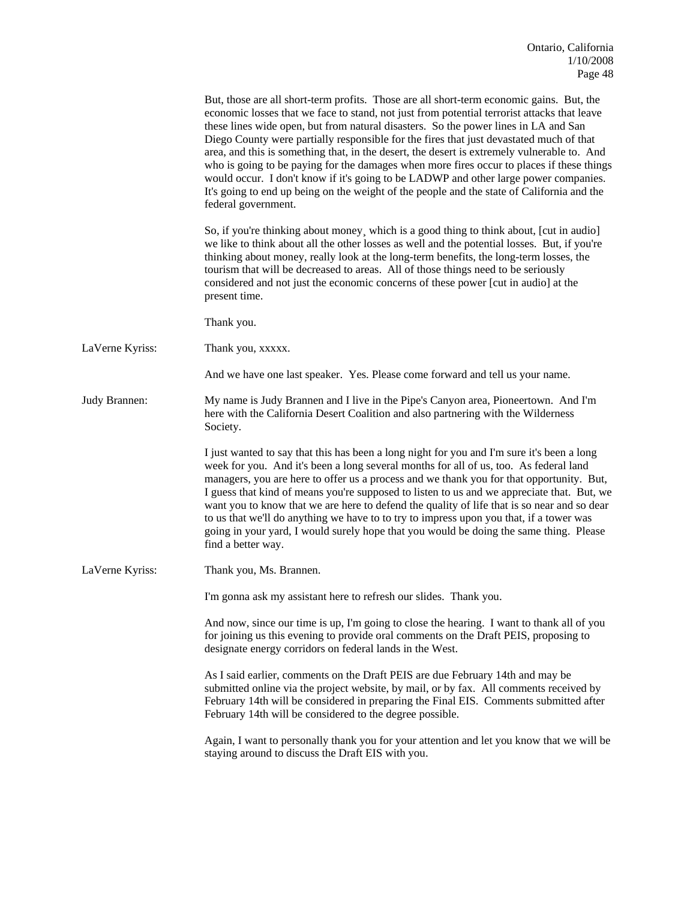But, those are all short-term profits. Those are all short-term economic gains. But, the economic losses that we face to stand, not just from potential terrorist attacks that leave these lines wide open, but from natural disasters. So the power lines in LA and San Diego County were partially responsible for the fires that just devastated much of that area, and this is something that, in the desert, the desert is extremely vulnerable to. And who is going to be paying for the damages when more fires occur to places if these things would occur. I don't know if it's going to be LADWP and other large power companies. It's going to end up being on the weight of the people and the state of California and the federal government.

So, if you're thinking about money¸ which is a good thing to think about, [cut in audio] we like to think about all the other losses as well and the potential losses. But, if you're thinking about money, really look at the long-term benefits, the long-term losses, the tourism that will be decreased to areas. All of those things need to be seriously considered and not just the economic concerns of these power [cut in audio] at the present time.

Thank you.

**LaVerne Kyriss:** Thank you, xxxxx.

And we have one last speaker. Yes. Please come forward and tell us your name.

**Judy Brannen:** My name is Judy Brannen and I live in the Pipe's Canyon area, Pioneertown. And I'm here with the California Desert Coalition and also partnering with the Wilderness Society.

I just wanted to say that this has been a long night for you and I'm sure it's been a long week for you. And it's been a long several months for all of us, too. As federal land managers, you are here to offer us a process and we thank you for that opportunity. But, I guess that kind of means you're supposed to listen to us and we appreciate that. But, we want you to know that we are here to defend the quality of life that is so near and so dear to us that we'll do anything we have to to try to impress upon you that, if a tower was going in your yard, I would surely hope that you would be doing the same thing. Please find a better way.

**LaVerne Kyriss:** Thank you, Ms. Brannen.

I'm gonna ask my assistant here to refresh our slides. Thank you.

And now, since our time is up, I'm going to close the hearing. I want to thank all of you for joining us this evening to provide oral comments on the Draft PEIS, proposing to designate energy corridors on federal lands in the West.

As I said earlier, comments on the Draft PEIS are due February 14th and may be submitted online via the project website, by mail, or by fax. All comments received by February 14th will be considered in preparing the Final EIS. Comments submitted after February 14th will be considered to the degree possible.

Again, I want to personally thank you for your attention and let you know that we will be staying around to discuss the Draft EIS with you.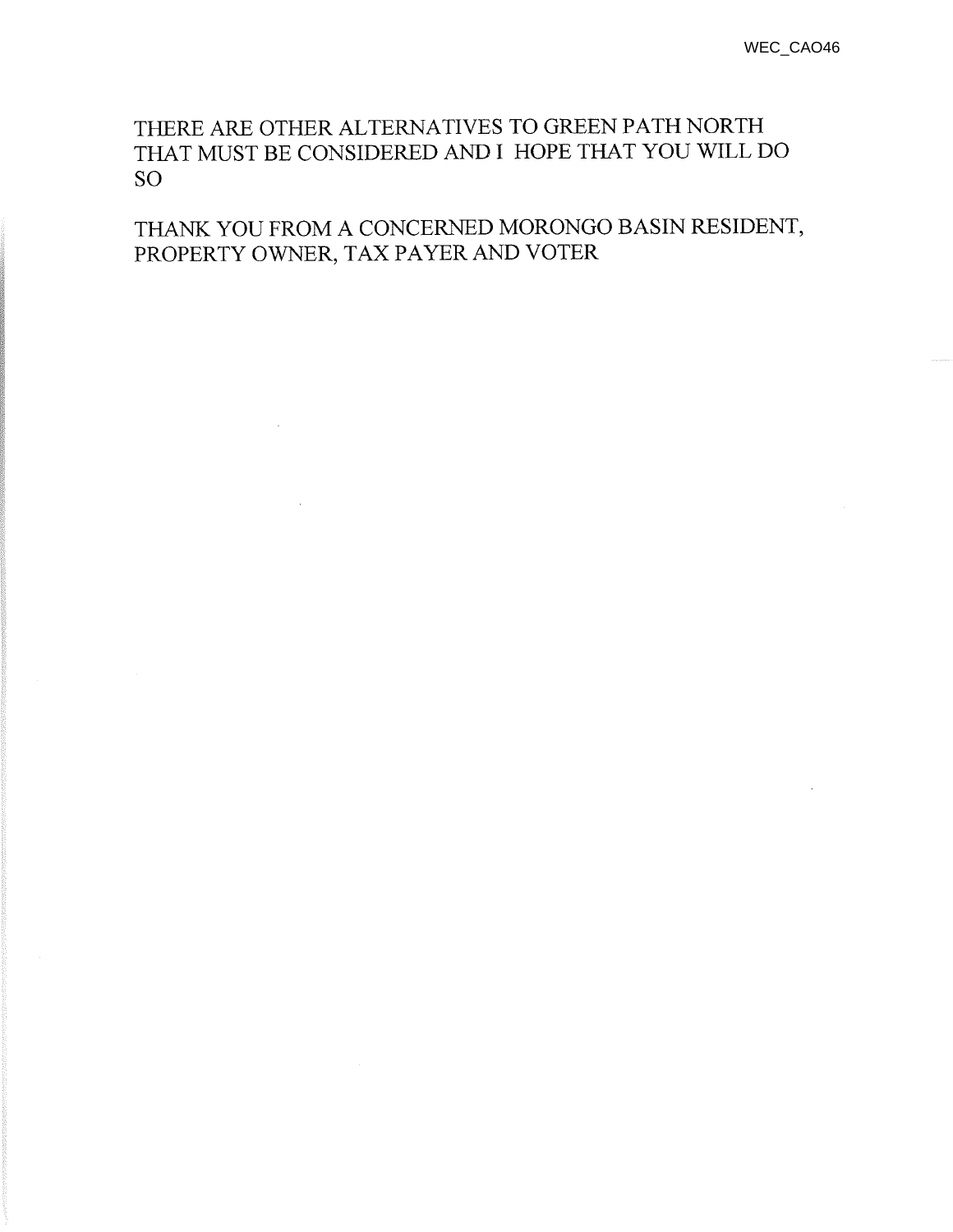THERE ARE OTHER ALTERNATIVES TO GREEN PATH NORTH THAT MUST BE CONSIDERED AND I HOPE THAT YOU WILL DO SO

THANK YOU FROM A CONCERNED MORONGO BASIN RESIDENT, PROPERTY OWNER, TAX PAYER AND VOTER